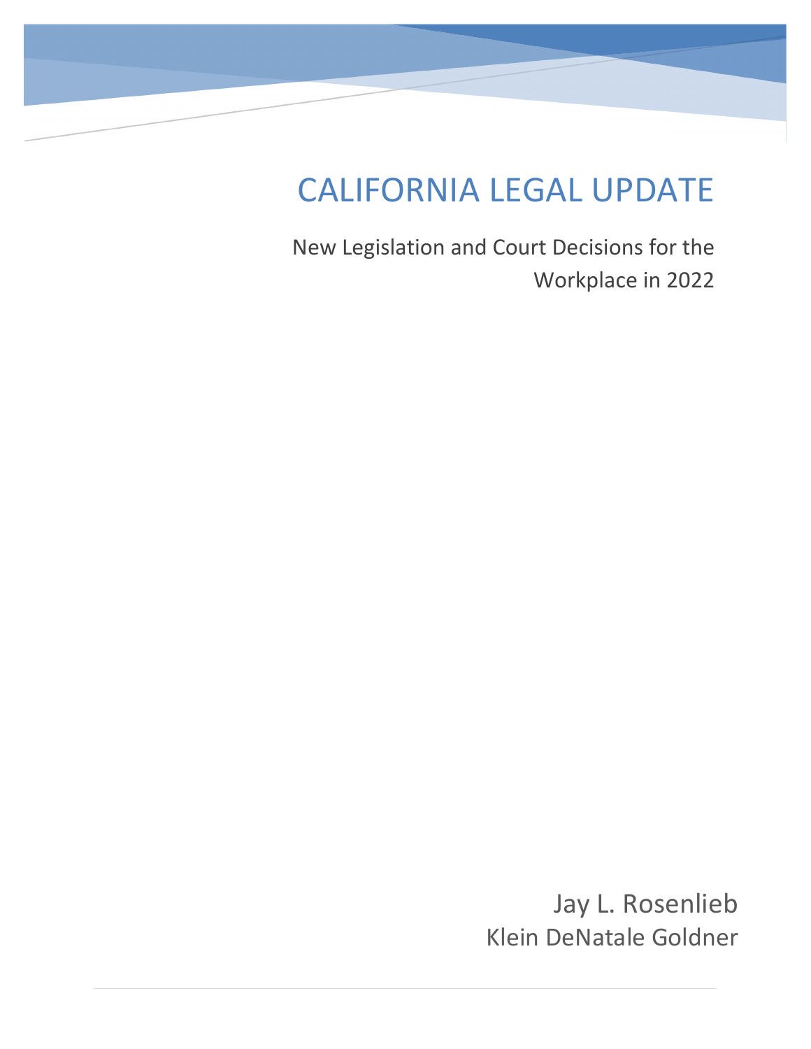# CALIFORNIA LEGAL UPDATE

New Legislation and Court Decisions for the Workplace in 2022

Jay L. Rosenlieb

Klein DeNatale Goldner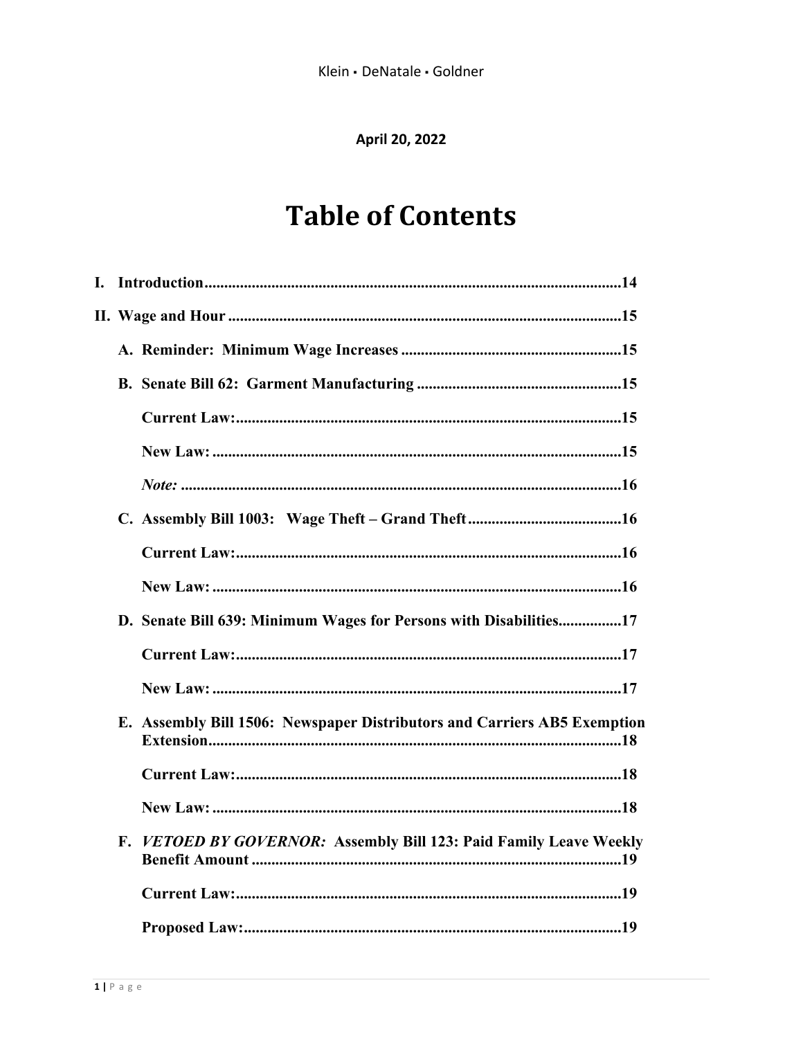April 20, 2022

# Table of Contents

I. Introduction .......... 14

II. Wage and Hour .......... 15

- A. Reminder: Minimum Wage Increases .......... 15
- B. Senate Bill 62: Garment Manufacturing .......... 15
  - Current Law: .......... 15
  - New Law: .......... 15
  - *Note:* .......... 16
- C. Assembly Bill 1003: Wage Theft – Grand Theft .......... 16
  - Current Law: .......... 16
  - New Law: .......... 16
- D. Senate Bill 639: Minimum Wages for Persons with Disabilities .......... 17
  - Current Law: .......... 17
  - New Law: .......... 17
- E. Assembly Bill 1506: Newspaper Distributors and Carriers AB5 Exemption Extension .......... 18
  - Current Law: .......... 18
  - New Law: .......... 18
- F. *VETOED BY GOVERNOR:* Assembly Bill 123: Paid Family Leave Weekly Benefit Amount .......... 19
  - Current Law: .......... 19
  - Proposed Law: .......... 19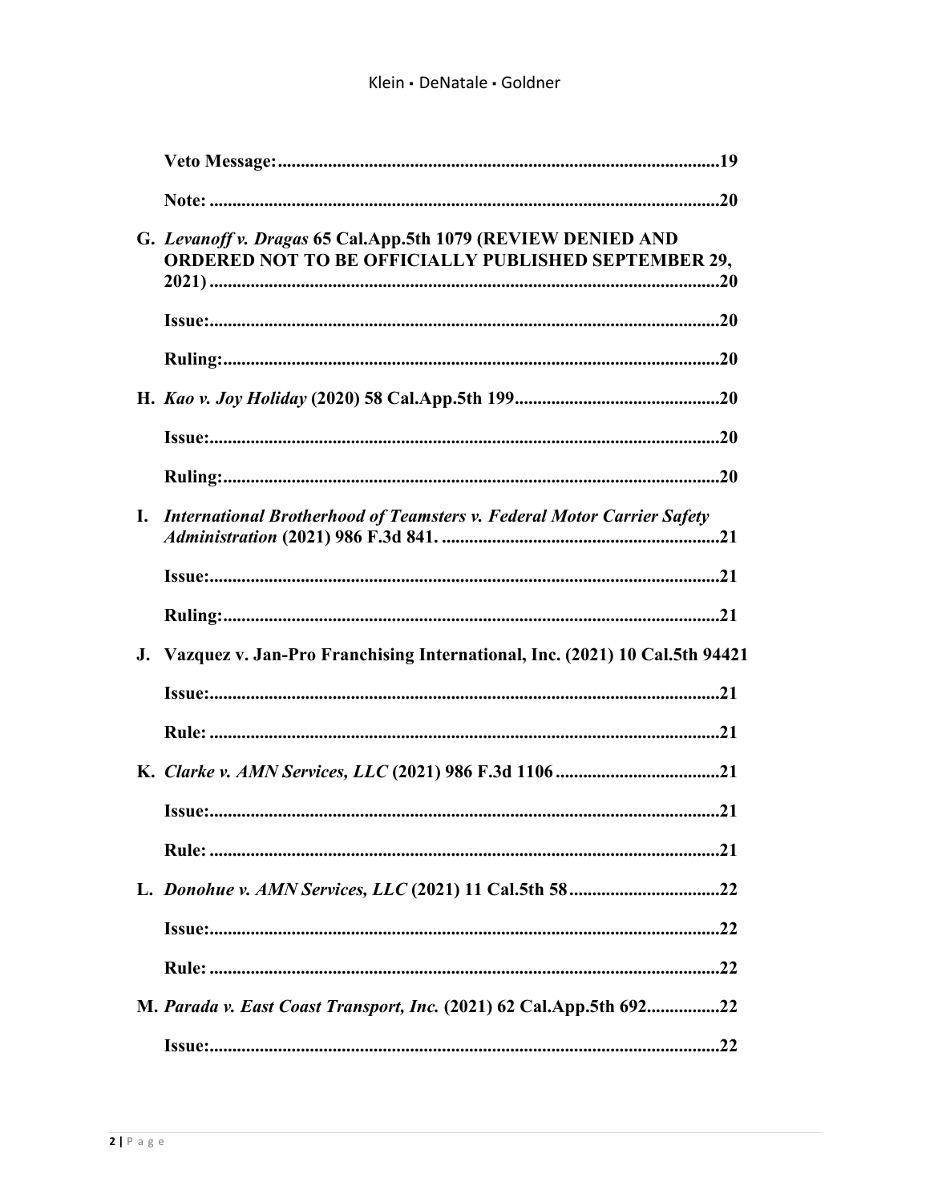**Veto Message:** ................................................................................................ **19**

**Note:** ................................................................................................................ **20**

**G.** ***Levanoff v. Dragas*** **65 Cal.App.5th 1079 (REVIEW DENIED AND ORDERED NOT TO BE OFFICIALLY PUBLISHED SEPTEMBER 29, 2021)** ............................................................................................................... **20**

**Issue:** ............................................................................................................... **20**

**Ruling:** ............................................................................................................ **20**

**H.** ***Kao v. Joy Holiday*** **(2020) 58 Cal.App.5th 199** ............................................ **20**

**Issue:** ............................................................................................................... **20**

**Ruling:** ............................................................................................................ **20**

**I.** ***International Brotherhood of Teamsters v. Federal Motor Carrier Safety Administration*** **(2021) 986 F.3d 841.** ........................................................... **21**

**Issue:** ............................................................................................................... **21**

**Ruling:** ............................................................................................................ **21**

**J. Vazquez v. Jan-Pro Franchising International, Inc. (2021) 10 Cal.5th 944 21**

**Issue:** ............................................................................................................... **21**

**Rule:** ................................................................................................................ **21**

**K.** ***Clarke v. AMN Services, LLC*** **(2021) 986 F.3d 1106** .................................... **21**

**Issue:** ............................................................................................................... **21**

**Rule:** ................................................................................................................ **21**

**L.** ***Donohue v. AMN Services, LLC*** **(2021) 11 Cal.5th 58** ................................. **22**

**Issue:** ............................................................................................................... **22**

**Rule:** ................................................................................................................ **22**

**M.** ***Parada v. East Coast Transport, Inc.*** **(2021) 62 Cal.App.5th 692** ................ **22**

**Issue:** ............................................................................................................... **22**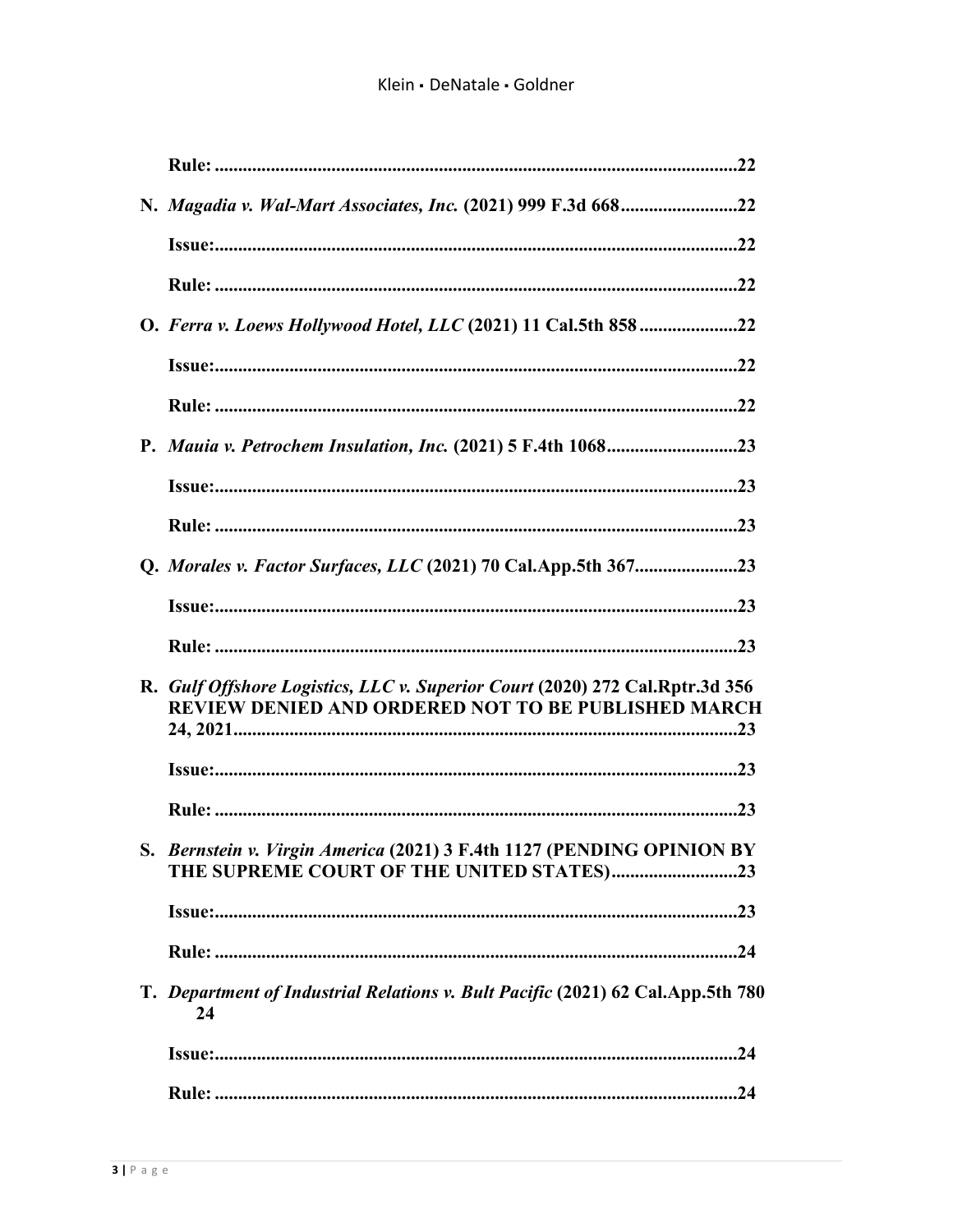**Rule:** ........................................................................................................22

**N. *Magadia v. Wal-Mart Associates, Inc.* (2021) 999 F.3d 668**.........................22

**Issue:**........................................................................................................22

**Rule:** ........................................................................................................22

**O. *Ferra v. Loews Hollywood Hotel, LLC* (2021) 11 Cal.5th 858**.....................22

**Issue:**........................................................................................................22

**Rule:** ........................................................................................................22

**P. *Mauia v. Petrochem Insulation, Inc.* (2021) 5 F.4th 1068**............................23

**Issue:**........................................................................................................23

**Rule:** ........................................................................................................23

**Q. *Morales v. Factor Surfaces, LLC* (2021) 70 Cal.App.5th 367**......................23

**Issue:**........................................................................................................23

**Rule:** ........................................................................................................23

**R. *Gulf Offshore Logistics, LLC v. Superior Court* (2020) 272 Cal.Rptr.3d 356 REVIEW DENIED AND ORDERED NOT TO BE PUBLISHED MARCH 24, 2021**..........................................................................................................23

**Issue:**........................................................................................................23

**Rule:** ........................................................................................................23

**S. *Bernstein v. Virgin America* (2021) 3 F.4th 1127 (PENDING OPINION BY THE SUPREME COURT OF THE UNITED STATES)**...........................23

**Issue:**........................................................................................................23

**Rule:** ........................................................................................................24

**T. *Department of Industrial Relations v. Bult Pacific* (2021) 62 Cal.App.5th 780 24**

**Issue:**........................................................................................................24

**Rule:** ........................................................................................................24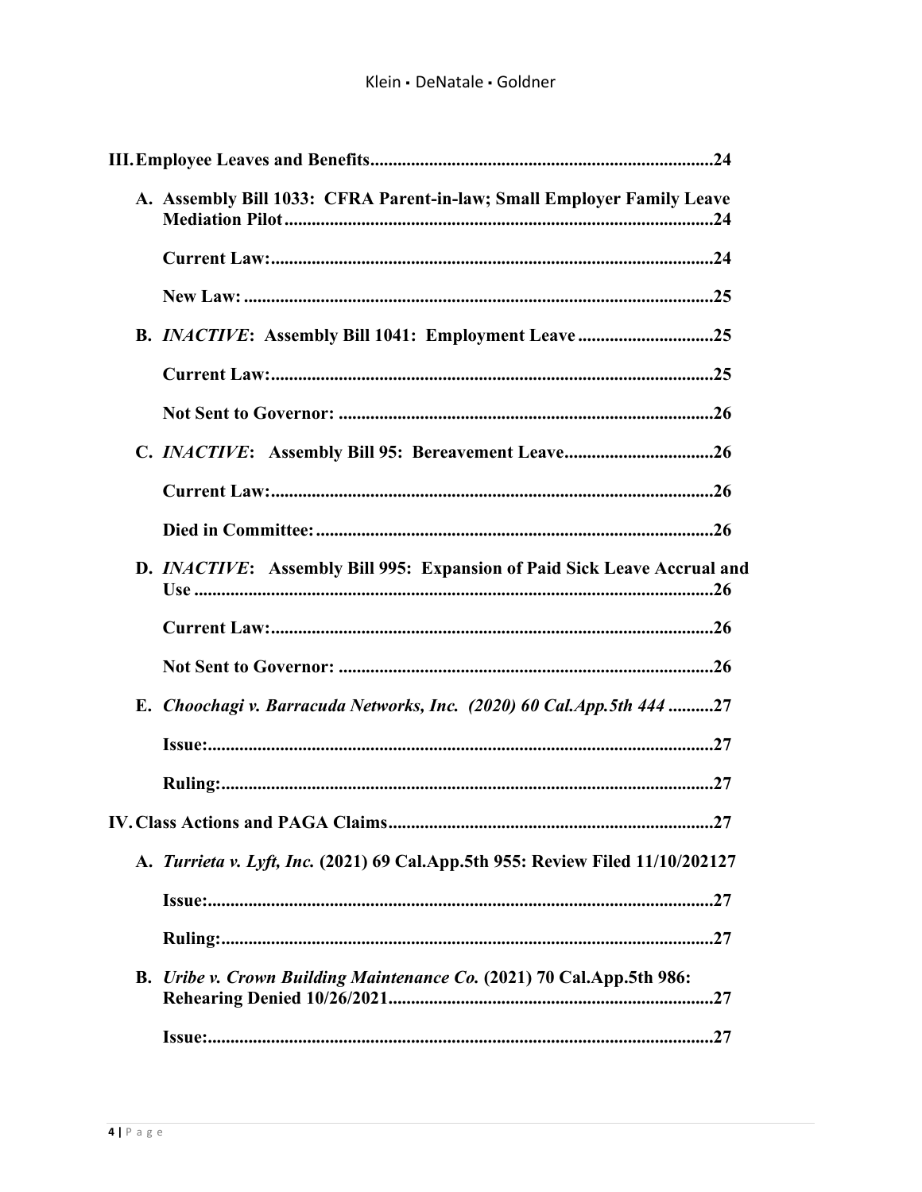**III. Employee Leaves and Benefits** ........................................................................24

**A. Assembly Bill 1033: CFRA Parent-in-law; Small Employer Family Leave Mediation Pilot** ..........................................................................................24

**Current Law:** ..........................................................................................24

**New Law:** ..............................................................................................25

**B. *INACTIVE*: Assembly Bill 1041: Employment Leave** ...............................25

**Current Law:** ..........................................................................................25

**Not Sent to Governor:** ...........................................................................26

**C. *INACTIVE*: Assembly Bill 95: Bereavement Leave** ..................................26

**Current Law:** ..........................................................................................26

**Died in Committee:** ...............................................................................26

**D. *INACTIVE*: Assembly Bill 995: Expansion of Paid Sick Leave Accrual and Use** ...............................................................................................................26

**Current Law:** ..........................................................................................26

**Not Sent to Governor:** ...........................................................................26

**E. *Choochagi v. Barracuda Networks, Inc. (2020) 60 Cal.App.5th 444*** ..........27

**Issue:** .......................................................................................................27

**Ruling:** .....................................................................................................27

**IV. Class Actions and PAGA Claims** ....................................................................27

**A. *Turrieta v. Lyft, Inc.* (2021) 69 Cal.App.5th 955: Review Filed 11/10/2021**27

**Issue:** .......................................................................................................27

**Ruling:** .....................................................................................................27

**B. *Uribe v. Crown Building Maintenance Co.* (2021) 70 Cal.App.5th 986: Rehearing Denied 10/26/2021** ..................................................................27

**Issue:** .......................................................................................................27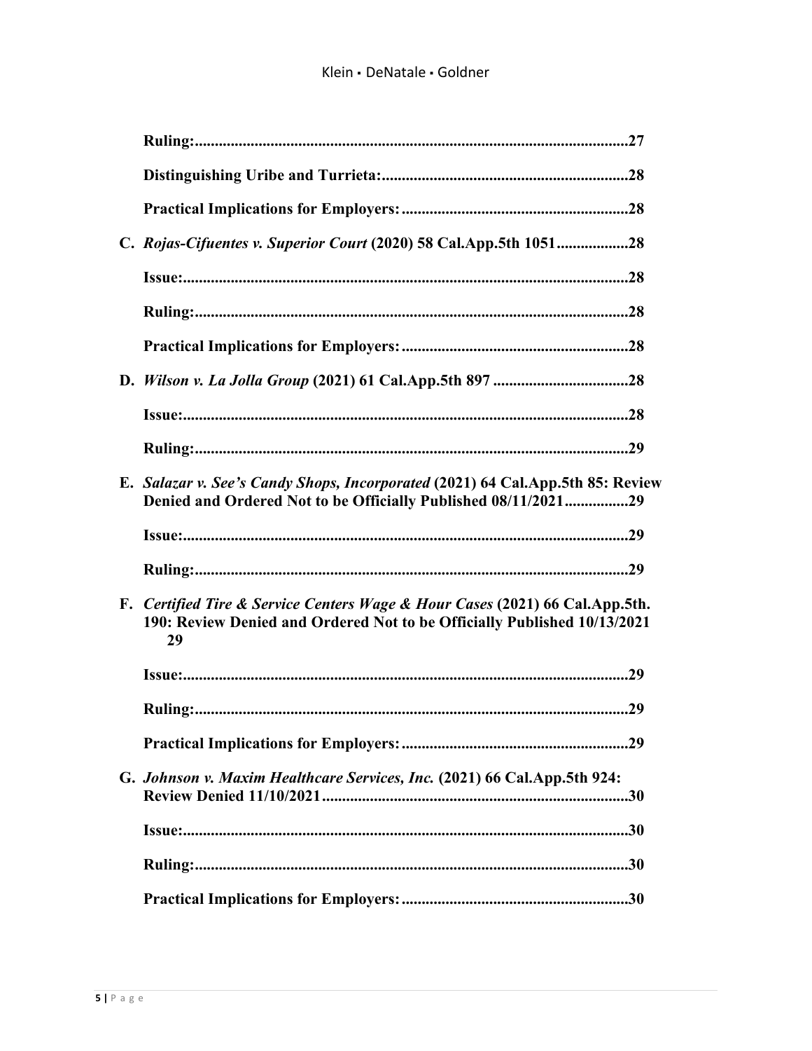Ruling:....................................................................................................27

Distinguishing Uribe and Turrieta:....................................................28

Practical Implications for Employers:...............................................28

C. *Rojas-Cifuentes v. Superior Court* (2020) 58 Cal.App.5th 1051..................28

Issue:....................................................................................................28

Ruling:..................................................................................................28

Practical Implications for Employers:...............................................28

D. *Wilson v. La Jolla Group* (2021) 61 Cal.App.5th 897 ..................................28

Issue:....................................................................................................28

Ruling:..................................................................................................29

E. *Salazar v. See's Candy Shops, Incorporated* (2021) 64 Cal.App.5th 85: Review Denied and Ordered Not to be Officially Published 08/11/2021................29

Issue:....................................................................................................29

Ruling:..................................................................................................29

F. *Certified Tire & Service Centers Wage & Hour Cases* (2021) 66 Cal.App.5th. 190: Review Denied and Ordered Not to be Officially Published 10/13/2021 29

Issue:....................................................................................................29

Ruling:..................................................................................................29

Practical Implications for Employers:...............................................29

G. *Johnson v. Maxim Healthcare Services, Inc.* (2021) 66 Cal.App.5th 924: Review Denied 11/10/2021.............................................................................30

Issue:....................................................................................................30

Ruling:..................................................................................................30

Practical Implications for Employers:...............................................30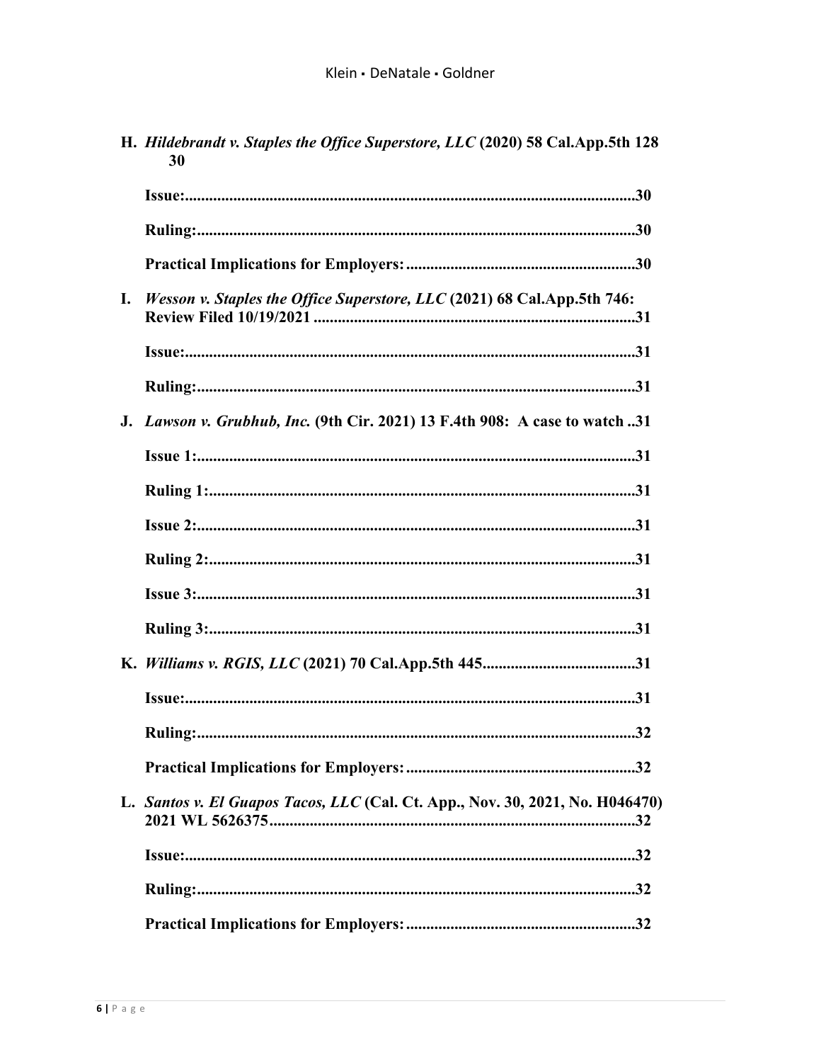H. *Hildebrandt v. Staples the Office Superstore, LLC* (2020) 58 Cal.App.5th 128 30

Issue: 30

Ruling: 30

Practical Implications for Employers: 30

I. *Wesson v. Staples the Office Superstore, LLC* (2021) 68 Cal.App.5th 746: Review Filed 10/19/2021 31

Issue: 31

Ruling: 31

J. *Lawson v. Grubhub, Inc.* (9th Cir. 2021) 13 F.4th 908: A case to watch 31

Issue 1: 31

Ruling 1: 31

Issue 2: 31

Ruling 2: 31

Issue 3: 31

Ruling 3: 31

K. *Williams v. RGIS, LLC* (2021) 70 Cal.App.5th 445 31

Issue: 31

Ruling: 32

Practical Implications for Employers: 32

L. *Santos v. El Guapos Tacos, LLC* (Cal. Ct. App., Nov. 30, 2021, No. H046470) 2021 WL 5626375 32

Issue: 32

Ruling: 32

Practical Implications for Employers: 32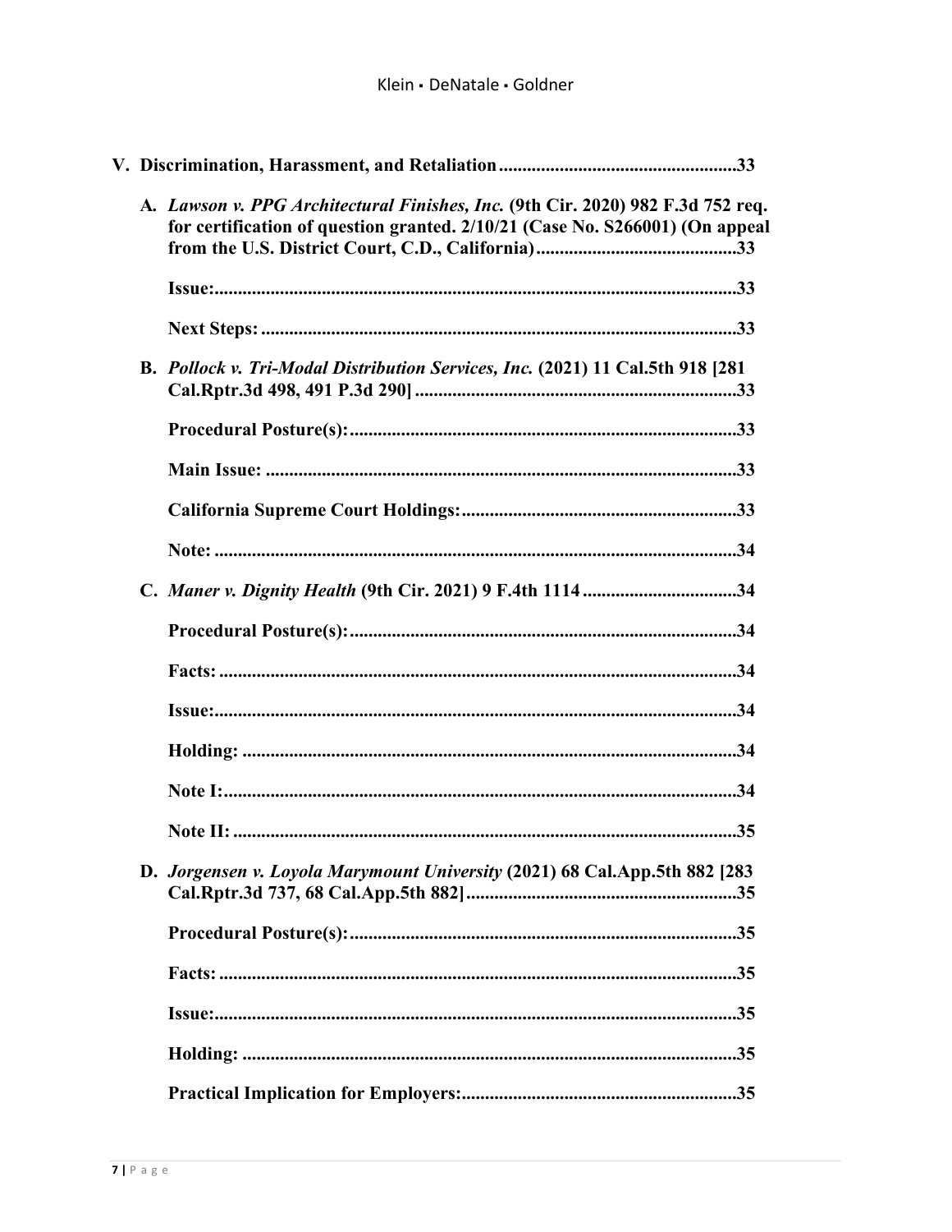**V. Discrimination, Harassment, and Retaliation....................................................33**

**A. *Lawson v. PPG Architectural Finishes, Inc.* (9th Cir. 2020) 982 F.3d 752 req. for certification of question granted. 2/10/21 (Case No. S266001) (On appeal from the U.S. District Court, C.D., California)...........................................33**

**Issue:...............................................................................................................33**

**Next Steps: ......................................................................................................33**

**B. *Pollock v. Tri-Modal Distribution Services, Inc.* (2021) 11 Cal.5th 918 [281 Cal.Rptr.3d 498, 491 P.3d 290] ....................................................................33**

**Procedural Posture(s):...................................................................................33**

**Main Issue: .....................................................................................................33**

**California Supreme Court Holdings:...........................................................33**

**Note: ................................................................................................................34**

**C. *Maner v. Dignity Health* (9th Cir. 2021) 9 F.4th 1114 .................................34**

**Procedural Posture(s):...................................................................................34**

**Facts: ...............................................................................................................34**

**Issue:................................................................................................................34**

**Holding: ..........................................................................................................34**

**Note I:..............................................................................................................34**

**Note II: ............................................................................................................35**

**D. *Jorgensen v. Loyola Marymount University* (2021) 68 Cal.App.5th 882 [283 Cal.Rptr.3d 737, 68 Cal.App.5th 882]..........................................................35**

**Procedural Posture(s):...................................................................................35**

**Facts: ...............................................................................................................35**

**Issue:................................................................................................................35**

**Holding: ..........................................................................................................35**

**Practical Implication for Employers:...........................................................35**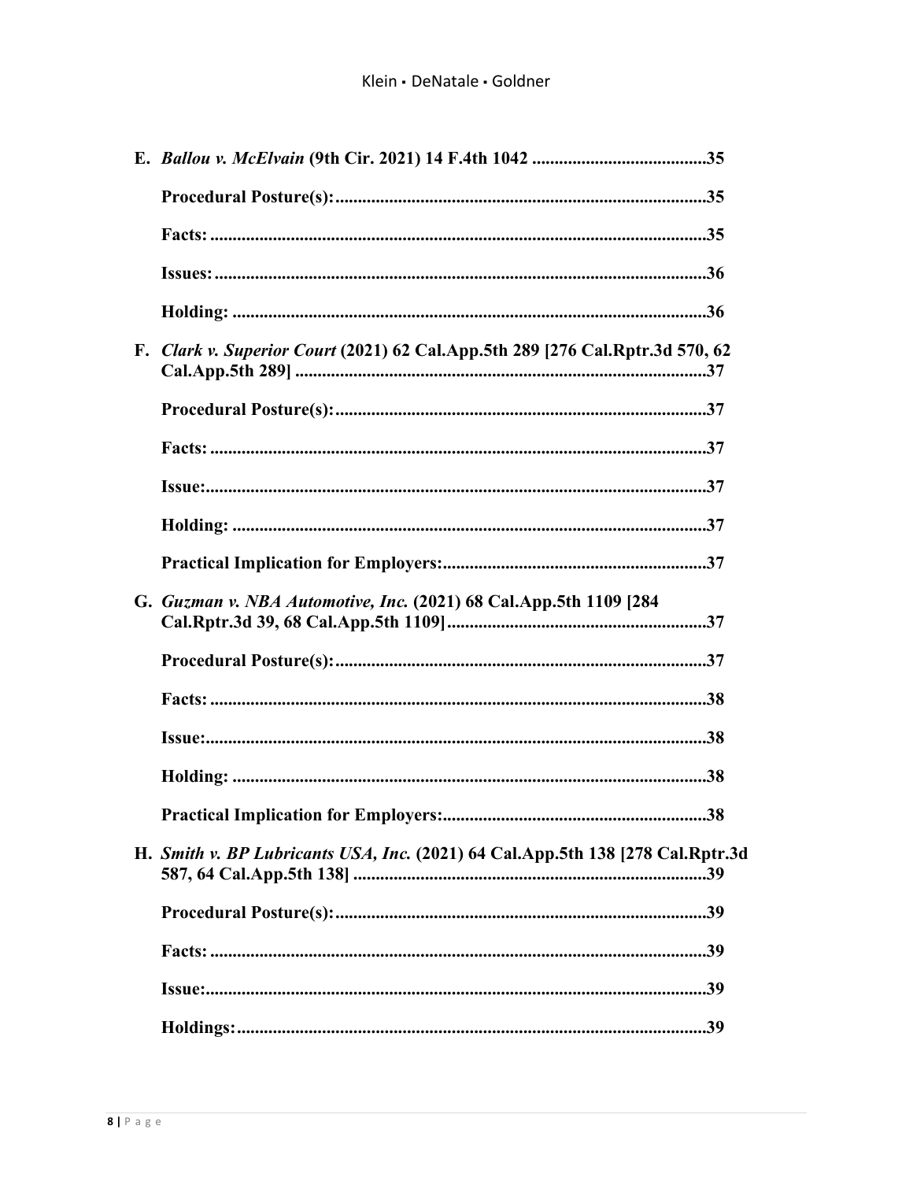E. *Ballou v. McElvain* (9th Cir. 2021) 14 F.4th 1042 .......................................35

**Procedural Posture(s):**..................................................................................35

**Facts:**..............................................................................................................35

**Issues:**.............................................................................................................36

**Holding:**..........................................................................................................36

F. *Clark v. Superior Court* (2021) 62 Cal.App.5th 289 [276 Cal.Rptr.3d 570, 62 Cal.App.5th 289] ...........................................................................................37

**Procedural Posture(s):**..................................................................................37

**Facts:**..............................................................................................................37

**Issue:**...............................................................................................................37

**Holding:**..........................................................................................................37

**Practical Implication for Employers:**..........................................................37

G. *Guzman v. NBA Automotive, Inc.* (2021) 68 Cal.App.5th 1109 [284 Cal.Rptr.3d 39, 68 Cal.App.5th 1109]..........................................................37

**Procedural Posture(s):**..................................................................................37

**Facts:**..............................................................................................................38

**Issue:**...............................................................................................................38

**Holding:**..........................................................................................................38

**Practical Implication for Employers:**..........................................................38

H. *Smith v. BP Lubricants USA, Inc.* (2021) 64 Cal.App.5th 138 [278 Cal.Rptr.3d 587, 64 Cal.App.5th 138] ..............................................................................39

**Procedural Posture(s):**..................................................................................39

**Facts:**..............................................................................................................39

**Issue:**...............................................................................................................39

**Holdings:**........................................................................................................39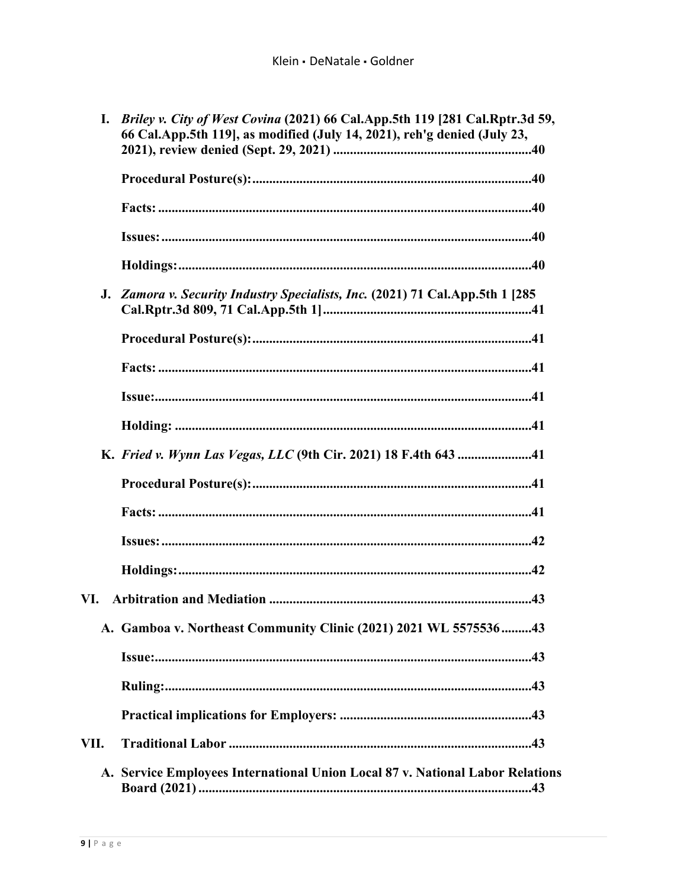I. *Briley v. City of West Covina* **(2021) 66 Cal.App.5th 119 [281 Cal.Rptr.3d 59, 66 Cal.App.5th 119], as modified (July 14, 2021), reh'g denied (July 23, 2021), review denied (Sept. 29, 2021) .......................................................... 40**

  **Procedural Posture(s): .................................................................................. 40**

  **Facts: .............................................................................................................. 40**

  **Issues: ............................................................................................................. 40**

  **Holdings: ........................................................................................................ 40**

J. *Zamora v. Security Industry Specialists, Inc.* **(2021) 71 Cal.App.5th 1 [285 Cal.Rptr.3d 809, 71 Cal.App.5th 1] ............................................................. 41**

  **Procedural Posture(s): .................................................................................. 41**

  **Facts: .............................................................................................................. 41**

  **Issue: ............................................................................................................... 41**

  **Holding: ......................................................................................................... 41**

K. *Fried v. Wynn Las Vegas, LLC* **(9th Cir. 2021) 18 F.4th 643 ..................... 41**

  **Procedural Posture(s): .................................................................................. 41**

  **Facts: .............................................................................................................. 41**

  **Issues: ............................................................................................................. 42**

  **Holdings: ........................................................................................................ 42**

**VI. Arbitration and Mediation ............................................................................ 43**

**A. Gamboa v. Northeast Community Clinic (2021) 2021 WL 5575536 ......... 43**

  **Issue: ............................................................................................................... 43**

  **Ruling: ............................................................................................................ 43**

  **Practical implications for Employers: ........................................................ 43**

**VII. Traditional Labor .......................................................................................... 43**

**A. Service Employees International Union Local 87 v. National Labor Relations Board (2021) ................................................................................................. 43**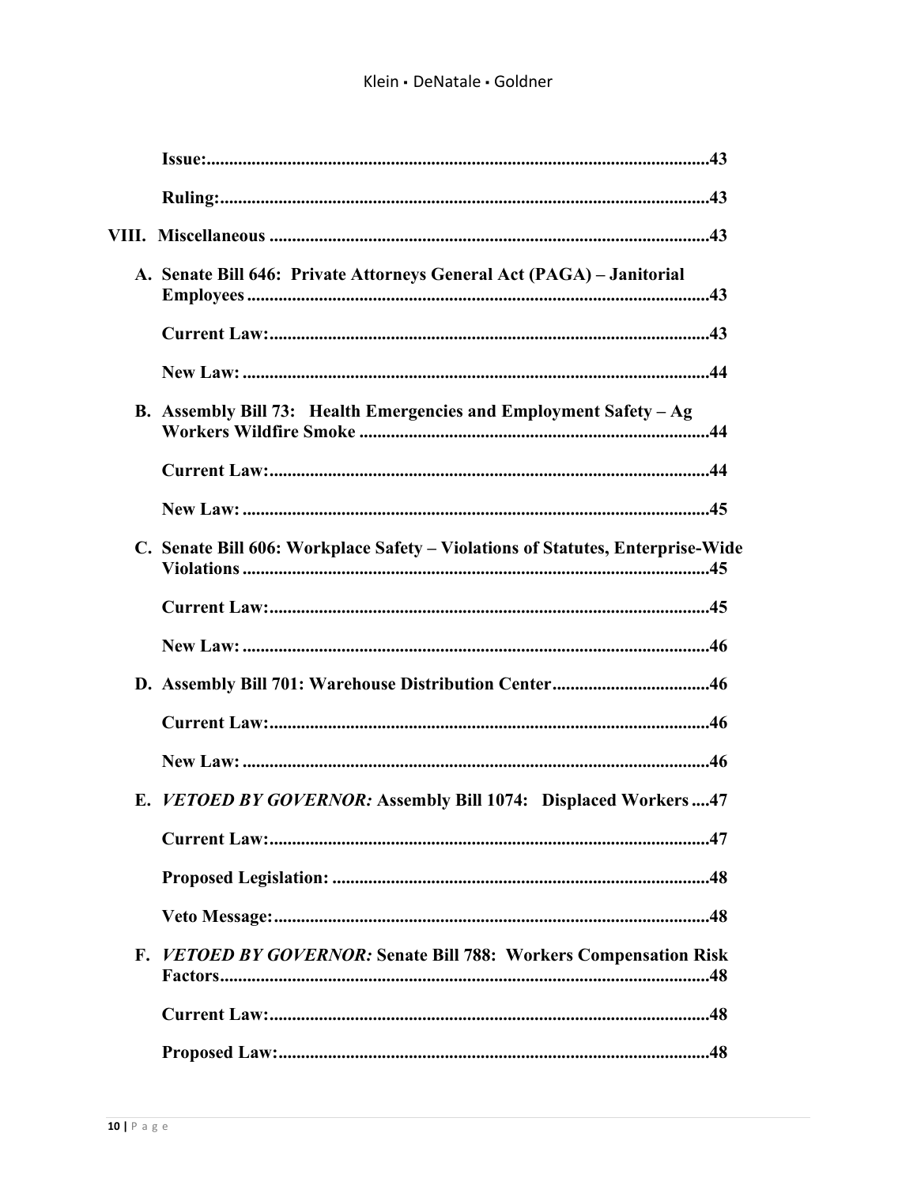**Issue:** .......... 43

**Ruling:** .......... 43

**VIII. Miscellaneous** .......... 43

**A. Senate Bill 646: Private Attorneys General Act (PAGA) – Janitorial Employees** .......... 43

**Current Law:** .......... 43

**New Law:** .......... 44

**B. Assembly Bill 73: Health Emergencies and Employment Safety – Ag Workers Wildfire Smoke** .......... 44

**Current Law:** .......... 44

**New Law:** .......... 45

**C. Senate Bill 606: Workplace Safety – Violations of Statutes, Enterprise-Wide Violations** .......... 45

**Current Law:** .......... 45

**New Law:** .......... 46

**D. Assembly Bill 701: Warehouse Distribution Center** .......... 46

**Current Law:** .......... 46

**New Law:** .......... 46

**E. *VETOED BY GOVERNOR:* Assembly Bill 1074: Displaced Workers** .......... 47

**Current Law:** .......... 47

**Proposed Legislation:** .......... 48

**Veto Message:** .......... 48

**F. *VETOED BY GOVERNOR:* Senate Bill 788: Workers Compensation Risk Factors** .......... 48

**Current Law:** .......... 48

**Proposed Law:** .......... 48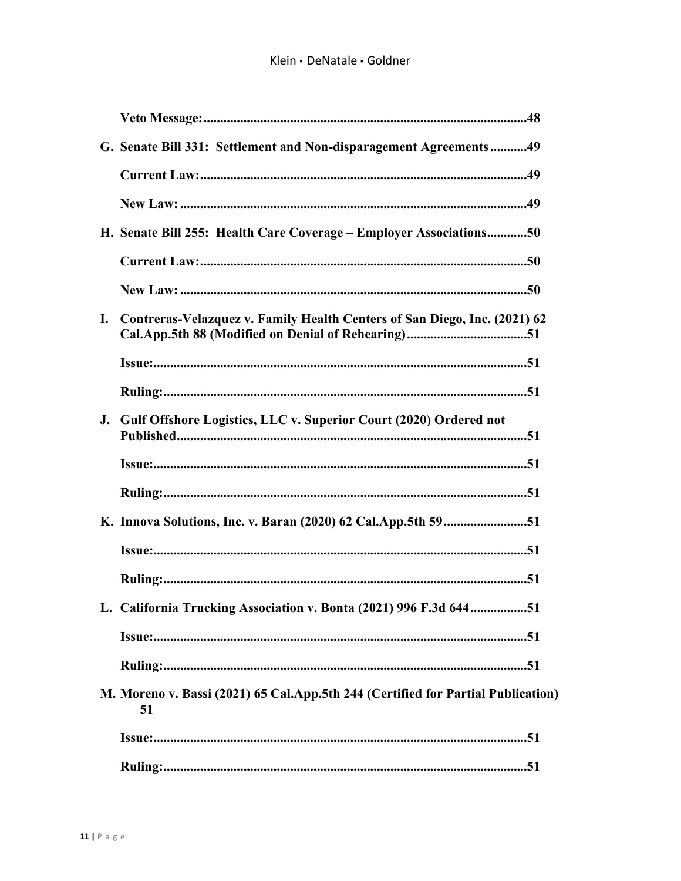**Veto Message:** ....................................................................................... 48

**G. Senate Bill 331: Settlement and Non-disparagement Agreements** ........... 49

**Current Law:** ....................................................................................... 49

**New Law:** ............................................................................................. 49

**H. Senate Bill 255: Health Care Coverage – Employer Associations** ............ 50

**Current Law:** ....................................................................................... 50

**New Law:** ............................................................................................. 50

**I. Contreras-Velazquez v. Family Health Centers of San Diego, Inc. (2021) 62 Cal.App.5th 88 (Modified on Denial of Rehearing)** .................................... 51

**Issue:** ..................................................................................................... 51

**Ruling:** .................................................................................................. 51

**J. Gulf Offshore Logistics, LLC v. Superior Court (2020) Ordered not Published** ........................................................................................................ 51

**Issue:** ..................................................................................................... 51

**Ruling:** .................................................................................................. 51

**K. Innova Solutions, Inc. v. Baran (2020) 62 Cal.App.5th 59** ......................... 51

**Issue:** ..................................................................................................... 51

**Ruling:** .................................................................................................. 51

**L. California Trucking Association v. Bonta (2021) 996 F.3d 644** ................. 51

**Issue:** ..................................................................................................... 51

**Ruling:** .................................................................................................. 51

**M. Moreno v. Bassi (2021) 65 Cal.App.5th 244 (Certified for Partial Publication) 51**

**Issue:** ..................................................................................................... 51

**Ruling:** .................................................................................................. 51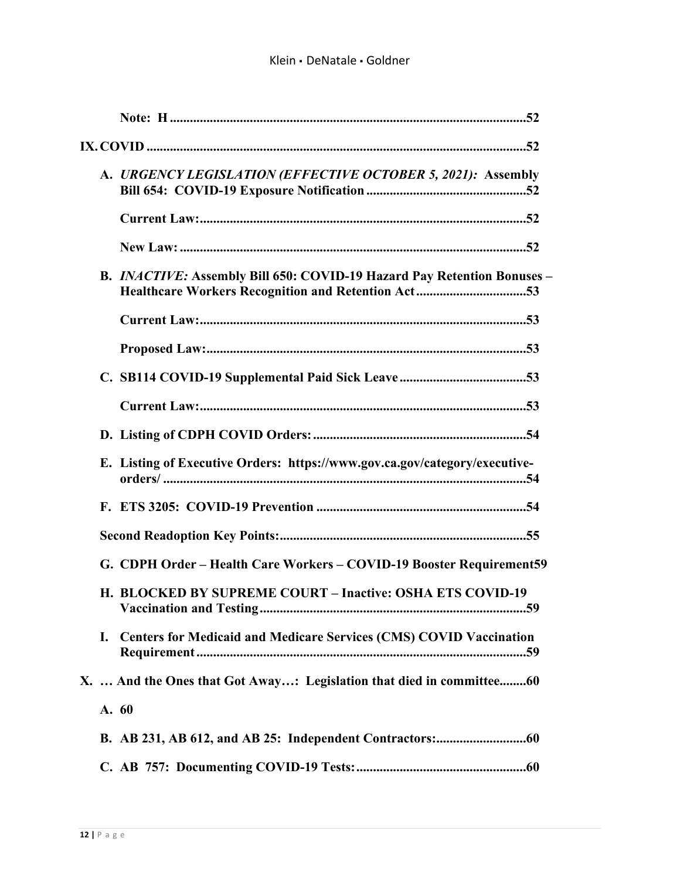**Note: H** ........................................................................................................52

**IX. COVID** ...............................................................................................................52

**A.** ***URGENCY LEGISLATION (EFFECTIVE OCTOBER 5, 2021):*** **Assembly Bill 654: COVID-19 Exposure Notification** ...............................................52

**Current Law:**..................................................................................................52

**New Law:** .......................................................................................................52

**B.** ***INACTIVE:*** **Assembly Bill 650: COVID-19 Hazard Pay Retention Bonuses – Healthcare Workers Recognition and Retention Act** ................................53

**Current Law:**..................................................................................................53

**Proposed Law:**...............................................................................................53

**C. SB114 COVID-19 Supplemental Paid Sick Leave** .....................................53

**Current Law:**..................................................................................................53

**D. Listing of CDPH COVID Orders:** ...............................................................54

**E. Listing of Executive Orders: https://www.gov.ca.gov/category/executive-orders/** ............................................................................................................54

**F. ETS 3205: COVID-19 Prevention** ...............................................................54

**Second Readoption Key Points:**.........................................................................55

**G. CDPH Order – Health Care Workers – COVID-19 Booster Requirement**59

**H. BLOCKED BY SUPREME COURT – Inactive: OSHA ETS COVID-19 Vaccination and Testing**...............................................................................59

**I. Centers for Medicaid and Medicare Services (CMS) COVID Vaccination Requirement**...................................................................................................59

**X. … And the Ones that Got Away…: Legislation that died in committee**........60

**A. 60**

**B. AB 231, AB 612, and AB 25: Independent Contractors:**...........................60

**C. AB 757: Documenting COVID-19 Tests:**..................................................60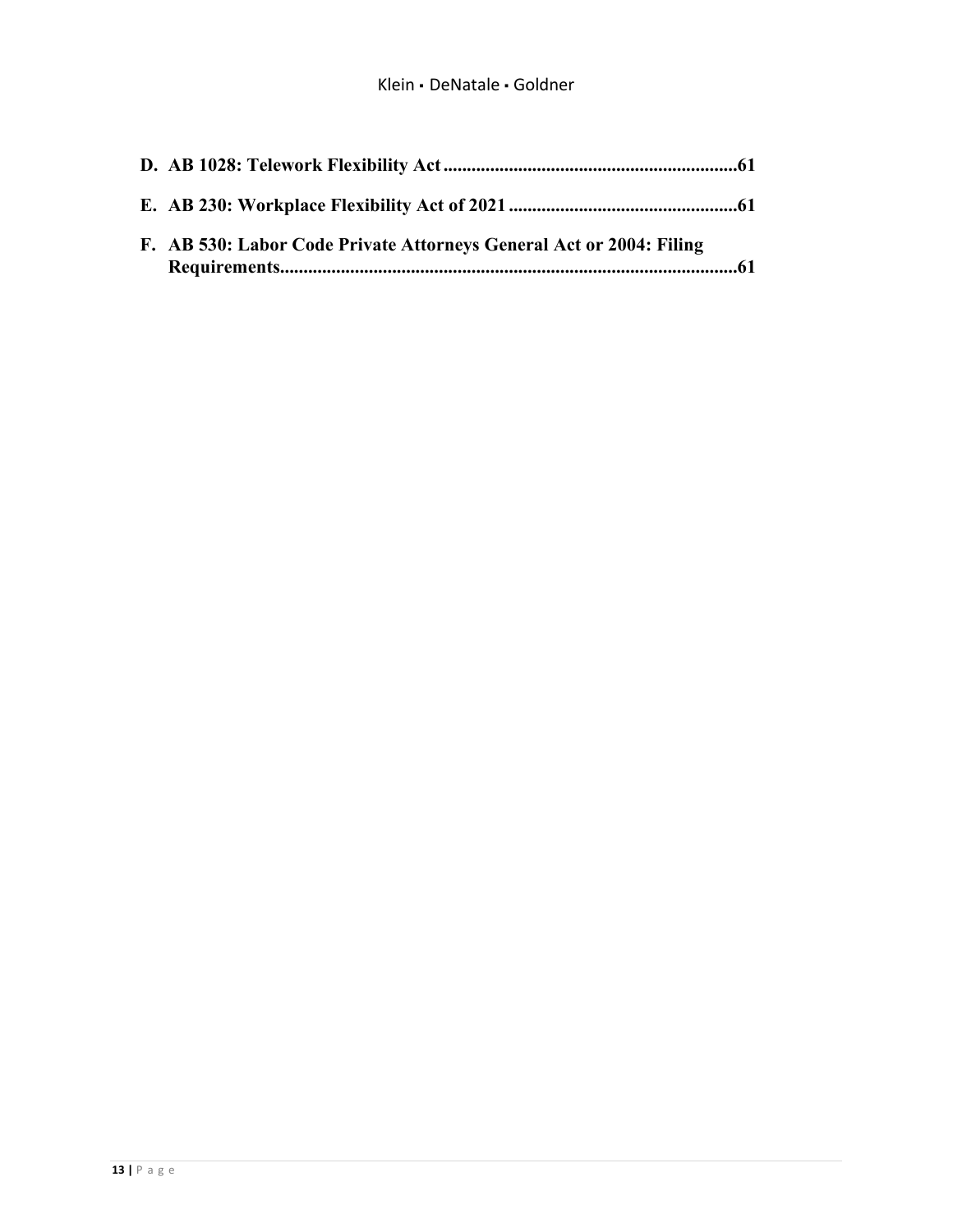**D. AB 1028: Telework Flexibility Act ............................................................... 61**

**E. AB 230: Workplace Flexibility Act of 2021 ................................................. 61**

**F. AB 530: Labor Code Private Attorneys General Act or 2004: Filing Requirements................................................................................................. 61**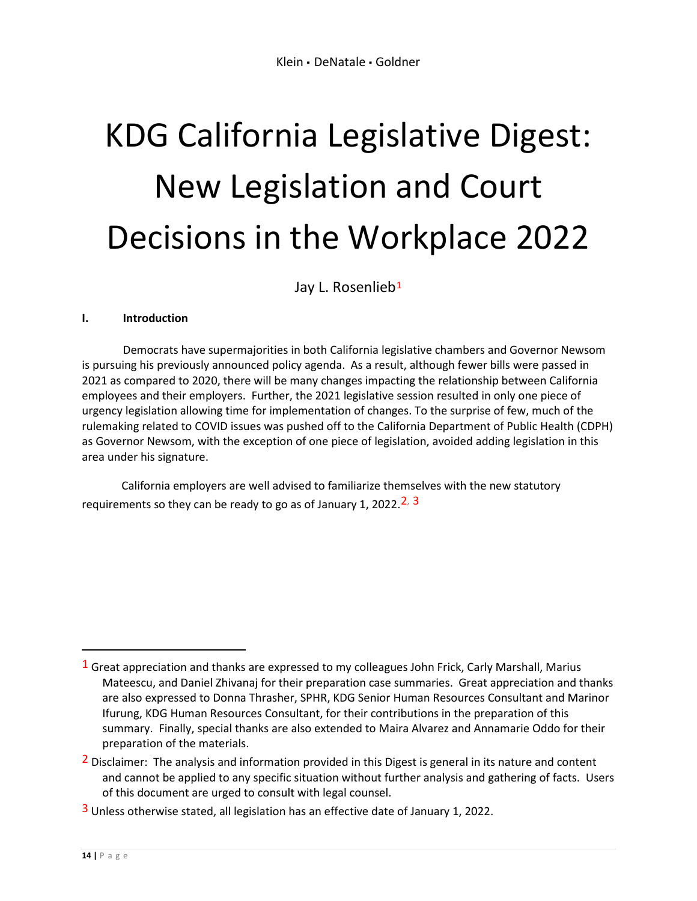# KDG California Legislative Digest: New Legislation and Court Decisions in the Workplace 2022

Jay L. Rosenlieb[1]

**I. Introduction**

Democrats have supermajorities in both California legislative chambers and Governor Newsom is pursuing his previously announced policy agenda. As a result, although fewer bills were passed in 2021 as compared to 2020, there will be many changes impacting the relationship between California employees and their employers. Further, the 2021 legislative session resulted in only one piece of urgency legislation allowing time for implementation of changes. To the surprise of few, much of the rulemaking related to COVID issues was pushed off to the California Department of Public Health (CDPH) as Governor Newsom, with the exception of one piece of legislation, avoided adding legislation in this area under his signature.

California employers are well advised to familiarize themselves with the new statutory requirements so they can be ready to go as of January 1, 2022.[2, 3]

---

[1] Great appreciation and thanks are expressed to my colleagues John Frick, Carly Marshall, Marius Mateescu, and Daniel Zhivanaj for their preparation case summaries. Great appreciation and thanks are also expressed to Donna Thrasher, SPHR, KDG Senior Human Resources Consultant and Marinor Ifurung, KDG Human Resources Consultant, for their contributions in the preparation of this summary. Finally, special thanks are also extended to Maira Alvarez and Annamarie Oddo for their preparation of the materials.

[2] Disclaimer: The analysis and information provided in this Digest is general in its nature and content and cannot be applied to any specific situation without further analysis and gathering of facts. Users of this document are urged to consult with legal counsel.

[3] Unless otherwise stated, all legislation has an effective date of January 1, 2022.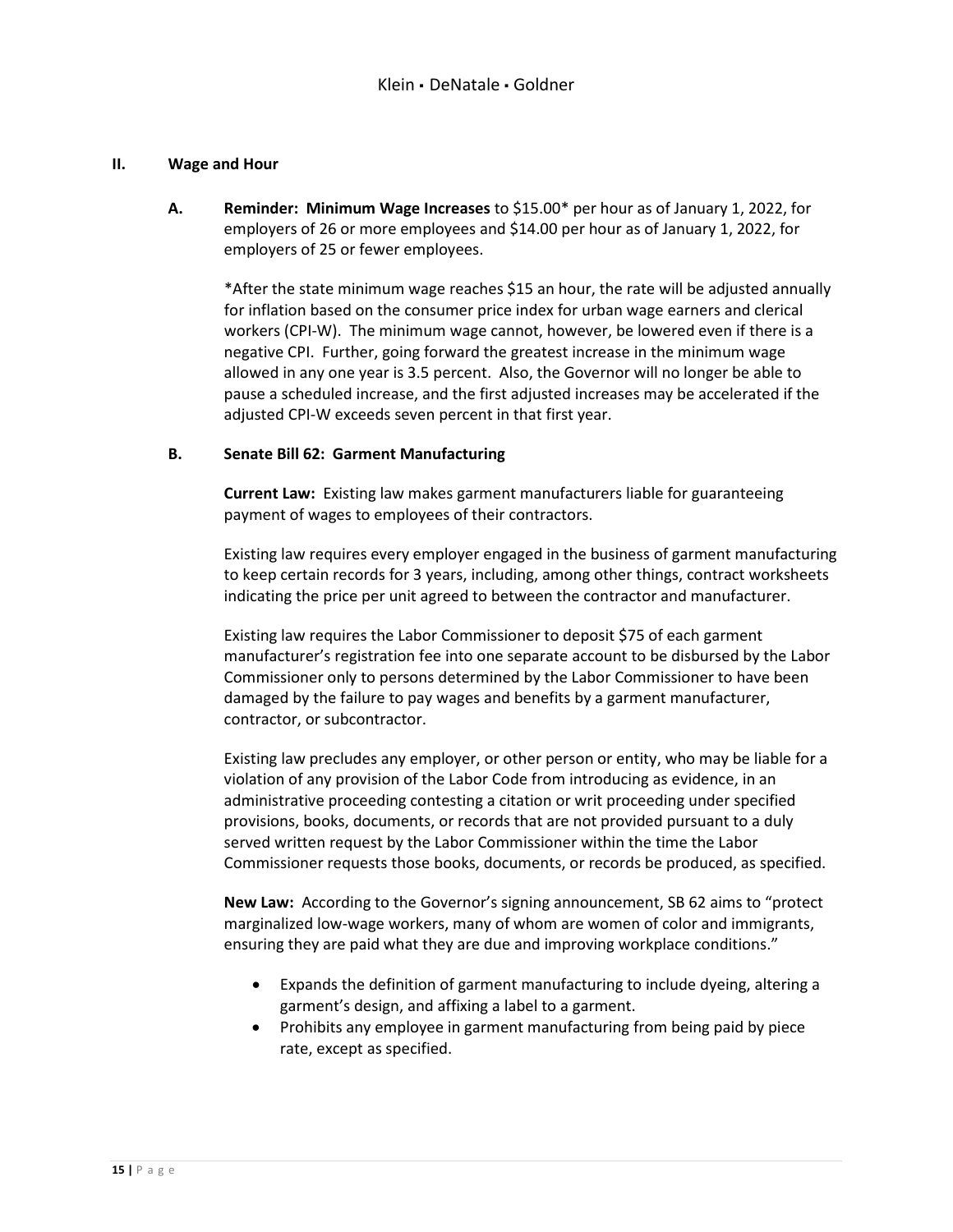## II. Wage and Hour

### A. Reminder: Minimum Wage Increases to $15.00* per hour as of January 1, 2022, for employers of 26 or more employees and $14.00 per hour as of January 1, 2022, for employers of 25 or fewer employees.

*After the state minimum wage reaches $15 an hour, the rate will be adjusted annually for inflation based on the consumer price index for urban wage earners and clerical workers (CPI-W). The minimum wage cannot, however, be lowered even if there is a negative CPI. Further, going forward the greatest increase in the minimum wage allowed in any one year is 3.5 percent. Also, the Governor will no longer be able to pause a scheduled increase, and the first adjusted increases may be accelerated if the adjusted CPI-W exceeds seven percent in that first year.

### B. Senate Bill 62: Garment Manufacturing

**Current Law:** Existing law makes garment manufacturers liable for guaranteeing payment of wages to employees of their contractors.

Existing law requires every employer engaged in the business of garment manufacturing to keep certain records for 3 years, including, among other things, contract worksheets indicating the price per unit agreed to between the contractor and manufacturer.

Existing law requires the Labor Commissioner to deposit $75 of each garment manufacturer's registration fee into one separate account to be disbursed by the Labor Commissioner only to persons determined by the Labor Commissioner to have been damaged by the failure to pay wages and benefits by a garment manufacturer, contractor, or subcontractor.

Existing law precludes any employer, or other person or entity, who may be liable for a violation of any provision of the Labor Code from introducing as evidence, in an administrative proceeding contesting a citation or writ proceeding under specified provisions, books, documents, or records that are not provided pursuant to a duly served written request by the Labor Commissioner within the time the Labor Commissioner requests those books, documents, or records be produced, as specified.

**New Law:** According to the Governor's signing announcement, SB 62 aims to "protect marginalized low-wage workers, many of whom are women of color and immigrants, ensuring they are paid what they are due and improving workplace conditions."

- Expands the definition of garment manufacturing to include dyeing, altering a garment's design, and affixing a label to a garment.
- Prohibits any employee in garment manufacturing from being paid by piece rate, except as specified.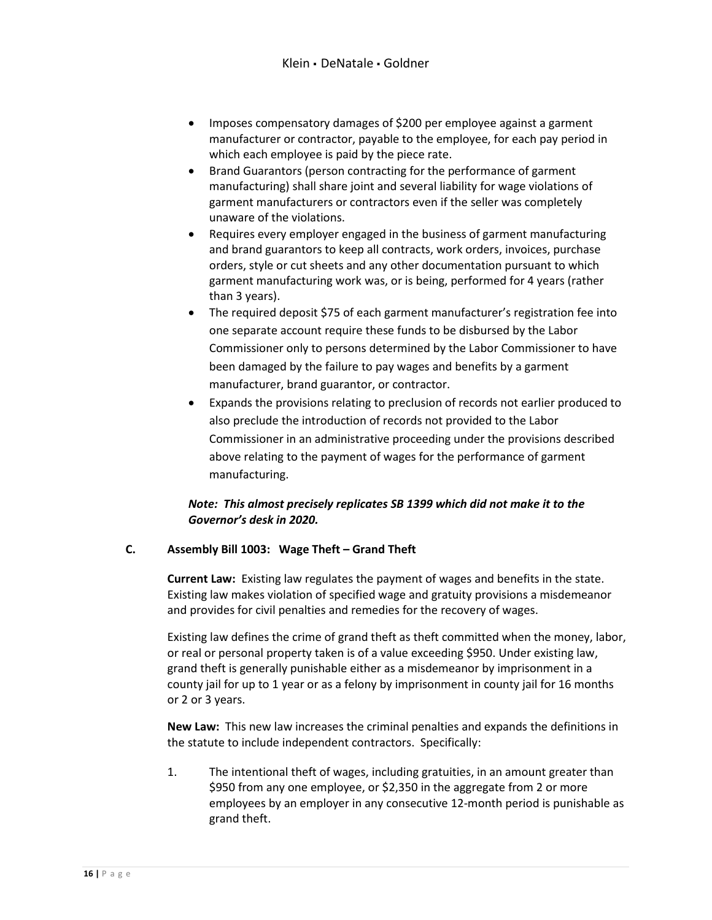- Imposes compensatory damages of $200 per employee against a garment manufacturer or contractor, payable to the employee, for each pay period in which each employee is paid by the piece rate.
- Brand Guarantors (person contracting for the performance of garment manufacturing) shall share joint and several liability for wage violations of garment manufacturers or contractors even if the seller was completely unaware of the violations.
- Requires every employer engaged in the business of garment manufacturing and brand guarantors to keep all contracts, work orders, invoices, purchase orders, style or cut sheets and any other documentation pursuant to which garment manufacturing work was, or is being, performed for 4 years (rather than 3 years).
- The required deposit $75 of each garment manufacturer's registration fee into one separate account require these funds to be disbursed by the Labor Commissioner only to persons determined by the Labor Commissioner to have been damaged by the failure to pay wages and benefits by a garment manufacturer, brand guarantor, or contractor.
- Expands the provisions relating to preclusion of records not earlier produced to also preclude the introduction of records not provided to the Labor Commissioner in an administrative proceeding under the provisions described above relating to the payment of wages for the performance of garment manufacturing.

***Note: This almost precisely replicates SB 1399 which did not make it to the Governor's desk in 2020.***

### C. Assembly Bill 1003: Wage Theft – Grand Theft

**Current Law:** Existing law regulates the payment of wages and benefits in the state. Existing law makes violation of specified wage and gratuity provisions a misdemeanor and provides for civil penalties and remedies for the recovery of wages.

Existing law defines the crime of grand theft as theft committed when the money, labor, or real or personal property taken is of a value exceeding $950. Under existing law, grand theft is generally punishable either as a misdemeanor by imprisonment in a county jail for up to 1 year or as a felony by imprisonment in county jail for 16 months or 2 or 3 years.

**New Law:** This new law increases the criminal penalties and expands the definitions in the statute to include independent contractors. Specifically:

1. The intentional theft of wages, including gratuities, in an amount greater than $950 from any one employee, or $2,350 in the aggregate from 2 or more employees by an employer in any consecutive 12-month period is punishable as grand theft.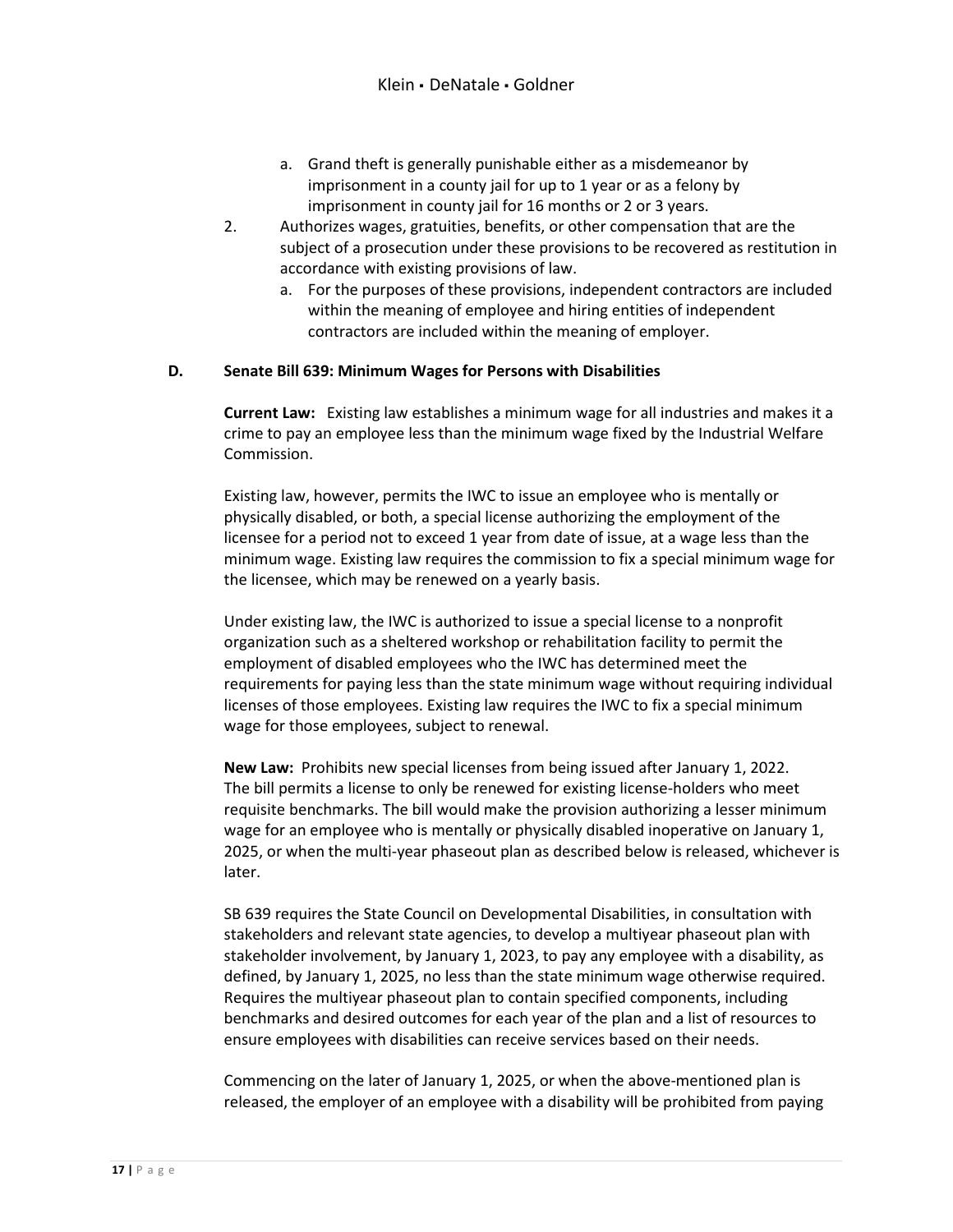a. Grand theft is generally punishable either as a misdemeanor by imprisonment in a county jail for up to 1 year or as a felony by imprisonment in county jail for 16 months or 2 or 3 years.

2. Authorizes wages, gratuities, benefits, or other compensation that are the subject of a prosecution under these provisions to be recovered as restitution in accordance with existing provisions of law.
   a. For the purposes of these provisions, independent contractors are included within the meaning of employee and hiring entities of independent contractors are included within the meaning of employer.

### D. Senate Bill 639: Minimum Wages for Persons with Disabilities

**Current Law:** Existing law establishes a minimum wage for all industries and makes it a crime to pay an employee less than the minimum wage fixed by the Industrial Welfare Commission.

Existing law, however, permits the IWC to issue an employee who is mentally or physically disabled, or both, a special license authorizing the employment of the licensee for a period not to exceed 1 year from date of issue, at a wage less than the minimum wage. Existing law requires the commission to fix a special minimum wage for the licensee, which may be renewed on a yearly basis.

Under existing law, the IWC is authorized to issue a special license to a nonprofit organization such as a sheltered workshop or rehabilitation facility to permit the employment of disabled employees who the IWC has determined meet the requirements for paying less than the state minimum wage without requiring individual licenses of those employees. Existing law requires the IWC to fix a special minimum wage for those employees, subject to renewal.

**New Law:** Prohibits new special licenses from being issued after January 1, 2022. The bill permits a license to only be renewed for existing license-holders who meet requisite benchmarks. The bill would make the provision authorizing a lesser minimum wage for an employee who is mentally or physically disabled inoperative on January 1, 2025, or when the multi-year phaseout plan as described below is released, whichever is later.

SB 639 requires the State Council on Developmental Disabilities, in consultation with stakeholders and relevant state agencies, to develop a multiyear phaseout plan with stakeholder involvement, by January 1, 2023, to pay any employee with a disability, as defined, by January 1, 2025, no less than the state minimum wage otherwise required. Requires the multiyear phaseout plan to contain specified components, including benchmarks and desired outcomes for each year of the plan and a list of resources to ensure employees with disabilities can receive services based on their needs.

Commencing on the later of January 1, 2025, or when the above-mentioned plan is released, the employer of an employee with a disability will be prohibited from paying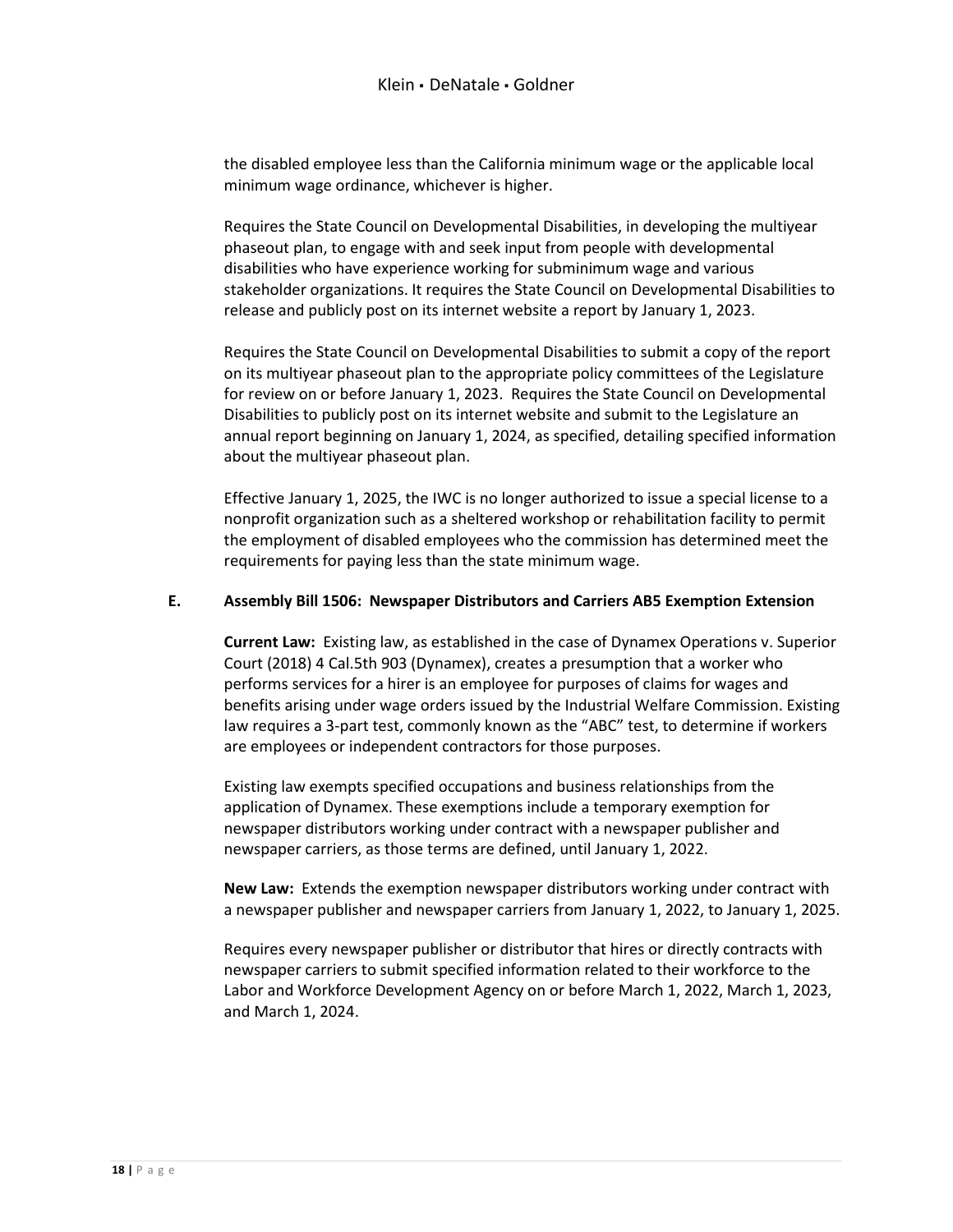the disabled employee less than the California minimum wage or the applicable local minimum wage ordinance, whichever is higher.

Requires the State Council on Developmental Disabilities, in developing the multiyear phaseout plan, to engage with and seek input from people with developmental disabilities who have experience working for subminimum wage and various stakeholder organizations. It requires the State Council on Developmental Disabilities to release and publicly post on its internet website a report by January 1, 2023.

Requires the State Council on Developmental Disabilities to submit a copy of the report on its multiyear phaseout plan to the appropriate policy committees of the Legislature for review on or before January 1, 2023. Requires the State Council on Developmental Disabilities to publicly post on its internet website and submit to the Legislature an annual report beginning on January 1, 2024, as specified, detailing specified information about the multiyear phaseout plan.

Effective January 1, 2025, the IWC is no longer authorized to issue a special license to a nonprofit organization such as a sheltered workshop or rehabilitation facility to permit the employment of disabled employees who the commission has determined meet the requirements for paying less than the state minimum wage.

### E. Assembly Bill 1506: Newspaper Distributors and Carriers AB5 Exemption Extension

**Current Law:** Existing law, as established in the case of Dynamex Operations v. Superior Court (2018) 4 Cal.5th 903 (Dynamex), creates a presumption that a worker who performs services for a hirer is an employee for purposes of claims for wages and benefits arising under wage orders issued by the Industrial Welfare Commission. Existing law requires a 3-part test, commonly known as the "ABC" test, to determine if workers are employees or independent contractors for those purposes.

Existing law exempts specified occupations and business relationships from the application of Dynamex. These exemptions include a temporary exemption for newspaper distributors working under contract with a newspaper publisher and newspaper carriers, as those terms are defined, until January 1, 2022.

**New Law:** Extends the exemption newspaper distributors working under contract with a newspaper publisher and newspaper carriers from January 1, 2022, to January 1, 2025.

Requires every newspaper publisher or distributor that hires or directly contracts with newspaper carriers to submit specified information related to their workforce to the Labor and Workforce Development Agency on or before March 1, 2022, March 1, 2023, and March 1, 2024.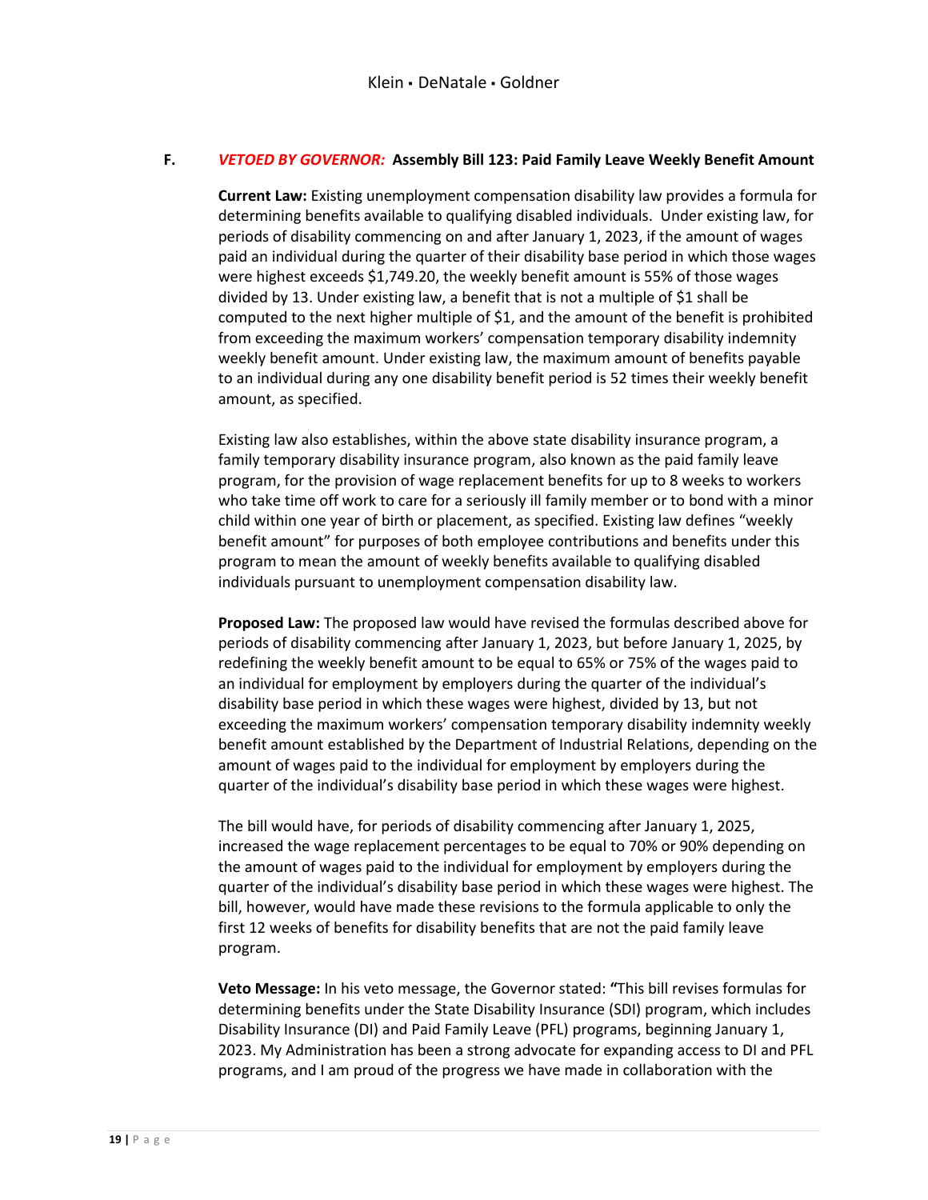**F.** ***VETOED BY GOVERNOR:*** **Assembly Bill 123: Paid Family Leave Weekly Benefit Amount**

**Current Law:** Existing unemployment compensation disability law provides a formula for determining benefits available to qualifying disabled individuals. Under existing law, for periods of disability commencing on and after January 1, 2023, if the amount of wages paid an individual during the quarter of their disability base period in which those wages were highest exceeds $1,749.20, the weekly benefit amount is 55% of those wages divided by 13. Under existing law, a benefit that is not a multiple of $1 shall be computed to the next higher multiple of $1, and the amount of the benefit is prohibited from exceeding the maximum workers' compensation temporary disability indemnity weekly benefit amount. Under existing law, the maximum amount of benefits payable to an individual during any one disability benefit period is 52 times their weekly benefit amount, as specified.

Existing law also establishes, within the above state disability insurance program, a family temporary disability insurance program, also known as the paid family leave program, for the provision of wage replacement benefits for up to 8 weeks to workers who take time off work to care for a seriously ill family member or to bond with a minor child within one year of birth or placement, as specified. Existing law defines "weekly benefit amount" for purposes of both employee contributions and benefits under this program to mean the amount of weekly benefits available to qualifying disabled individuals pursuant to unemployment compensation disability law.

**Proposed Law:** The proposed law would have revised the formulas described above for periods of disability commencing after January 1, 2023, but before January 1, 2025, by redefining the weekly benefit amount to be equal to 65% or 75% of the wages paid to an individual for employment by employers during the quarter of the individual's disability base period in which these wages were highest, divided by 13, but not exceeding the maximum workers' compensation temporary disability indemnity weekly benefit amount established by the Department of Industrial Relations, depending on the amount of wages paid to the individual for employment by employers during the quarter of the individual's disability base period in which these wages were highest.

The bill would have, for periods of disability commencing after January 1, 2025, increased the wage replacement percentages to be equal to 70% or 90% depending on the amount of wages paid to the individual for employment by employers during the quarter of the individual's disability base period in which these wages were highest. The bill, however, would have made these revisions to the formula applicable to only the first 12 weeks of benefits for disability benefits that are not the paid family leave program.

**Veto Message:** In his veto message, the Governor stated: **"**This bill revises formulas for determining benefits under the State Disability Insurance (SDI) program, which includes Disability Insurance (DI) and Paid Family Leave (PFL) programs, beginning January 1, 2023. My Administration has been a strong advocate for expanding access to DI and PFL programs, and I am proud of the progress we have made in collaboration with the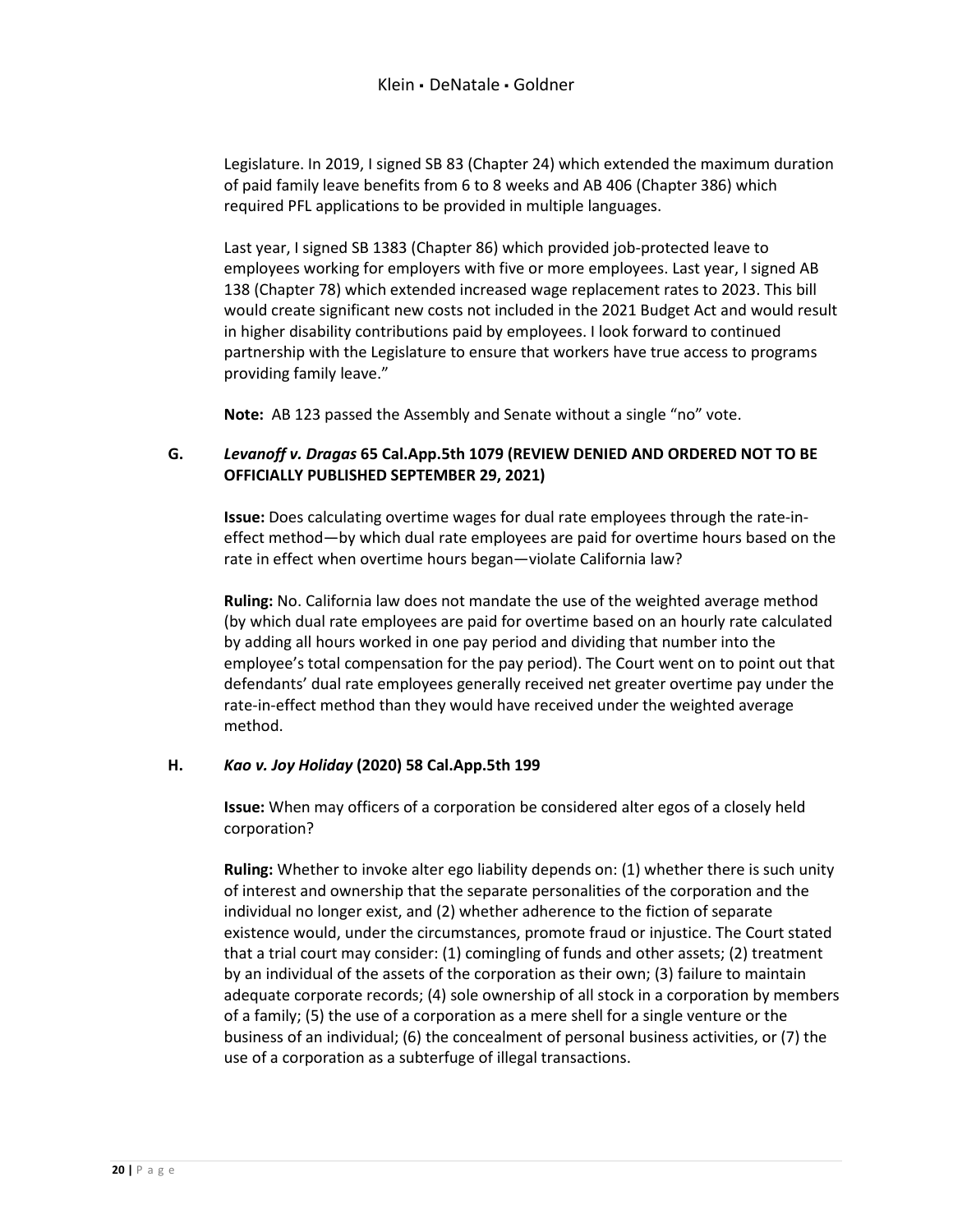Legislature. In 2019, I signed SB 83 (Chapter 24) which extended the maximum duration of paid family leave benefits from 6 to 8 weeks and AB 406 (Chapter 386) which required PFL applications to be provided in multiple languages.

Last year, I signed SB 1383 (Chapter 86) which provided job-protected leave to employees working for employers with five or more employees. Last year, I signed AB 138 (Chapter 78) which extended increased wage replacement rates to 2023. This bill would create significant new costs not included in the 2021 Budget Act and would result in higher disability contributions paid by employees. I look forward to continued partnership with the Legislature to ensure that workers have true access to programs providing family leave."

**Note:** AB 123 passed the Assembly and Senate without a single "no" vote.

### G. *Levanoff v. Dragas* 65 Cal.App.5th 1079 (REVIEW DENIED AND ORDERED NOT TO BE OFFICIALLY PUBLISHED SEPTEMBER 29, 2021)

**Issue:** Does calculating overtime wages for dual rate employees through the rate-in-effect method—by which dual rate employees are paid for overtime hours based on the rate in effect when overtime hours began—violate California law?

**Ruling:** No. California law does not mandate the use of the weighted average method (by which dual rate employees are paid for overtime based on an hourly rate calculated by adding all hours worked in one pay period and dividing that number into the employee's total compensation for the pay period). The Court went on to point out that defendants' dual rate employees generally received net greater overtime pay under the rate-in-effect method than they would have received under the weighted average method.

### H. *Kao v. Joy Holiday* (2020) 58 Cal.App.5th 199

**Issue:** When may officers of a corporation be considered alter egos of a closely held corporation?

**Ruling:** Whether to invoke alter ego liability depends on: (1) whether there is such unity of interest and ownership that the separate personalities of the corporation and the individual no longer exist, and (2) whether adherence to the fiction of separate existence would, under the circumstances, promote fraud or injustice. The Court stated that a trial court may consider: (1) comingling of funds and other assets; (2) treatment by an individual of the assets of the corporation as their own; (3) failure to maintain adequate corporate records; (4) sole ownership of all stock in a corporation by members of a family; (5) the use of a corporation as a mere shell for a single venture or the business of an individual; (6) the concealment of personal business activities, or (7) the use of a corporation as a subterfuge of illegal transactions.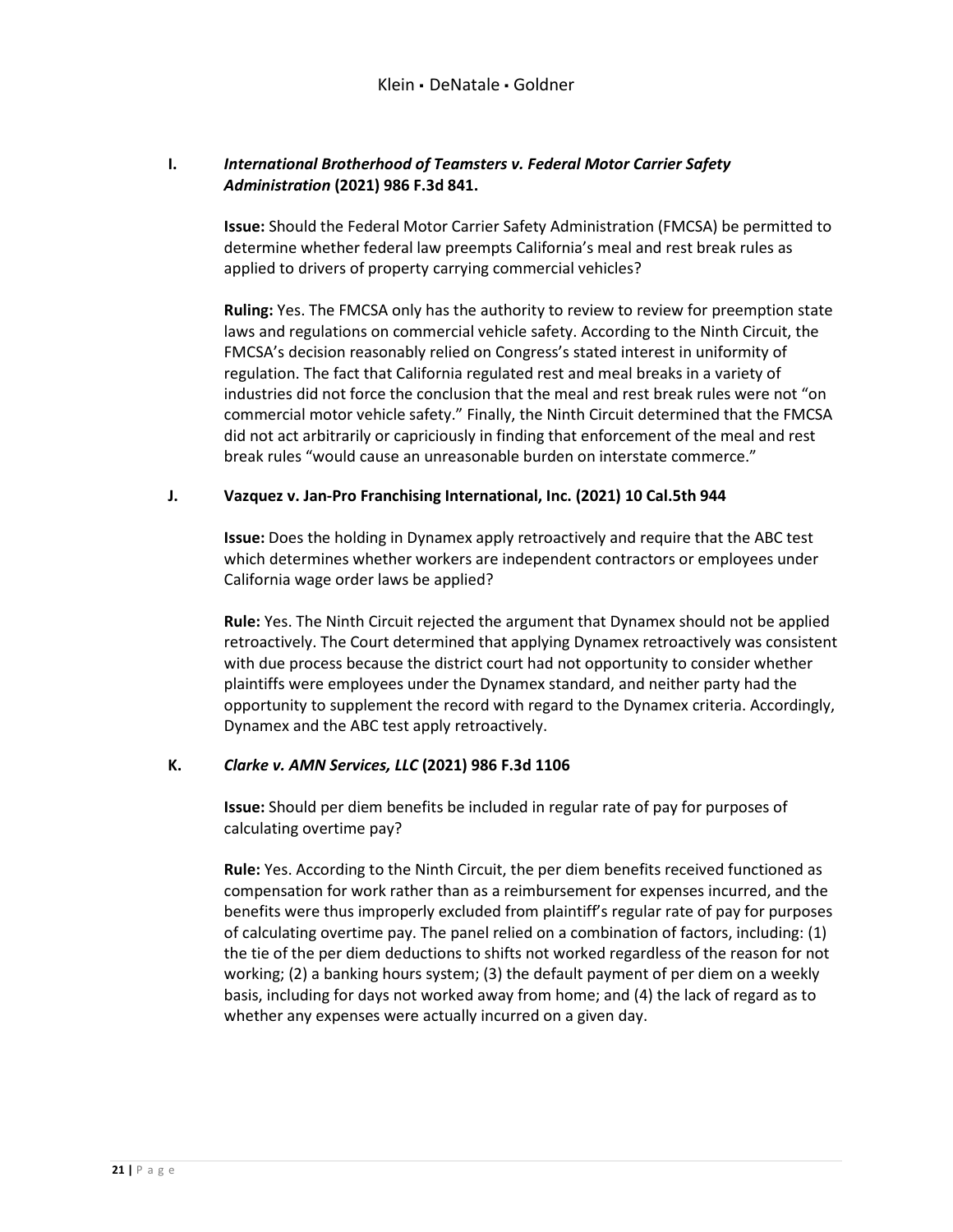## I. *International Brotherhood of Teamsters v. Federal Motor Carrier Safety Administration* (2021) 986 F.3d 841.

**Issue:** Should the Federal Motor Carrier Safety Administration (FMCSA) be permitted to determine whether federal law preempts California's meal and rest break rules as applied to drivers of property carrying commercial vehicles?

**Ruling:** Yes. The FMCSA only has the authority to review to review for preemption state laws and regulations on commercial vehicle safety. According to the Ninth Circuit, the FMCSA's decision reasonably relied on Congress's stated interest in uniformity of regulation. The fact that California regulated rest and meal breaks in a variety of industries did not force the conclusion that the meal and rest break rules were not "on commercial motor vehicle safety." Finally, the Ninth Circuit determined that the FMCSA did not act arbitrarily or capriciously in finding that enforcement of the meal and rest break rules "would cause an unreasonable burden on interstate commerce."

## J. Vazquez v. Jan-Pro Franchising International, Inc. (2021) 10 Cal.5th 944

**Issue:** Does the holding in Dynamex apply retroactively and require that the ABC test which determines whether workers are independent contractors or employees under California wage order laws be applied?

**Rule:** Yes. The Ninth Circuit rejected the argument that Dynamex should not be applied retroactively. The Court determined that applying Dynamex retroactively was consistent with due process because the district court had not opportunity to consider whether plaintiffs were employees under the Dynamex standard, and neither party had the opportunity to supplement the record with regard to the Dynamex criteria. Accordingly, Dynamex and the ABC test apply retroactively.

## K. *Clarke v. AMN Services, LLC* (2021) 986 F.3d 1106

**Issue:** Should per diem benefits be included in regular rate of pay for purposes of calculating overtime pay?

**Rule:** Yes. According to the Ninth Circuit, the per diem benefits received functioned as compensation for work rather than as a reimbursement for expenses incurred, and the benefits were thus improperly excluded from plaintiff's regular rate of pay for purposes of calculating overtime pay. The panel relied on a combination of factors, including: (1) the tie of the per diem deductions to shifts not worked regardless of the reason for not working; (2) a banking hours system; (3) the default payment of per diem on a weekly basis, including for days not worked away from home; and (4) the lack of regard as to whether any expenses were actually incurred on a given day.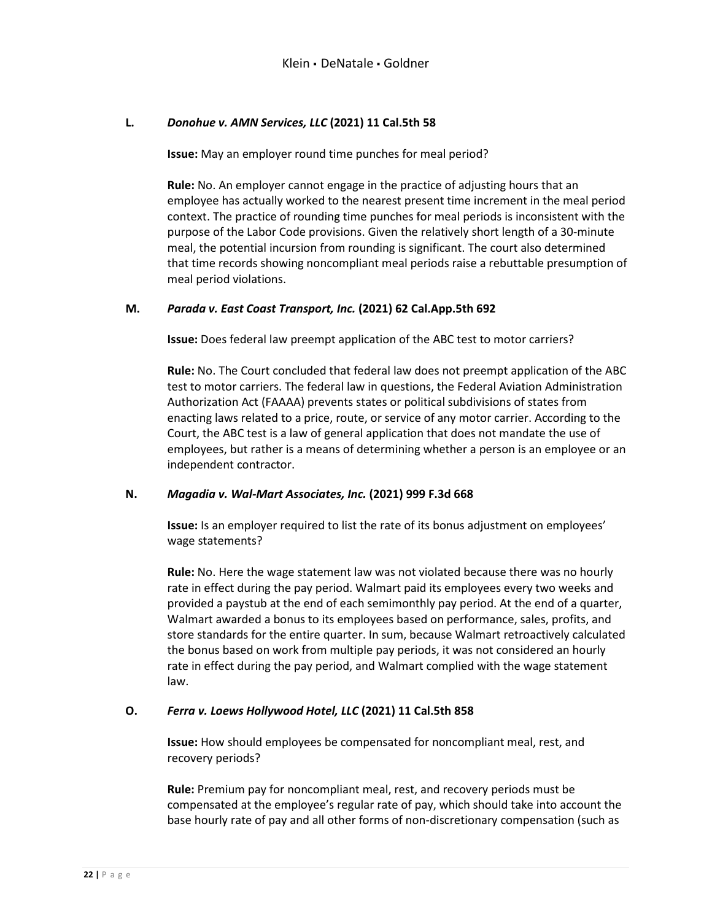**L.** ***Donohue v. AMN Services, LLC* (2021) 11 Cal.5th 58**

**Issue:** May an employer round time punches for meal period?

**Rule:** No. An employer cannot engage in the practice of adjusting hours that an employee has actually worked to the nearest present time increment in the meal period context. The practice of rounding time punches for meal periods is inconsistent with the purpose of the Labor Code provisions. Given the relatively short length of a 30-minute meal, the potential incursion from rounding is significant. The court also determined that time records showing noncompliant meal periods raise a rebuttable presumption of meal period violations.

**M.** ***Parada v. East Coast Transport, Inc.* (2021) 62 Cal.App.5th 692**

**Issue:** Does federal law preempt application of the ABC test to motor carriers?

**Rule:** No. The Court concluded that federal law does not preempt application of the ABC test to motor carriers. The federal law in questions, the Federal Aviation Administration Authorization Act (FAAAA) prevents states or political subdivisions of states from enacting laws related to a price, route, or service of any motor carrier. According to the Court, the ABC test is a law of general application that does not mandate the use of employees, but rather is a means of determining whether a person is an employee or an independent contractor.

**N.** ***Magadia v. Wal-Mart Associates, Inc.* (2021) 999 F.3d 668**

**Issue:** Is an employer required to list the rate of its bonus adjustment on employees' wage statements?

**Rule:** No. Here the wage statement law was not violated because there was no hourly rate in effect during the pay period. Walmart paid its employees every two weeks and provided a paystub at the end of each semimonthly pay period. At the end of a quarter, Walmart awarded a bonus to its employees based on performance, sales, profits, and store standards for the entire quarter. In sum, because Walmart retroactively calculated the bonus based on work from multiple pay periods, it was not considered an hourly rate in effect during the pay period, and Walmart complied with the wage statement law.

**O.** ***Ferra v. Loews Hollywood Hotel, LLC* (2021) 11 Cal.5th 858**

**Issue:** How should employees be compensated for noncompliant meal, rest, and recovery periods?

**Rule:** Premium pay for noncompliant meal, rest, and recovery periods must be compensated at the employee's regular rate of pay, which should take into account the base hourly rate of pay and all other forms of non-discretionary compensation (such as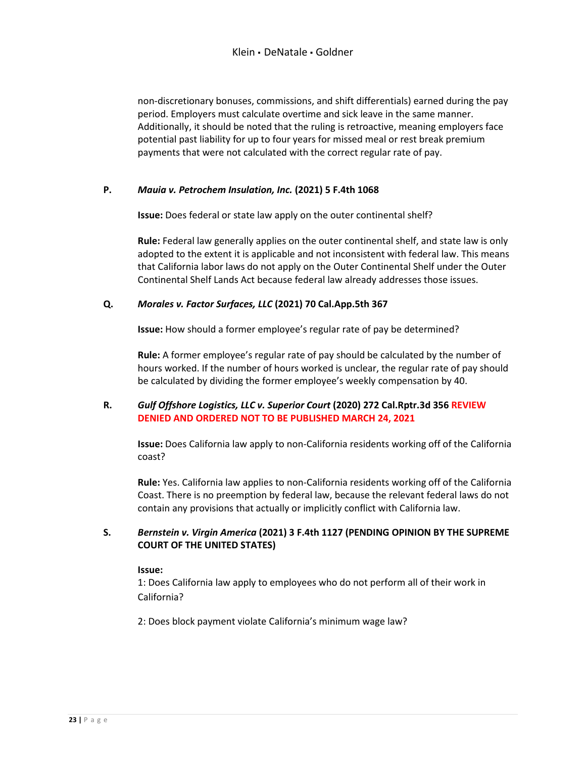non-discretionary bonuses, commissions, and shift differentials) earned during the pay period. Employers must calculate overtime and sick leave in the same manner. Additionally, it should be noted that the ruling is retroactive, meaning employers face potential past liability for up to four years for missed meal or rest break premium payments that were not calculated with the correct regular rate of pay.

**P.** ***Mauia v. Petrochem Insulation, Inc.*** **(2021) 5 F.4th 1068**

**Issue:** Does federal or state law apply on the outer continental shelf?

**Rule:** Federal law generally applies on the outer continental shelf, and state law is only adopted to the extent it is applicable and not inconsistent with federal law. This means that California labor laws do not apply on the Outer Continental Shelf under the Outer Continental Shelf Lands Act because federal law already addresses those issues.

**Q.** ***Morales v. Factor Surfaces, LLC*** **(2021) 70 Cal.App.5th 367**

**Issue:** How should a former employee's regular rate of pay be determined?

**Rule:** A former employee's regular rate of pay should be calculated by the number of hours worked. If the number of hours worked is unclear, the regular rate of pay should be calculated by dividing the former employee's weekly compensation by 40.

**R.** ***Gulf Offshore Logistics, LLC v. Superior Court*** **(2020) 272 Cal.Rptr.3d 356 REVIEW DENIED AND ORDERED NOT TO BE PUBLISHED MARCH 24, 2021**

**Issue:** Does California law apply to non-California residents working off of the California coast?

**Rule:** Yes. California law applies to non-California residents working off of the California Coast. There is no preemption by federal law, because the relevant federal laws do not contain any provisions that actually or implicitly conflict with California law.

**S.** ***Bernstein v. Virgin America*** **(2021) 3 F.4th 1127 (PENDING OPINION BY THE SUPREME COURT OF THE UNITED STATES)**

**Issue:**

1: Does California law apply to employees who do not perform all of their work in California?

2: Does block payment violate California's minimum wage law?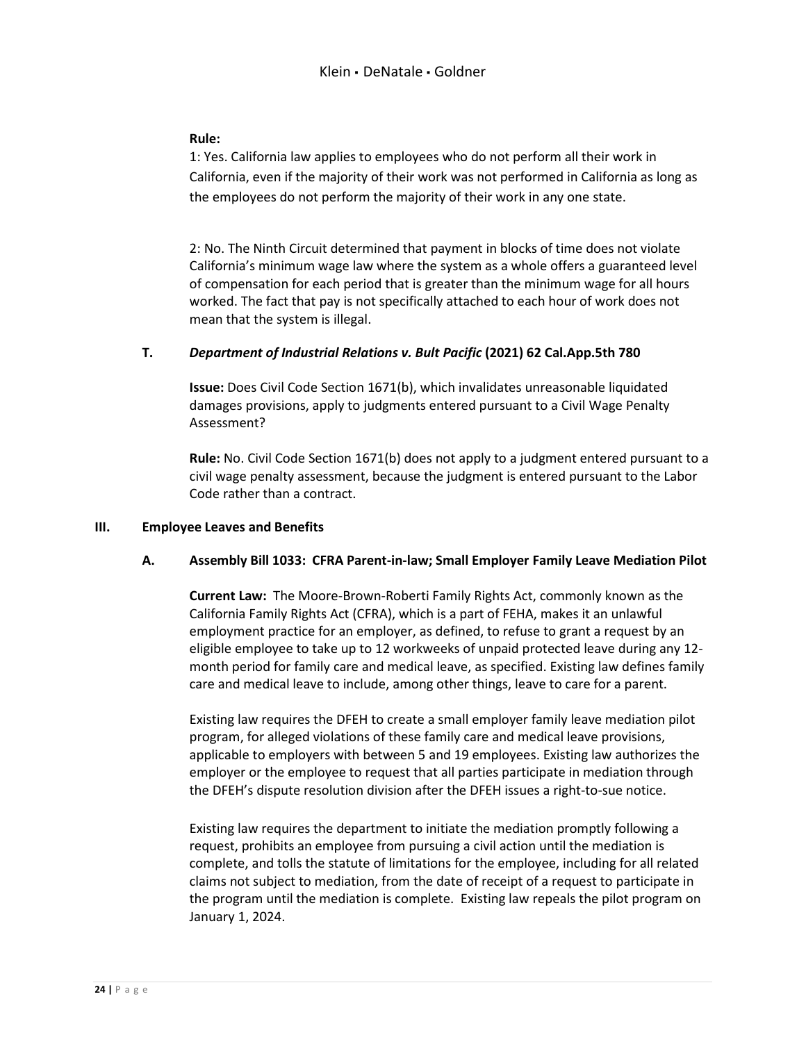**Rule:**

1: Yes. California law applies to employees who do not perform all their work in California, even if the majority of their work was not performed in California as long as the employees do not perform the majority of their work in any one state.

2: No. The Ninth Circuit determined that payment in blocks of time does not violate California's minimum wage law where the system as a whole offers a guaranteed level of compensation for each period that is greater than the minimum wage for all hours worked. The fact that pay is not specifically attached to each hour of work does not mean that the system is illegal.

### T. *Department of Industrial Relations v. Bult Pacific* (2021) 62 Cal.App.5th 780

**Issue:** Does Civil Code Section 1671(b), which invalidates unreasonable liquidated damages provisions, apply to judgments entered pursuant to a Civil Wage Penalty Assessment?

**Rule:** No. Civil Code Section 1671(b) does not apply to a judgment entered pursuant to a civil wage penalty assessment, because the judgment is entered pursuant to the Labor Code rather than a contract.

## III. Employee Leaves and Benefits

### A. Assembly Bill 1033: CFRA Parent-in-law; Small Employer Family Leave Mediation Pilot

**Current Law:** The Moore-Brown-Roberti Family Rights Act, commonly known as the California Family Rights Act (CFRA), which is a part of FEHA, makes it an unlawful employment practice for an employer, as defined, to refuse to grant a request by an eligible employee to take up to 12 workweeks of unpaid protected leave during any 12-month period for family care and medical leave, as specified. Existing law defines family care and medical leave to include, among other things, leave to care for a parent.

Existing law requires the DFEH to create a small employer family leave mediation pilot program, for alleged violations of these family care and medical leave provisions, applicable to employers with between 5 and 19 employees. Existing law authorizes the employer or the employee to request that all parties participate in mediation through the DFEH's dispute resolution division after the DFEH issues a right-to-sue notice.

Existing law requires the department to initiate the mediation promptly following a request, prohibits an employee from pursuing a civil action until the mediation is complete, and tolls the statute of limitations for the employee, including for all related claims not subject to mediation, from the date of receipt of a request to participate in the program until the mediation is complete. Existing law repeals the pilot program on January 1, 2024.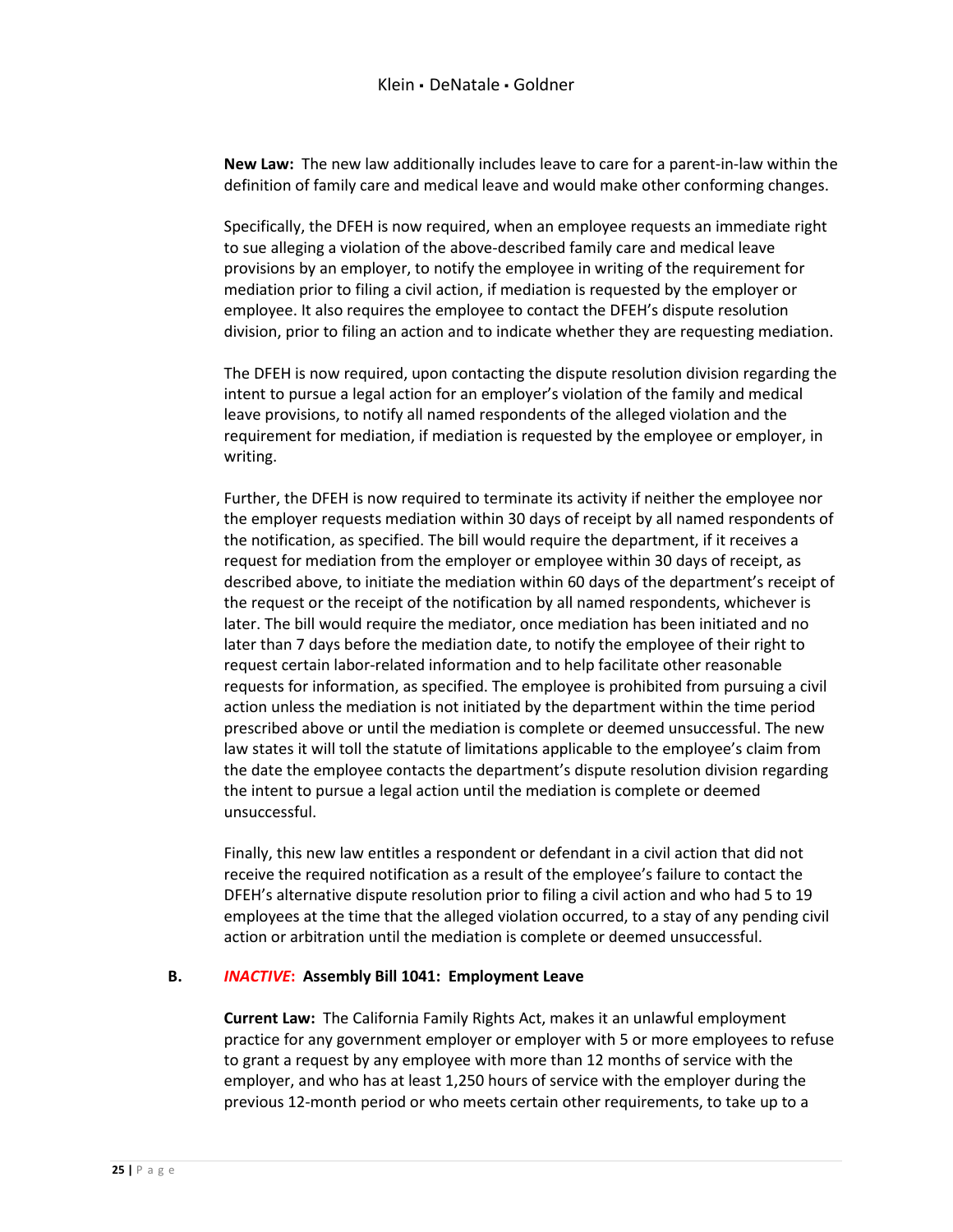**New Law:** The new law additionally includes leave to care for a parent-in-law within the definition of family care and medical leave and would make other conforming changes.

Specifically, the DFEH is now required, when an employee requests an immediate right to sue alleging a violation of the above-described family care and medical leave provisions by an employer, to notify the employee in writing of the requirement for mediation prior to filing a civil action, if mediation is requested by the employer or employee. It also requires the employee to contact the DFEH's dispute resolution division, prior to filing an action and to indicate whether they are requesting mediation.

The DFEH is now required, upon contacting the dispute resolution division regarding the intent to pursue a legal action for an employer's violation of the family and medical leave provisions, to notify all named respondents of the alleged violation and the requirement for mediation, if mediation is requested by the employee or employer, in writing.

Further, the DFEH is now required to terminate its activity if neither the employee nor the employer requests mediation within 30 days of receipt by all named respondents of the notification, as specified. The bill would require the department, if it receives a request for mediation from the employer or employee within 30 days of receipt, as described above, to initiate the mediation within 60 days of the department's receipt of the request or the receipt of the notification by all named respondents, whichever is later. The bill would require the mediator, once mediation has been initiated and no later than 7 days before the mediation date, to notify the employee of their right to request certain labor-related information and to help facilitate other reasonable requests for information, as specified. The employee is prohibited from pursuing a civil action unless the mediation is not initiated by the department within the time period prescribed above or until the mediation is complete or deemed unsuccessful. The new law states it will toll the statute of limitations applicable to the employee's claim from the date the employee contacts the department's dispute resolution division regarding the intent to pursue a legal action until the mediation is complete or deemed unsuccessful.

Finally, this new law entitles a respondent or defendant in a civil action that did not receive the required notification as a result of the employee's failure to contact the DFEH's alternative dispute resolution prior to filing a civil action and who had 5 to 19 employees at the time that the alleged violation occurred, to a stay of any pending civil action or arbitration until the mediation is complete or deemed unsuccessful.

### B. ***INACTIVE*: Assembly Bill 1041: Employment Leave**

**Current Law:** The California Family Rights Act, makes it an unlawful employment practice for any government employer or employer with 5 or more employees to refuse to grant a request by any employee with more than 12 months of service with the employer, and who has at least 1,250 hours of service with the employer during the previous 12-month period or who meets certain other requirements, to take up to a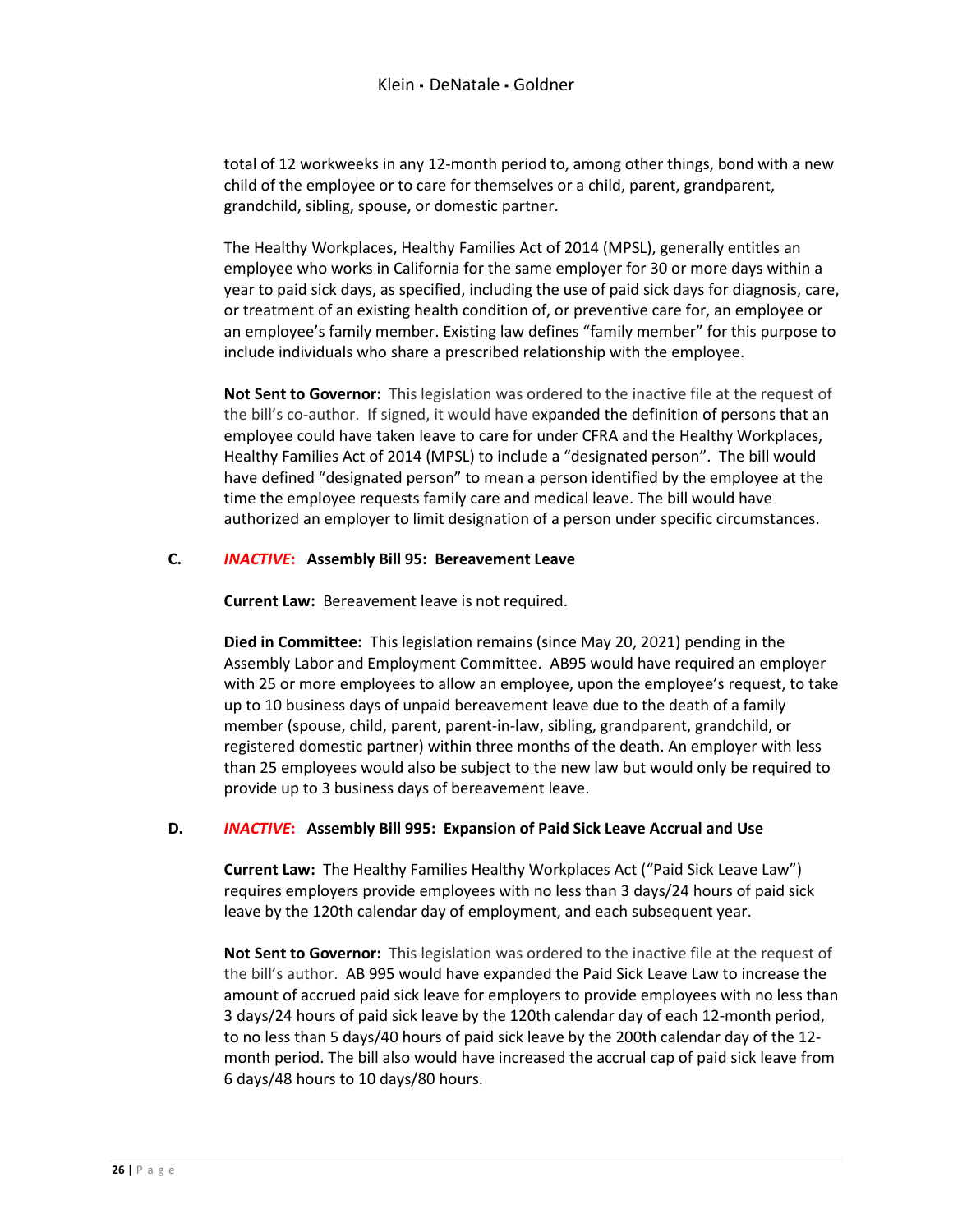total of 12 workweeks in any 12-month period to, among other things, bond with a new child of the employee or to care for themselves or a child, parent, grandparent, grandchild, sibling, spouse, or domestic partner.

The Healthy Workplaces, Healthy Families Act of 2014 (MPSL), generally entitles an employee who works in California for the same employer for 30 or more days within a year to paid sick days, as specified, including the use of paid sick days for diagnosis, care, or treatment of an existing health condition of, or preventive care for, an employee or an employee's family member. Existing law defines "family member" for this purpose to include individuals who share a prescribed relationship with the employee.

**Not Sent to Governor:** This legislation was ordered to the inactive file at the request of the bill's co-author. If signed, it would have expanded the definition of persons that an employee could have taken leave to care for under CFRA and the Healthy Workplaces, Healthy Families Act of 2014 (MPSL) to include a "designated person". The bill would have defined "designated person" to mean a person identified by the employee at the time the employee requests family care and medical leave. The bill would have authorized an employer to limit designation of a person under specific circumstances.

### C. *INACTIVE*: Assembly Bill 95: Bereavement Leave

**Current Law:** Bereavement leave is not required.

**Died in Committee:** This legislation remains (since May 20, 2021) pending in the Assembly Labor and Employment Committee. AB95 would have required an employer with 25 or more employees to allow an employee, upon the employee's request, to take up to 10 business days of unpaid bereavement leave due to the death of a family member (spouse, child, parent, parent-in-law, sibling, grandparent, grandchild, or registered domestic partner) within three months of the death. An employer with less than 25 employees would also be subject to the new law but would only be required to provide up to 3 business days of bereavement leave.

### D. *INACTIVE*: Assembly Bill 995: Expansion of Paid Sick Leave Accrual and Use

**Current Law:** The Healthy Families Healthy Workplaces Act ("Paid Sick Leave Law") requires employers provide employees with no less than 3 days/24 hours of paid sick leave by the 120th calendar day of employment, and each subsequent year.

**Not Sent to Governor:** This legislation was ordered to the inactive file at the request of the bill's author. AB 995 would have expanded the Paid Sick Leave Law to increase the amount of accrued paid sick leave for employers to provide employees with no less than 3 days/24 hours of paid sick leave by the 120th calendar day of each 12-month period, to no less than 5 days/40 hours of paid sick leave by the 200th calendar day of the 12-month period. The bill also would have increased the accrual cap of paid sick leave from 6 days/48 hours to 10 days/80 hours.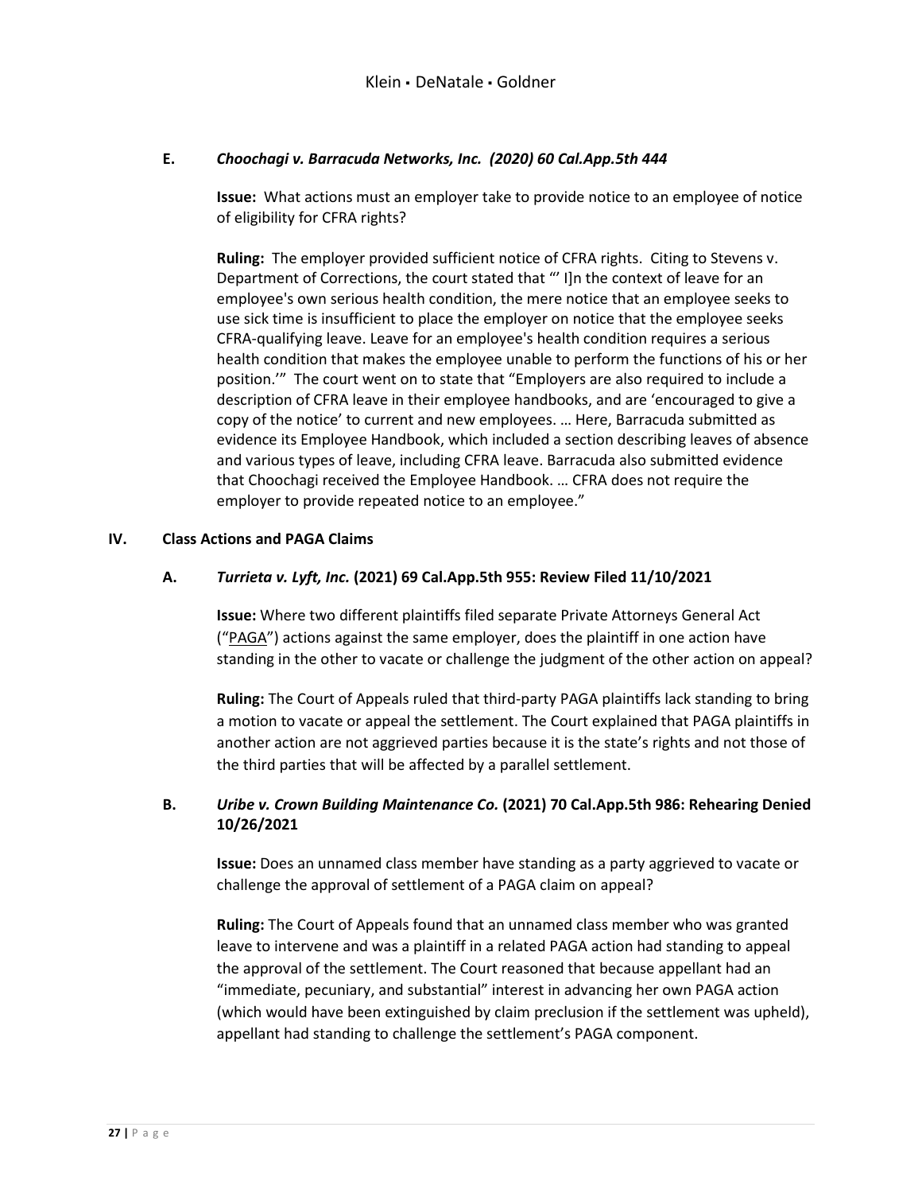### E. *Choochagi v. Barracuda Networks, Inc. (2020) 60 Cal.App.5th 444*

**Issue:** What actions must an employer take to provide notice to an employee of notice of eligibility for CFRA rights?

**Ruling:** The employer provided sufficient notice of CFRA rights. Citing to Stevens v. Department of Corrections, the court stated that "' I]n the context of leave for an employee's own serious health condition, the mere notice that an employee seeks to use sick time is insufficient to place the employer on notice that the employee seeks CFRA-qualifying leave. Leave for an employee's health condition requires a serious health condition that makes the employee unable to perform the functions of his or her position.'" The court went on to state that "Employers are also required to include a description of CFRA leave in their employee handbooks, and are 'encouraged to give a copy of the notice' to current and new employees. … Here, Barracuda submitted as evidence its Employee Handbook, which included a section describing leaves of absence and various types of leave, including CFRA leave. Barracuda also submitted evidence that Choochagi received the Employee Handbook. … CFRA does not require the employer to provide repeated notice to an employee."

## IV. Class Actions and PAGA Claims

### A. *Turrieta v. Lyft, Inc.* (2021) 69 Cal.App.5th 955: Review Filed 11/10/2021

**Issue:** Where two different plaintiffs filed separate Private Attorneys General Act ("PAGA") actions against the same employer, does the plaintiff in one action have standing in the other to vacate or challenge the judgment of the other action on appeal?

**Ruling:** The Court of Appeals ruled that third-party PAGA plaintiffs lack standing to bring a motion to vacate or appeal the settlement. The Court explained that PAGA plaintiffs in another action are not aggrieved parties because it is the state's rights and not those of the third parties that will be affected by a parallel settlement.

### B. *Uribe v. Crown Building Maintenance Co.* (2021) 70 Cal.App.5th 986: Rehearing Denied 10/26/2021

**Issue:** Does an unnamed class member have standing as a party aggrieved to vacate or challenge the approval of settlement of a PAGA claim on appeal?

**Ruling:** The Court of Appeals found that an unnamed class member who was granted leave to intervene and was a plaintiff in a related PAGA action had standing to appeal the approval of the settlement. The Court reasoned that because appellant had an "immediate, pecuniary, and substantial" interest in advancing her own PAGA action (which would have been extinguished by claim preclusion if the settlement was upheld), appellant had standing to challenge the settlement's PAGA component.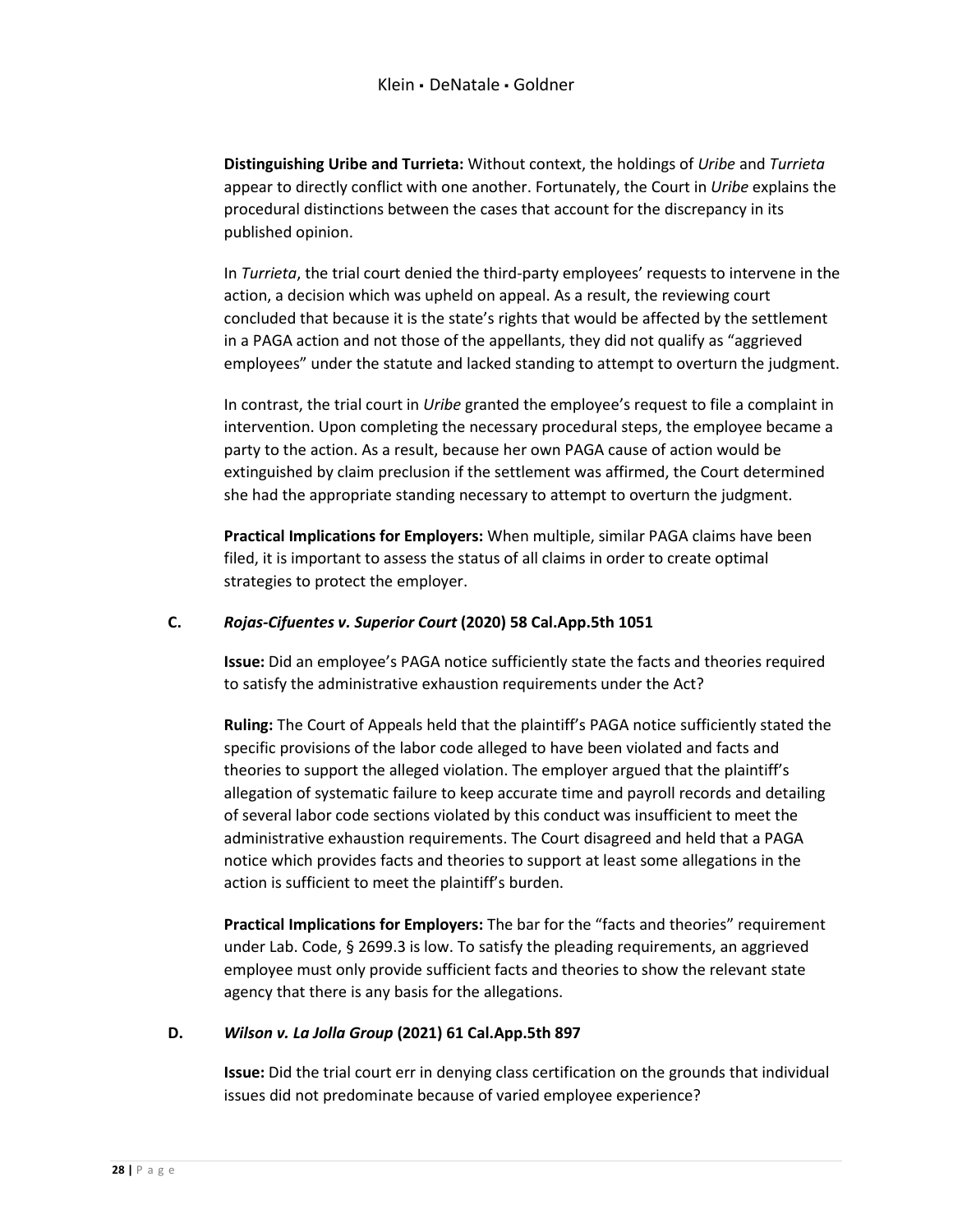**Distinguishing Uribe and Turrieta:** Without context, the holdings of *Uribe* and *Turrieta* appear to directly conflict with one another. Fortunately, the Court in *Uribe* explains the procedural distinctions between the cases that account for the discrepancy in its published opinion.

In *Turrieta*, the trial court denied the third-party employees' requests to intervene in the action, a decision which was upheld on appeal. As a result, the reviewing court concluded that because it is the state's rights that would be affected by the settlement in a PAGA action and not those of the appellants, they did not qualify as "aggrieved employees" under the statute and lacked standing to attempt to overturn the judgment.

In contrast, the trial court in *Uribe* granted the employee's request to file a complaint in intervention. Upon completing the necessary procedural steps, the employee became a party to the action. As a result, because her own PAGA cause of action would be extinguished by claim preclusion if the settlement was affirmed, the Court determined she had the appropriate standing necessary to attempt to overturn the judgment.

**Practical Implications for Employers:** When multiple, similar PAGA claims have been filed, it is important to assess the status of all claims in order to create optimal strategies to protect the employer.

### C. *Rojas-Cifuentes v. Superior Court* (2020) 58 Cal.App.5th 1051

**Issue:** Did an employee's PAGA notice sufficiently state the facts and theories required to satisfy the administrative exhaustion requirements under the Act?

**Ruling:** The Court of Appeals held that the plaintiff's PAGA notice sufficiently stated the specific provisions of the labor code alleged to have been violated and facts and theories to support the alleged violation. The employer argued that the plaintiff's allegation of systematic failure to keep accurate time and payroll records and detailing of several labor code sections violated by this conduct was insufficient to meet the administrative exhaustion requirements. The Court disagreed and held that a PAGA notice which provides facts and theories to support at least some allegations in the action is sufficient to meet the plaintiff's burden.

**Practical Implications for Employers:** The bar for the "facts and theories" requirement under Lab. Code, § 2699.3 is low. To satisfy the pleading requirements, an aggrieved employee must only provide sufficient facts and theories to show the relevant state agency that there is any basis for the allegations.

### D. *Wilson v. La Jolla Group* (2021) 61 Cal.App.5th 897

**Issue:** Did the trial court err in denying class certification on the grounds that individual issues did not predominate because of varied employee experience?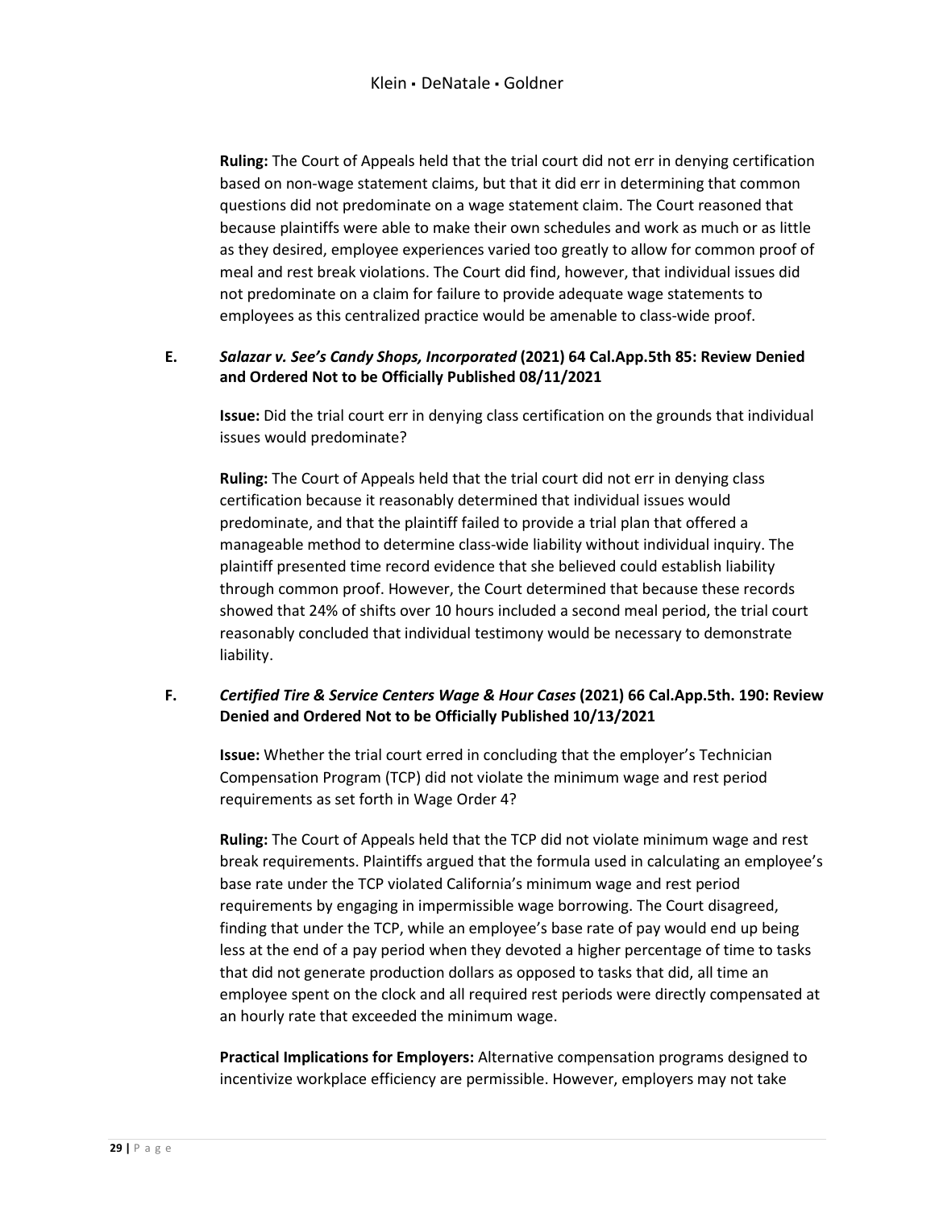**Ruling:** The Court of Appeals held that the trial court did not err in denying certification based on non-wage statement claims, but that it did err in determining that common questions did not predominate on a wage statement claim. The Court reasoned that because plaintiffs were able to make their own schedules and work as much or as little as they desired, employee experiences varied too greatly to allow for common proof of meal and rest break violations. The Court did find, however, that individual issues did not predominate on a claim for failure to provide adequate wage statements to employees as this centralized practice would be amenable to class-wide proof.

### E. *Salazar v. See's Candy Shops, Incorporated* (2021) 64 Cal.App.5th 85: Review Denied and Ordered Not to be Officially Published 08/11/2021

**Issue:** Did the trial court err in denying class certification on the grounds that individual issues would predominate?

**Ruling:** The Court of Appeals held that the trial court did not err in denying class certification because it reasonably determined that individual issues would predominate, and that the plaintiff failed to provide a trial plan that offered a manageable method to determine class-wide liability without individual inquiry. The plaintiff presented time record evidence that she believed could establish liability through common proof. However, the Court determined that because these records showed that 24% of shifts over 10 hours included a second meal period, the trial court reasonably concluded that individual testimony would be necessary to demonstrate liability.

### F. *Certified Tire & Service Centers Wage & Hour Cases* (2021) 66 Cal.App.5th. 190: Review Denied and Ordered Not to be Officially Published 10/13/2021

**Issue:** Whether the trial court erred in concluding that the employer's Technician Compensation Program (TCP) did not violate the minimum wage and rest period requirements as set forth in Wage Order 4?

**Ruling:** The Court of Appeals held that the TCP did not violate minimum wage and rest break requirements. Plaintiffs argued that the formula used in calculating an employee's base rate under the TCP violated California's minimum wage and rest period requirements by engaging in impermissible wage borrowing. The Court disagreed, finding that under the TCP, while an employee's base rate of pay would end up being less at the end of a pay period when they devoted a higher percentage of time to tasks that did not generate production dollars as opposed to tasks that did, all time an employee spent on the clock and all required rest periods were directly compensated at an hourly rate that exceeded the minimum wage.

**Practical Implications for Employers:** Alternative compensation programs designed to incentivize workplace efficiency are permissible. However, employers may not take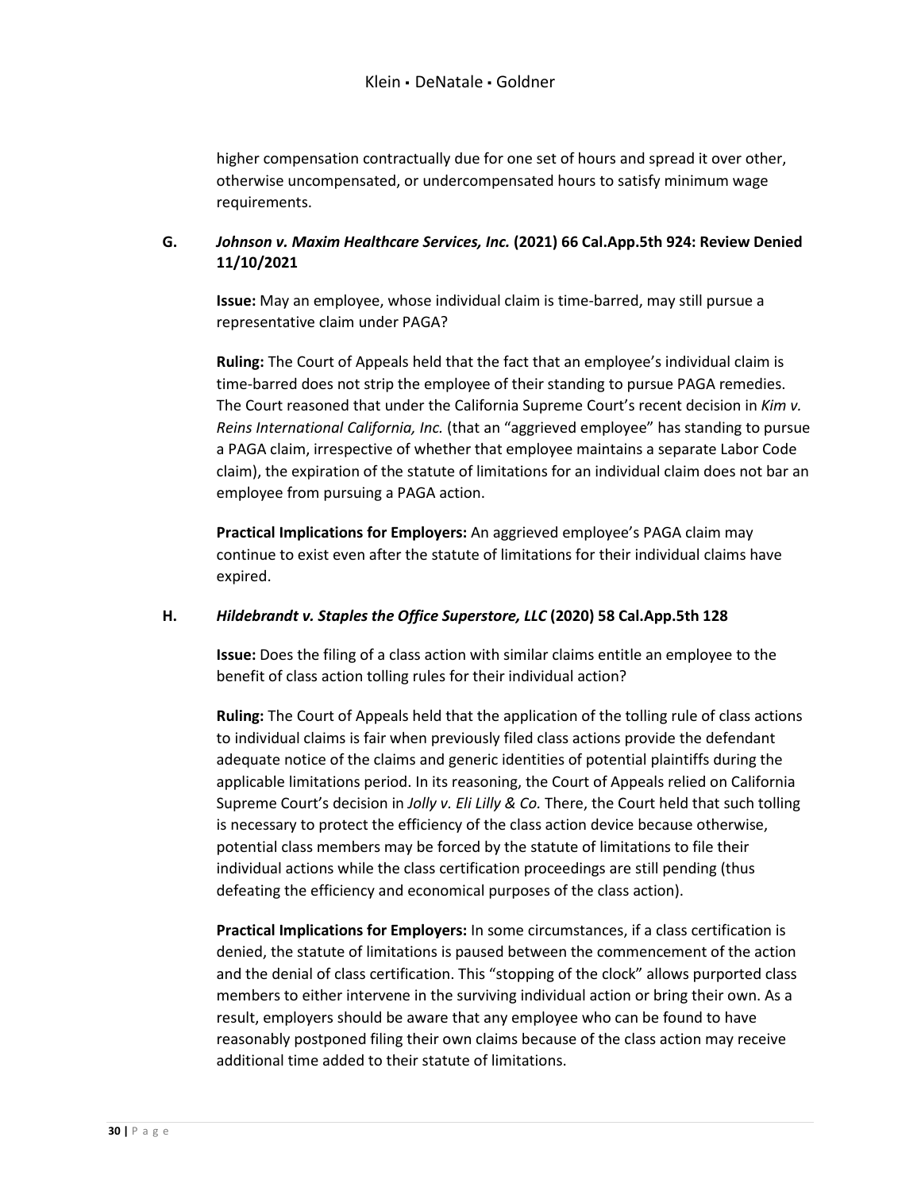higher compensation contractually due for one set of hours and spread it over other, otherwise uncompensated, or undercompensated hours to satisfy minimum wage requirements.

### G. *Johnson v. Maxim Healthcare Services, Inc.* (2021) 66 Cal.App.5th 924: Review Denied 11/10/2021

**Issue:** May an employee, whose individual claim is time-barred, may still pursue a representative claim under PAGA?

**Ruling:** The Court of Appeals held that the fact that an employee's individual claim is time-barred does not strip the employee of their standing to pursue PAGA remedies. The Court reasoned that under the California Supreme Court's recent decision in *Kim v. Reins International California, Inc.* (that an "aggrieved employee" has standing to pursue a PAGA claim, irrespective of whether that employee maintains a separate Labor Code claim), the expiration of the statute of limitations for an individual claim does not bar an employee from pursuing a PAGA action.

**Practical Implications for Employers:** An aggrieved employee's PAGA claim may continue to exist even after the statute of limitations for their individual claims have expired.

### H. *Hildebrandt v. Staples the Office Superstore, LLC* (2020) 58 Cal.App.5th 128

**Issue:** Does the filing of a class action with similar claims entitle an employee to the benefit of class action tolling rules for their individual action?

**Ruling:** The Court of Appeals held that the application of the tolling rule of class actions to individual claims is fair when previously filed class actions provide the defendant adequate notice of the claims and generic identities of potential plaintiffs during the applicable limitations period. In its reasoning, the Court of Appeals relied on California Supreme Court's decision in *Jolly v. Eli Lilly & Co.* There, the Court held that such tolling is necessary to protect the efficiency of the class action device because otherwise, potential class members may be forced by the statute of limitations to file their individual actions while the class certification proceedings are still pending (thus defeating the efficiency and economical purposes of the class action).

**Practical Implications for Employers:** In some circumstances, if a class certification is denied, the statute of limitations is paused between the commencement of the action and the denial of class certification. This "stopping of the clock" allows purported class members to either intervene in the surviving individual action or bring their own. As a result, employers should be aware that any employee who can be found to have reasonably postponed filing their own claims because of the class action may receive additional time added to their statute of limitations.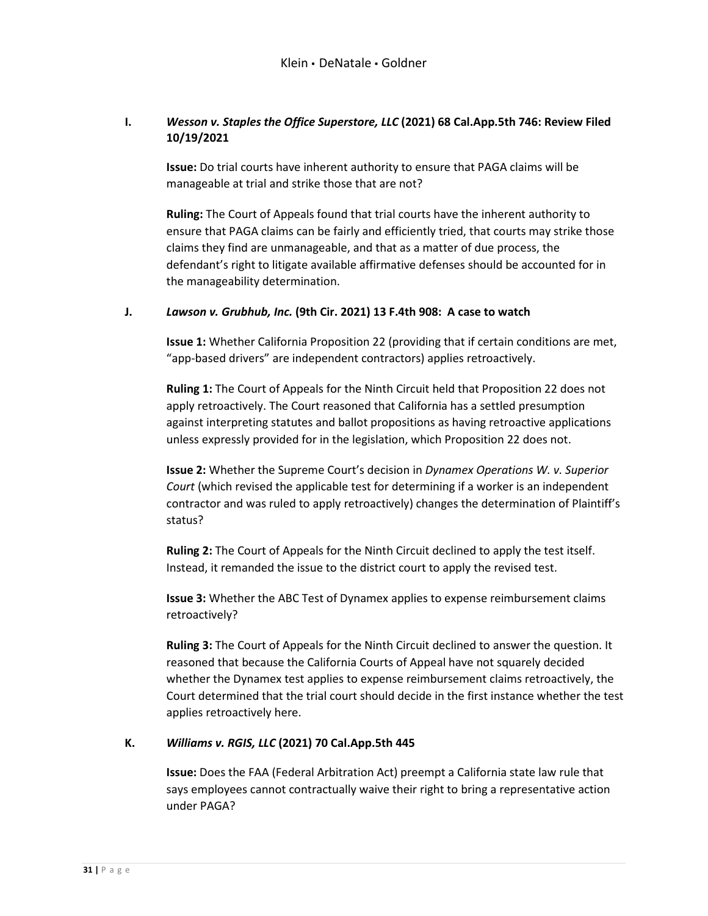## I. *Wesson v. Staples the Office Superstore, LLC* (2021) 68 Cal.App.5th 746: Review Filed 10/19/2021

**Issue:** Do trial courts have inherent authority to ensure that PAGA claims will be manageable at trial and strike those that are not?

**Ruling:** The Court of Appeals found that trial courts have the inherent authority to ensure that PAGA claims can be fairly and efficiently tried, that courts may strike those claims they find are unmanageable, and that as a matter of due process, the defendant's right to litigate available affirmative defenses should be accounted for in the manageability determination.

## J. *Lawson v. Grubhub, Inc.* (9th Cir. 2021) 13 F.4th 908: A case to watch

**Issue 1:** Whether California Proposition 22 (providing that if certain conditions are met, "app-based drivers" are independent contractors) applies retroactively.

**Ruling 1:** The Court of Appeals for the Ninth Circuit held that Proposition 22 does not apply retroactively. The Court reasoned that California has a settled presumption against interpreting statutes and ballot propositions as having retroactive applications unless expressly provided for in the legislation, which Proposition 22 does not.

**Issue 2:** Whether the Supreme Court's decision in *Dynamex Operations W. v. Superior Court* (which revised the applicable test for determining if a worker is an independent contractor and was ruled to apply retroactively) changes the determination of Plaintiff's status?

**Ruling 2:** The Court of Appeals for the Ninth Circuit declined to apply the test itself. Instead, it remanded the issue to the district court to apply the revised test.

**Issue 3:** Whether the ABC Test of Dynamex applies to expense reimbursement claims retroactively?

**Ruling 3:** The Court of Appeals for the Ninth Circuit declined to answer the question. It reasoned that because the California Courts of Appeal have not squarely decided whether the Dynamex test applies to expense reimbursement claims retroactively, the Court determined that the trial court should decide in the first instance whether the test applies retroactively here.

## K. *Williams v. RGIS, LLC* (2021) 70 Cal.App.5th 445

**Issue:** Does the FAA (Federal Arbitration Act) preempt a California state law rule that says employees cannot contractually waive their right to bring a representative action under PAGA?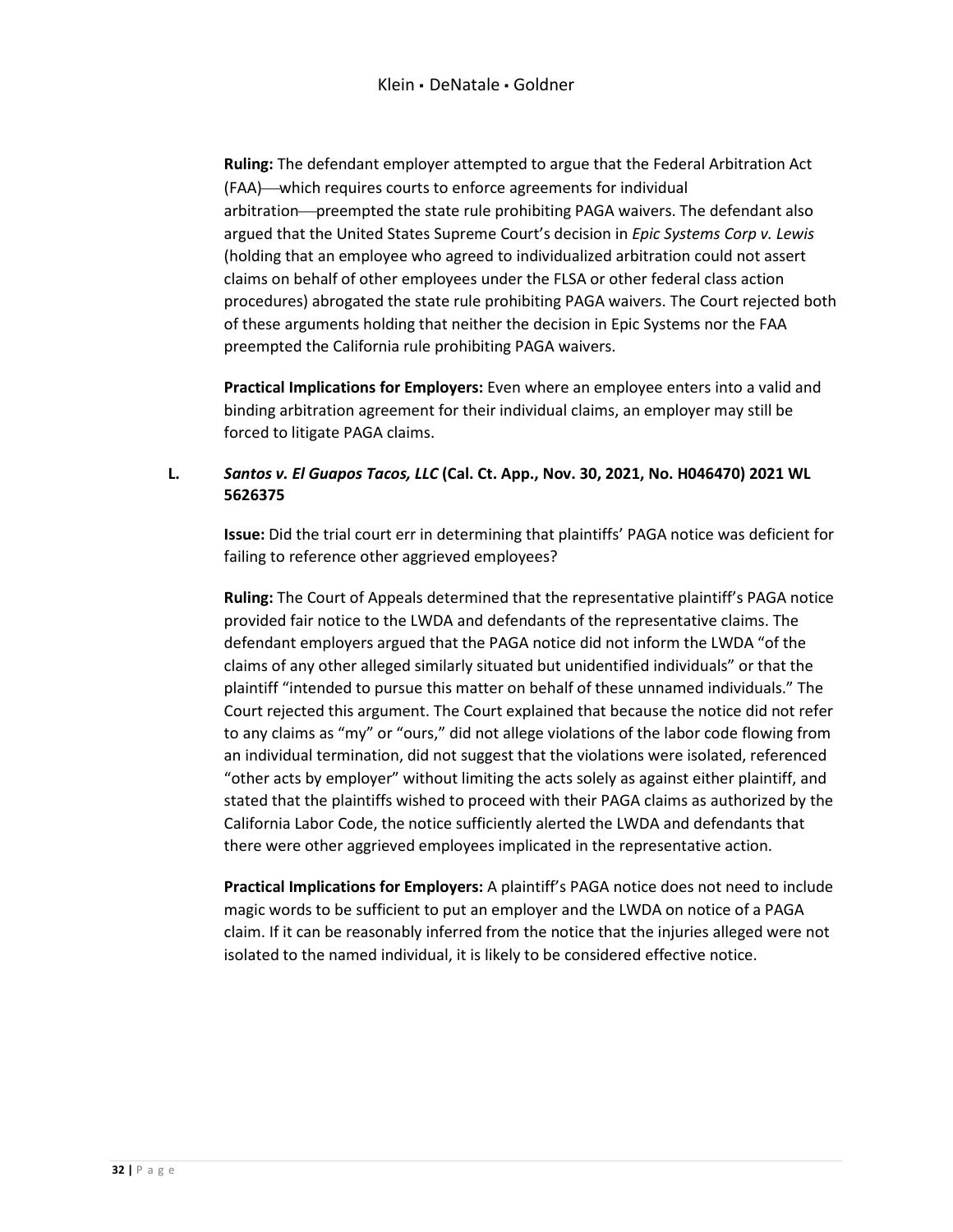**Ruling:** The defendant employer attempted to argue that the Federal Arbitration Act (FAA)—which requires courts to enforce agreements for individual arbitration—preempted the state rule prohibiting PAGA waivers. The defendant also argued that the United States Supreme Court's decision in *Epic Systems Corp v. Lewis* (holding that an employee who agreed to individualized arbitration could not assert claims on behalf of other employees under the FLSA or other federal class action procedures) abrogated the state rule prohibiting PAGA waivers. The Court rejected both of these arguments holding that neither the decision in Epic Systems nor the FAA preempted the California rule prohibiting PAGA waivers.

**Practical Implications for Employers:** Even where an employee enters into a valid and binding arbitration agreement for their individual claims, an employer may still be forced to litigate PAGA claims.

### L. *Santos v. El Guapos Tacos, LLC* (Cal. Ct. App., Nov. 30, 2021, No. H046470) 2021 WL 5626375

**Issue:** Did the trial court err in determining that plaintiffs' PAGA notice was deficient for failing to reference other aggrieved employees?

**Ruling:** The Court of Appeals determined that the representative plaintiff's PAGA notice provided fair notice to the LWDA and defendants of the representative claims. The defendant employers argued that the PAGA notice did not inform the LWDA "of the claims of any other alleged similarly situated but unidentified individuals" or that the plaintiff "intended to pursue this matter on behalf of these unnamed individuals." The Court rejected this argument. The Court explained that because the notice did not refer to any claims as "my" or "ours," did not allege violations of the labor code flowing from an individual termination, did not suggest that the violations were isolated, referenced "other acts by employer" without limiting the acts solely as against either plaintiff, and stated that the plaintiffs wished to proceed with their PAGA claims as authorized by the California Labor Code, the notice sufficiently alerted the LWDA and defendants that there were other aggrieved employees implicated in the representative action.

**Practical Implications for Employers:** A plaintiff's PAGA notice does not need to include magic words to be sufficient to put an employer and the LWDA on notice of a PAGA claim. If it can be reasonably inferred from the notice that the injuries alleged were not isolated to the named individual, it is likely to be considered effective notice.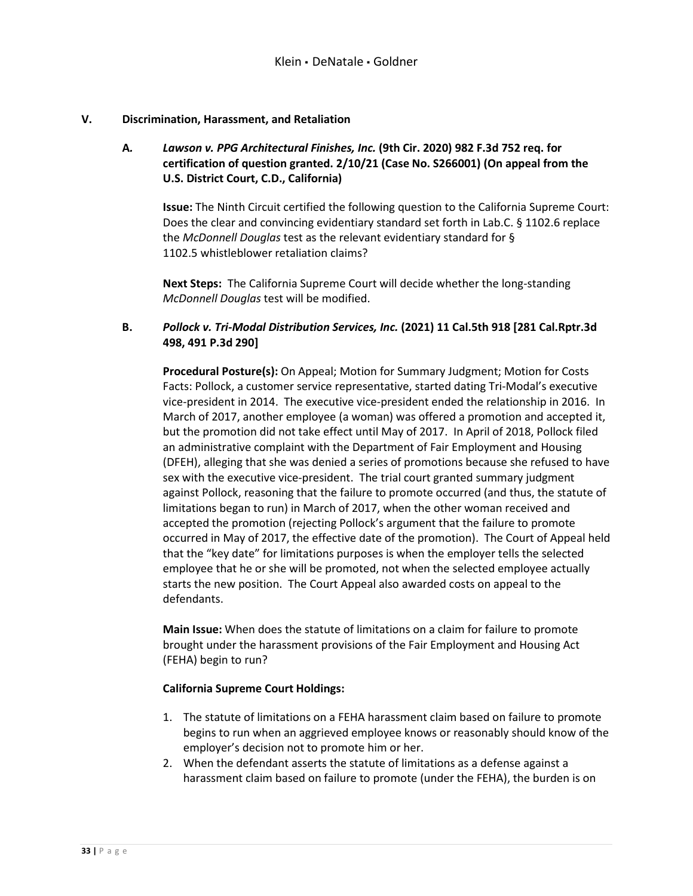## V. Discrimination, Harassment, and Retaliation

### A. *Lawson v. PPG Architectural Finishes, Inc.* (9th Cir. 2020) 982 F.3d 752 req. for certification of question granted. 2/10/21 (Case No. S266001) (On appeal from the U.S. District Court, C.D., California)

**Issue:** The Ninth Circuit certified the following question to the California Supreme Court: Does the clear and convincing evidentiary standard set forth in Lab.C. § 1102.6 replace the *McDonnell Douglas* test as the relevant evidentiary standard for § 1102.5 whistleblower retaliation claims?

**Next Steps:** The California Supreme Court will decide whether the long-standing *McDonnell Douglas* test will be modified.

### B. *Pollock v. Tri-Modal Distribution Services, Inc.* (2021) 11 Cal.5th 918 [281 Cal.Rptr.3d 498, 491 P.3d 290]

**Procedural Posture(s):** On Appeal; Motion for Summary Judgment; Motion for Costs Facts: Pollock, a customer service representative, started dating Tri-Modal's executive vice-president in 2014. The executive vice-president ended the relationship in 2016. In March of 2017, another employee (a woman) was offered a promotion and accepted it, but the promotion did not take effect until May of 2017. In April of 2018, Pollock filed an administrative complaint with the Department of Fair Employment and Housing (DFEH), alleging that she was denied a series of promotions because she refused to have sex with the executive vice-president. The trial court granted summary judgment against Pollock, reasoning that the failure to promote occurred (and thus, the statute of limitations began to run) in March of 2017, when the other woman received and accepted the promotion (rejecting Pollock's argument that the failure to promote occurred in May of 2017, the effective date of the promotion). The Court of Appeal held that the "key date" for limitations purposes is when the employer tells the selected employee that he or she will be promoted, not when the selected employee actually starts the new position. The Court Appeal also awarded costs on appeal to the defendants.

**Main Issue:** When does the statute of limitations on a claim for failure to promote brought under the harassment provisions of the Fair Employment and Housing Act (FEHA) begin to run?

**California Supreme Court Holdings:**

1. The statute of limitations on a FEHA harassment claim based on failure to promote begins to run when an aggrieved employee knows or reasonably should know of the employer's decision not to promote him or her.
2. When the defendant asserts the statute of limitations as a defense against a harassment claim based on failure to promote (under the FEHA), the burden is on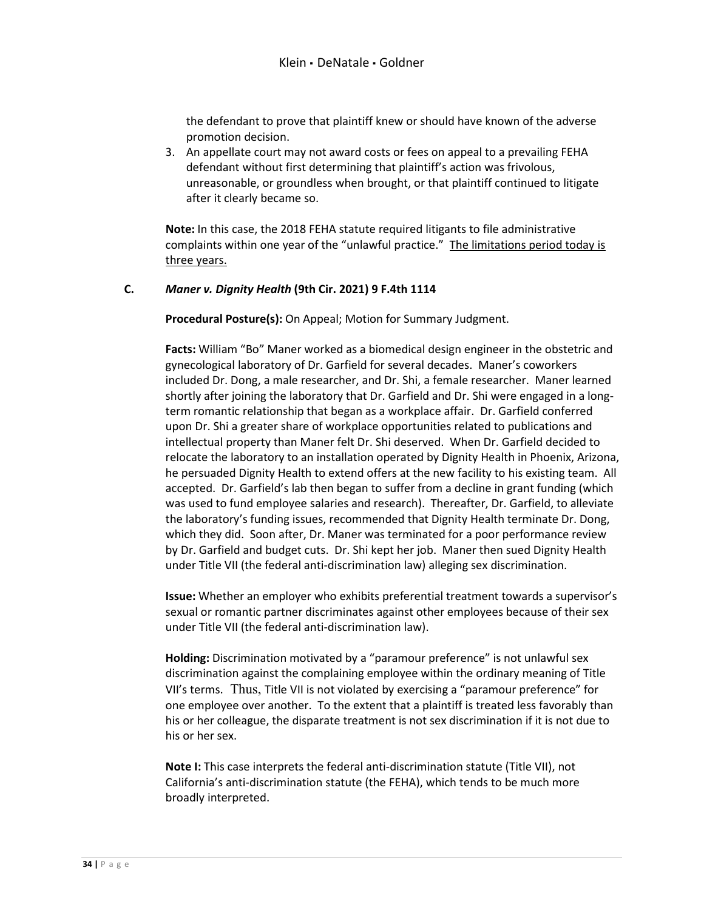the defendant to prove that plaintiff knew or should have known of the adverse promotion decision.

3. An appellate court may not award costs or fees on appeal to a prevailing FEHA defendant without first determining that plaintiff's action was frivolous, unreasonable, or groundless when brought, or that plaintiff continued to litigate after it clearly became so.

**Note:** In this case, the 2018 FEHA statute required litigants to file administrative complaints within one year of the "unlawful practice." <u>The limitations period today is three years.</u>

### C. *Maner v. Dignity Health* (9th Cir. 2021) 9 F.4th 1114

**Procedural Posture(s):** On Appeal; Motion for Summary Judgment.

**Facts:** William "Bo" Maner worked as a biomedical design engineer in the obstetric and gynecological laboratory of Dr. Garfield for several decades. Maner's coworkers included Dr. Dong, a male researcher, and Dr. Shi, a female researcher. Maner learned shortly after joining the laboratory that Dr. Garfield and Dr. Shi were engaged in a long-term romantic relationship that began as a workplace affair. Dr. Garfield conferred upon Dr. Shi a greater share of workplace opportunities related to publications and intellectual property than Maner felt Dr. Shi deserved. When Dr. Garfield decided to relocate the laboratory to an installation operated by Dignity Health in Phoenix, Arizona, he persuaded Dignity Health to extend offers at the new facility to his existing team. All accepted. Dr. Garfield's lab then began to suffer from a decline in grant funding (which was used to fund employee salaries and research). Thereafter, Dr. Garfield, to alleviate the laboratory's funding issues, recommended that Dignity Health terminate Dr. Dong, which they did. Soon after, Dr. Maner was terminated for a poor performance review by Dr. Garfield and budget cuts. Dr. Shi kept her job. Maner then sued Dignity Health under Title VII (the federal anti-discrimination law) alleging sex discrimination.

**Issue:** Whether an employer who exhibits preferential treatment towards a supervisor's sexual or romantic partner discriminates against other employees because of their sex under Title VII (the federal anti-discrimination law).

**Holding:** Discrimination motivated by a "paramour preference" is not unlawful sex discrimination against the complaining employee within the ordinary meaning of Title VII's terms. Thus, Title VII is not violated by exercising a "paramour preference" for one employee over another. To the extent that a plaintiff is treated less favorably than his or her colleague, the disparate treatment is not sex discrimination if it is not due to his or her sex.

**Note I:** This case interprets the federal anti-discrimination statute (Title VII), not California's anti-discrimination statute (the FEHA), which tends to be much more broadly interpreted.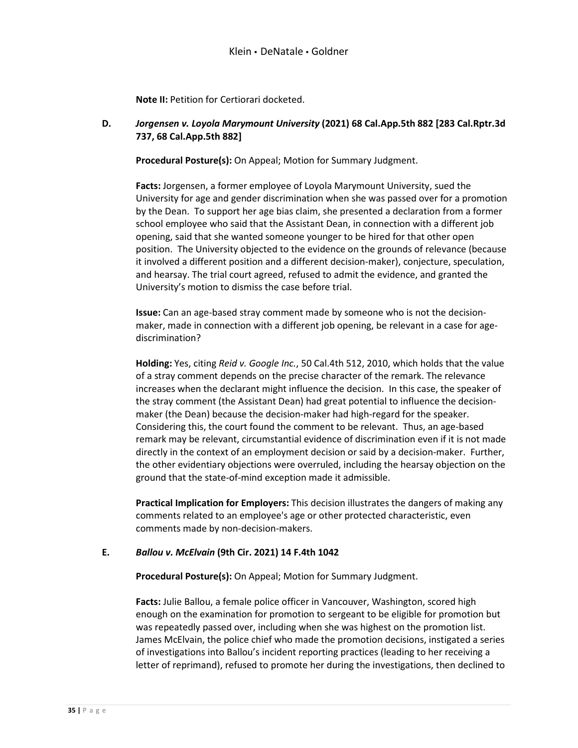**Note II:** Petition for Certiorari docketed.

### D. *Jorgensen v. Loyola Marymount University* (2021) 68 Cal.App.5th 882 [283 Cal.Rptr.3d 737, 68 Cal.App.5th 882]

**Procedural Posture(s):** On Appeal; Motion for Summary Judgment.

**Facts:** Jorgensen, a former employee of Loyola Marymount University, sued the University for age and gender discrimination when she was passed over for a promotion by the Dean. To support her age bias claim, she presented a declaration from a former school employee who said that the Assistant Dean, in connection with a different job opening, said that she wanted someone younger to be hired for that other open position. The University objected to the evidence on the grounds of relevance (because it involved a different position and a different decision-maker), conjecture, speculation, and hearsay. The trial court agreed, refused to admit the evidence, and granted the University's motion to dismiss the case before trial.

**Issue:** Can an age-based stray comment made by someone who is not the decision-maker, made in connection with a different job opening, be relevant in a case for age-discrimination?

**Holding:** Yes, citing *Reid v. Google Inc.*, 50 Cal.4th 512, 2010, which holds that the value of a stray comment depends on the precise character of the remark. The relevance increases when the declarant might influence the decision. In this case, the speaker of the stray comment (the Assistant Dean) had great potential to influence the decision-maker (the Dean) because the decision-maker had high-regard for the speaker. Considering this, the court found the comment to be relevant. Thus, an age-based remark may be relevant, circumstantial evidence of discrimination even if it is not made directly in the context of an employment decision or said by a decision-maker. Further, the other evidentiary objections were overruled, including the hearsay objection on the ground that the state-of-mind exception made it admissible.

**Practical Implication for Employers:** This decision illustrates the dangers of making any comments related to an employee's age or other protected characteristic, even comments made by non-decision-makers.

### E. *Ballou v. McElvain* (9th Cir. 2021) 14 F.4th 1042

**Procedural Posture(s):** On Appeal; Motion for Summary Judgment.

**Facts:** Julie Ballou, a female police officer in Vancouver, Washington, scored high enough on the examination for promotion to sergeant to be eligible for promotion but was repeatedly passed over, including when she was highest on the promotion list. James McElvain, the police chief who made the promotion decisions, instigated a series of investigations into Ballou's incident reporting practices (leading to her receiving a letter of reprimand), refused to promote her during the investigations, then declined to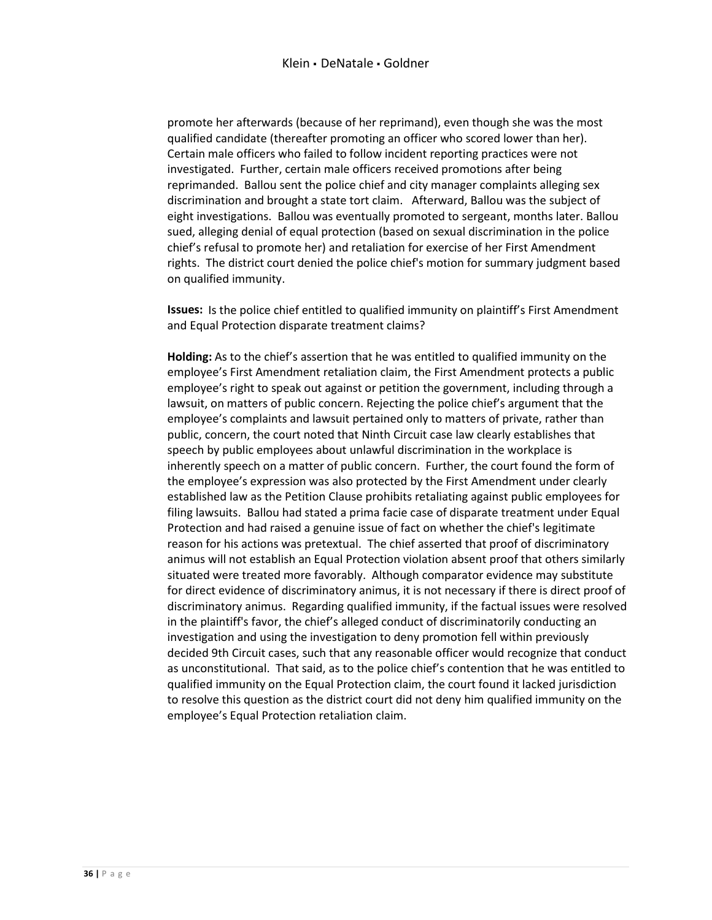promote her afterwards (because of her reprimand), even though she was the most qualified candidate (thereafter promoting an officer who scored lower than her). Certain male officers who failed to follow incident reporting practices were not investigated. Further, certain male officers received promotions after being reprimanded. Ballou sent the police chief and city manager complaints alleging sex discrimination and brought a state tort claim. Afterward, Ballou was the subject of eight investigations. Ballou was eventually promoted to sergeant, months later. Ballou sued, alleging denial of equal protection (based on sexual discrimination in the police chief's refusal to promote her) and retaliation for exercise of her First Amendment rights. The district court denied the police chief's motion for summary judgment based on qualified immunity.

**Issues:** Is the police chief entitled to qualified immunity on plaintiff's First Amendment and Equal Protection disparate treatment claims?

**Holding:** As to the chief's assertion that he was entitled to qualified immunity on the employee's First Amendment retaliation claim, the First Amendment protects a public employee's right to speak out against or petition the government, including through a lawsuit, on matters of public concern. Rejecting the police chief's argument that the employee's complaints and lawsuit pertained only to matters of private, rather than public, concern, the court noted that Ninth Circuit case law clearly establishes that speech by public employees about unlawful discrimination in the workplace is inherently speech on a matter of public concern. Further, the court found the form of the employee's expression was also protected by the First Amendment under clearly established law as the Petition Clause prohibits retaliating against public employees for filing lawsuits. Ballou had stated a prima facie case of disparate treatment under Equal Protection and had raised a genuine issue of fact on whether the chief's legitimate reason for his actions was pretextual. The chief asserted that proof of discriminatory animus will not establish an Equal Protection violation absent proof that others similarly situated were treated more favorably. Although comparator evidence may substitute for direct evidence of discriminatory animus, it is not necessary if there is direct proof of discriminatory animus. Regarding qualified immunity, if the factual issues were resolved in the plaintiff's favor, the chief's alleged conduct of discriminatorily conducting an investigation and using the investigation to deny promotion fell within previously decided 9th Circuit cases, such that any reasonable officer would recognize that conduct as unconstitutional. That said, as to the police chief's contention that he was entitled to qualified immunity on the Equal Protection claim, the court found it lacked jurisdiction to resolve this question as the district court did not deny him qualified immunity on the employee's Equal Protection retaliation claim.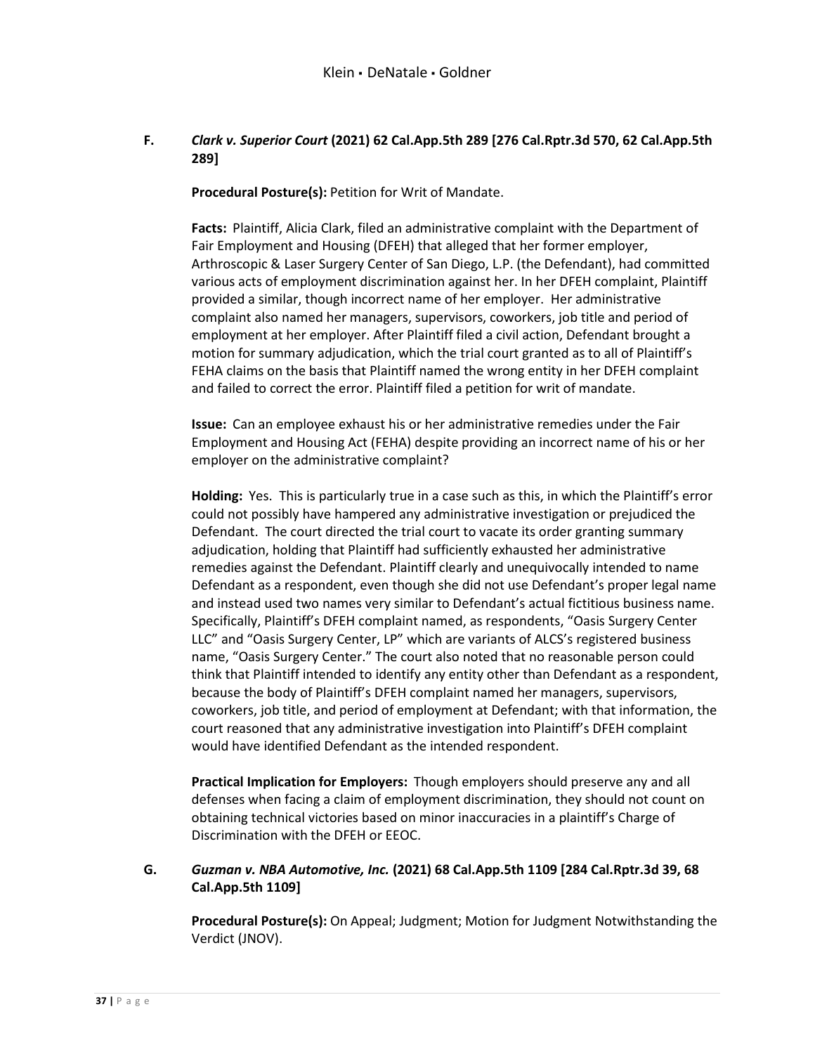**F.** ***Clark v. Superior Court*** **(2021) 62 Cal.App.5th 289 [276 Cal.Rptr.3d 570, 62 Cal.App.5th 289]**

**Procedural Posture(s):** Petition for Writ of Mandate.

**Facts:** Plaintiff, Alicia Clark, filed an administrative complaint with the Department of Fair Employment and Housing (DFEH) that alleged that her former employer, Arthroscopic & Laser Surgery Center of San Diego, L.P. (the Defendant), had committed various acts of employment discrimination against her. In her DFEH complaint, Plaintiff provided a similar, though incorrect name of her employer. Her administrative complaint also named her managers, supervisors, coworkers, job title and period of employment at her employer. After Plaintiff filed a civil action, Defendant brought a motion for summary adjudication, which the trial court granted as to all of Plaintiff's FEHA claims on the basis that Plaintiff named the wrong entity in her DFEH complaint and failed to correct the error. Plaintiff filed a petition for writ of mandate.

**Issue:** Can an employee exhaust his or her administrative remedies under the Fair Employment and Housing Act (FEHA) despite providing an incorrect name of his or her employer on the administrative complaint?

**Holding:** Yes. This is particularly true in a case such as this, in which the Plaintiff's error could not possibly have hampered any administrative investigation or prejudiced the Defendant. The court directed the trial court to vacate its order granting summary adjudication, holding that Plaintiff had sufficiently exhausted her administrative remedies against the Defendant. Plaintiff clearly and unequivocally intended to name Defendant as a respondent, even though she did not use Defendant's proper legal name and instead used two names very similar to Defendant's actual fictitious business name. Specifically, Plaintiff's DFEH complaint named, as respondents, "Oasis Surgery Center LLC" and "Oasis Surgery Center, LP" which are variants of ALCS's registered business name, "Oasis Surgery Center." The court also noted that no reasonable person could think that Plaintiff intended to identify any entity other than Defendant as a respondent, because the body of Plaintiff's DFEH complaint named her managers, supervisors, coworkers, job title, and period of employment at Defendant; with that information, the court reasoned that any administrative investigation into Plaintiff's DFEH complaint would have identified Defendant as the intended respondent.

**Practical Implication for Employers:** Though employers should preserve any and all defenses when facing a claim of employment discrimination, they should not count on obtaining technical victories based on minor inaccuracies in a plaintiff's Charge of Discrimination with the DFEH or EEOC.

**G.** ***Guzman v. NBA Automotive, Inc.*** **(2021) 68 Cal.App.5th 1109 [284 Cal.Rptr.3d 39, 68 Cal.App.5th 1109]**

**Procedural Posture(s):** On Appeal; Judgment; Motion for Judgment Notwithstanding the Verdict (JNOV).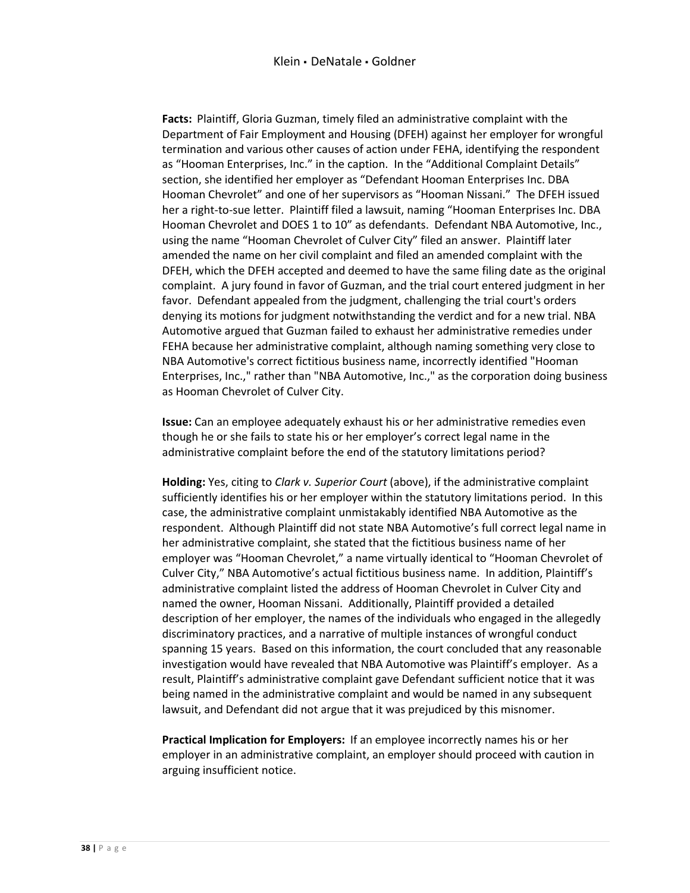**Facts:** Plaintiff, Gloria Guzman, timely filed an administrative complaint with the Department of Fair Employment and Housing (DFEH) against her employer for wrongful termination and various other causes of action under FEHA, identifying the respondent as "Hooman Enterprises, Inc." in the caption. In the "Additional Complaint Details" section, she identified her employer as "Defendant Hooman Enterprises Inc. DBA Hooman Chevrolet" and one of her supervisors as "Hooman Nissani." The DFEH issued her a right-to-sue letter. Plaintiff filed a lawsuit, naming "Hooman Enterprises Inc. DBA Hooman Chevrolet and DOES 1 to 10" as defendants. Defendant NBA Automotive, Inc., using the name "Hooman Chevrolet of Culver City" filed an answer. Plaintiff later amended the name on her civil complaint and filed an amended complaint with the DFEH, which the DFEH accepted and deemed to have the same filing date as the original complaint. A jury found in favor of Guzman, and the trial court entered judgment in her favor. Defendant appealed from the judgment, challenging the trial court's orders denying its motions for judgment notwithstanding the verdict and for a new trial. NBA Automotive argued that Guzman failed to exhaust her administrative remedies under FEHA because her administrative complaint, although naming something very close to NBA Automotive's correct fictitious business name, incorrectly identified "Hooman Enterprises, Inc.," rather than "NBA Automotive, Inc.," as the corporation doing business as Hooman Chevrolet of Culver City.

**Issue:** Can an employee adequately exhaust his or her administrative remedies even though he or she fails to state his or her employer's correct legal name in the administrative complaint before the end of the statutory limitations period?

**Holding:** Yes, citing to *Clark v. Superior Court* (above), if the administrative complaint sufficiently identifies his or her employer within the statutory limitations period. In this case, the administrative complaint unmistakably identified NBA Automotive as the respondent. Although Plaintiff did not state NBA Automotive's full correct legal name in her administrative complaint, she stated that the fictitious business name of her employer was "Hooman Chevrolet," a name virtually identical to "Hooman Chevrolet of Culver City," NBA Automotive's actual fictitious business name. In addition, Plaintiff's administrative complaint listed the address of Hooman Chevrolet in Culver City and named the owner, Hooman Nissani. Additionally, Plaintiff provided a detailed description of her employer, the names of the individuals who engaged in the allegedly discriminatory practices, and a narrative of multiple instances of wrongful conduct spanning 15 years. Based on this information, the court concluded that any reasonable investigation would have revealed that NBA Automotive was Plaintiff's employer. As a result, Plaintiff's administrative complaint gave Defendant sufficient notice that it was being named in the administrative complaint and would be named in any subsequent lawsuit, and Defendant did not argue that it was prejudiced by this misnomer.

**Practical Implication for Employers:** If an employee incorrectly names his or her employer in an administrative complaint, an employer should proceed with caution in arguing insufficient notice.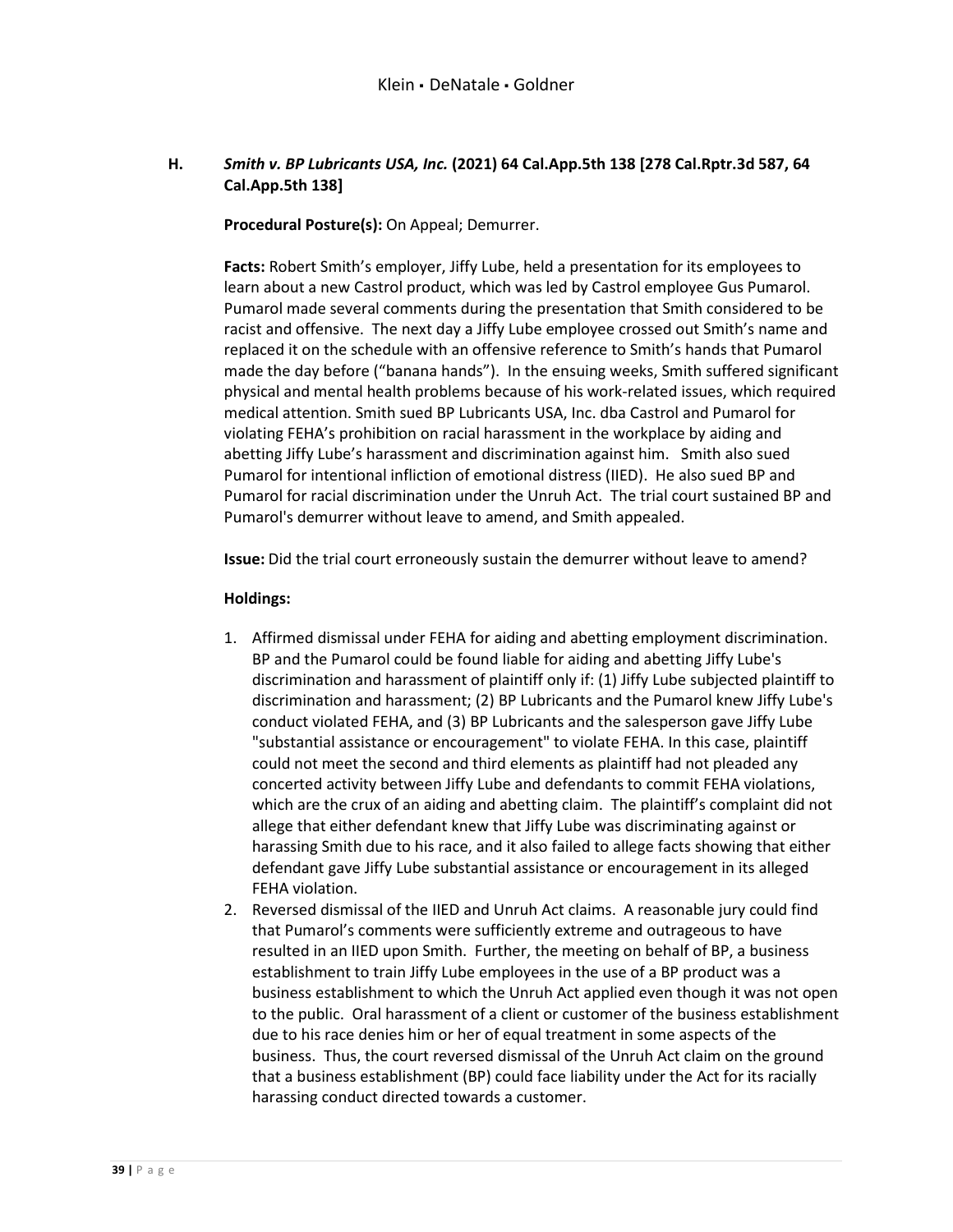### H. *Smith v. BP Lubricants USA, Inc.* (2021) 64 Cal.App.5th 138 [278 Cal.Rptr.3d 587, 64 Cal.App.5th 138]

**Procedural Posture(s):** On Appeal; Demurrer.

**Facts:** Robert Smith's employer, Jiffy Lube, held a presentation for its employees to learn about a new Castrol product, which was led by Castrol employee Gus Pumarol. Pumarol made several comments during the presentation that Smith considered to be racist and offensive. The next day a Jiffy Lube employee crossed out Smith's name and replaced it on the schedule with an offensive reference to Smith's hands that Pumarol made the day before ("banana hands"). In the ensuing weeks, Smith suffered significant physical and mental health problems because of his work-related issues, which required medical attention. Smith sued BP Lubricants USA, Inc. dba Castrol and Pumarol for violating FEHA's prohibition on racial harassment in the workplace by aiding and abetting Jiffy Lube's harassment and discrimination against him. Smith also sued Pumarol for intentional infliction of emotional distress (IIED). He also sued BP and Pumarol for racial discrimination under the Unruh Act. The trial court sustained BP and Pumarol's demurrer without leave to amend, and Smith appealed.

**Issue:** Did the trial court erroneously sustain the demurrer without leave to amend?

**Holdings:**

1. Affirmed dismissal under FEHA for aiding and abetting employment discrimination. BP and the Pumarol could be found liable for aiding and abetting Jiffy Lube's discrimination and harassment of plaintiff only if: (1) Jiffy Lube subjected plaintiff to discrimination and harassment; (2) BP Lubricants and the Pumarol knew Jiffy Lube's conduct violated FEHA, and (3) BP Lubricants and the salesperson gave Jiffy Lube "substantial assistance or encouragement" to violate FEHA. In this case, plaintiff could not meet the second and third elements as plaintiff had not pleaded any concerted activity between Jiffy Lube and defendants to commit FEHA violations, which are the crux of an aiding and abetting claim. The plaintiff's complaint did not allege that either defendant knew that Jiffy Lube was discriminating against or harassing Smith due to his race, and it also failed to allege facts showing that either defendant gave Jiffy Lube substantial assistance or encouragement in its alleged FEHA violation.
2. Reversed dismissal of the IIED and Unruh Act claims. A reasonable jury could find that Pumarol's comments were sufficiently extreme and outrageous to have resulted in an IIED upon Smith. Further, the meeting on behalf of BP, a business establishment to train Jiffy Lube employees in the use of a BP product was a business establishment to which the Unruh Act applied even though it was not open to the public. Oral harassment of a client or customer of the business establishment due to his race denies him or her of equal treatment in some aspects of the business. Thus, the court reversed dismissal of the Unruh Act claim on the ground that a business establishment (BP) could face liability under the Act for its racially harassing conduct directed towards a customer.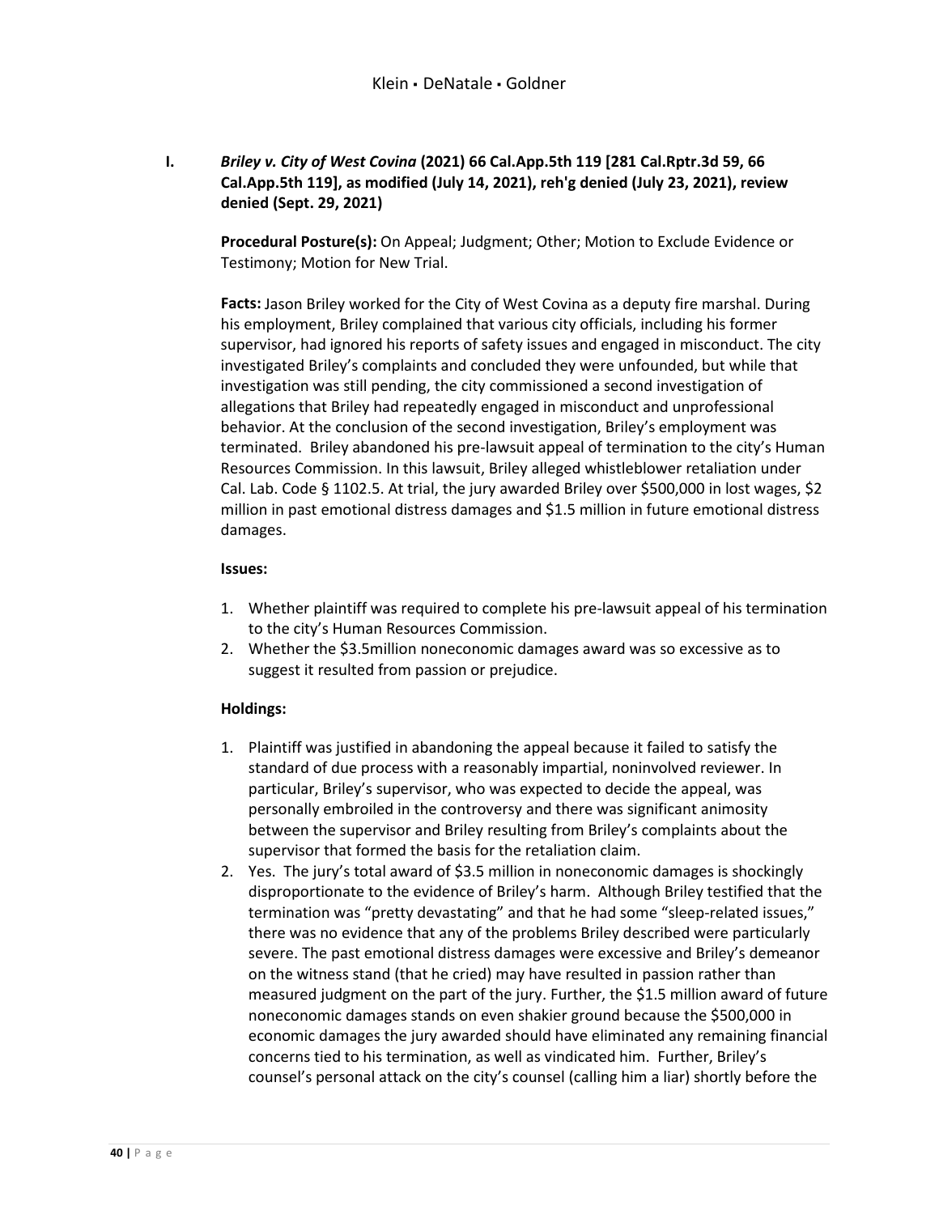## I. *Briley v. City of West Covina* (2021) 66 Cal.App.5th 119 [281 Cal.Rptr.3d 59, 66 Cal.App.5th 119], as modified (July 14, 2021), reh'g denied (July 23, 2021), review denied (Sept. 29, 2021)

**Procedural Posture(s):** On Appeal; Judgment; Other; Motion to Exclude Evidence or Testimony; Motion for New Trial.

**Facts:** Jason Briley worked for the City of West Covina as a deputy fire marshal. During his employment, Briley complained that various city officials, including his former supervisor, had ignored his reports of safety issues and engaged in misconduct. The city investigated Briley's complaints and concluded they were unfounded, but while that investigation was still pending, the city commissioned a second investigation of allegations that Briley had repeatedly engaged in misconduct and unprofessional behavior. At the conclusion of the second investigation, Briley's employment was terminated. Briley abandoned his pre-lawsuit appeal of termination to the city's Human Resources Commission. In this lawsuit, Briley alleged whistleblower retaliation under Cal. Lab. Code § 1102.5. At trial, the jury awarded Briley over $500,000 in lost wages, $2 million in past emotional distress damages and $1.5 million in future emotional distress damages.

**Issues:**

1. Whether plaintiff was required to complete his pre-lawsuit appeal of his termination to the city's Human Resources Commission.
2. Whether the $3.5million noneconomic damages award was so excessive as to suggest it resulted from passion or prejudice.

**Holdings:**

1. Plaintiff was justified in abandoning the appeal because it failed to satisfy the standard of due process with a reasonably impartial, noninvolved reviewer. In particular, Briley's supervisor, who was expected to decide the appeal, was personally embroiled in the controversy and there was significant animosity between the supervisor and Briley resulting from Briley's complaints about the supervisor that formed the basis for the retaliation claim.
2. Yes. The jury's total award of $3.5 million in noneconomic damages is shockingly disproportionate to the evidence of Briley's harm. Although Briley testified that the termination was "pretty devastating" and that he had some "sleep-related issues," there was no evidence that any of the problems Briley described were particularly severe. The past emotional distress damages were excessive and Briley's demeanor on the witness stand (that he cried) may have resulted in passion rather than measured judgment on the part of the jury. Further, the $1.5 million award of future noneconomic damages stands on even shakier ground because the $500,000 in economic damages the jury awarded should have eliminated any remaining financial concerns tied to his termination, as well as vindicated him. Further, Briley's counsel's personal attack on the city's counsel (calling him a liar) shortly before the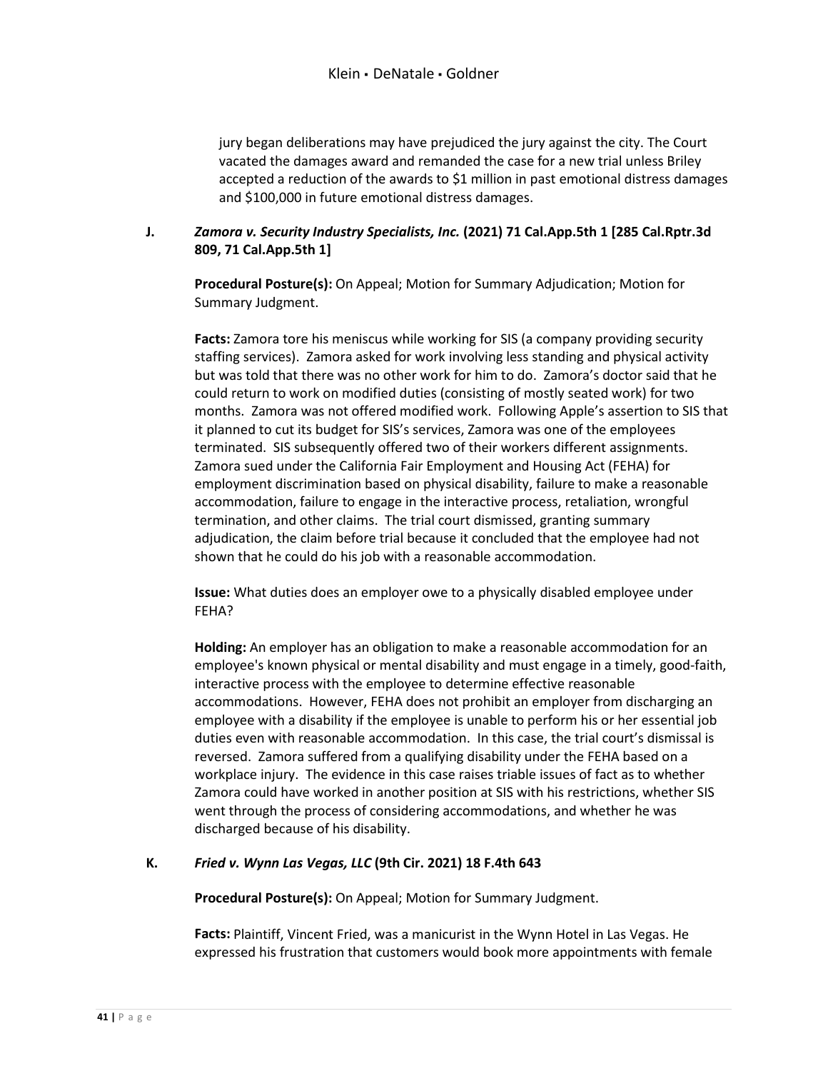jury began deliberations may have prejudiced the jury against the city. The Court vacated the damages award and remanded the case for a new trial unless Briley accepted a reduction of the awards to $1 million in past emotional distress damages and $100,000 in future emotional distress damages.

### J. *Zamora v. Security Industry Specialists, Inc.* (2021) 71 Cal.App.5th 1 [285 Cal.Rptr.3d 809, 71 Cal.App.5th 1]

**Procedural Posture(s):** On Appeal; Motion for Summary Adjudication; Motion for Summary Judgment.

**Facts:** Zamora tore his meniscus while working for SIS (a company providing security staffing services). Zamora asked for work involving less standing and physical activity but was told that there was no other work for him to do. Zamora's doctor said that he could return to work on modified duties (consisting of mostly seated work) for two months. Zamora was not offered modified work. Following Apple's assertion to SIS that it planned to cut its budget for SIS's services, Zamora was one of the employees terminated. SIS subsequently offered two of their workers different assignments. Zamora sued under the California Fair Employment and Housing Act (FEHA) for employment discrimination based on physical disability, failure to make a reasonable accommodation, failure to engage in the interactive process, retaliation, wrongful termination, and other claims. The trial court dismissed, granting summary adjudication, the claim before trial because it concluded that the employee had not shown that he could do his job with a reasonable accommodation.

**Issue:** What duties does an employer owe to a physically disabled employee under FEHA?

**Holding:** An employer has an obligation to make a reasonable accommodation for an employee's known physical or mental disability and must engage in a timely, good-faith, interactive process with the employee to determine effective reasonable accommodations. However, FEHA does not prohibit an employer from discharging an employee with a disability if the employee is unable to perform his or her essential job duties even with reasonable accommodation. In this case, the trial court's dismissal is reversed. Zamora suffered from a qualifying disability under the FEHA based on a workplace injury. The evidence in this case raises triable issues of fact as to whether Zamora could have worked in another position at SIS with his restrictions, whether SIS went through the process of considering accommodations, and whether he was discharged because of his disability.

### K. *Fried v. Wynn Las Vegas, LLC* (9th Cir. 2021) 18 F.4th 643

**Procedural Posture(s):** On Appeal; Motion for Summary Judgment.

**Facts:** Plaintiff, Vincent Fried, was a manicurist in the Wynn Hotel in Las Vegas. He expressed his frustration that customers would book more appointments with female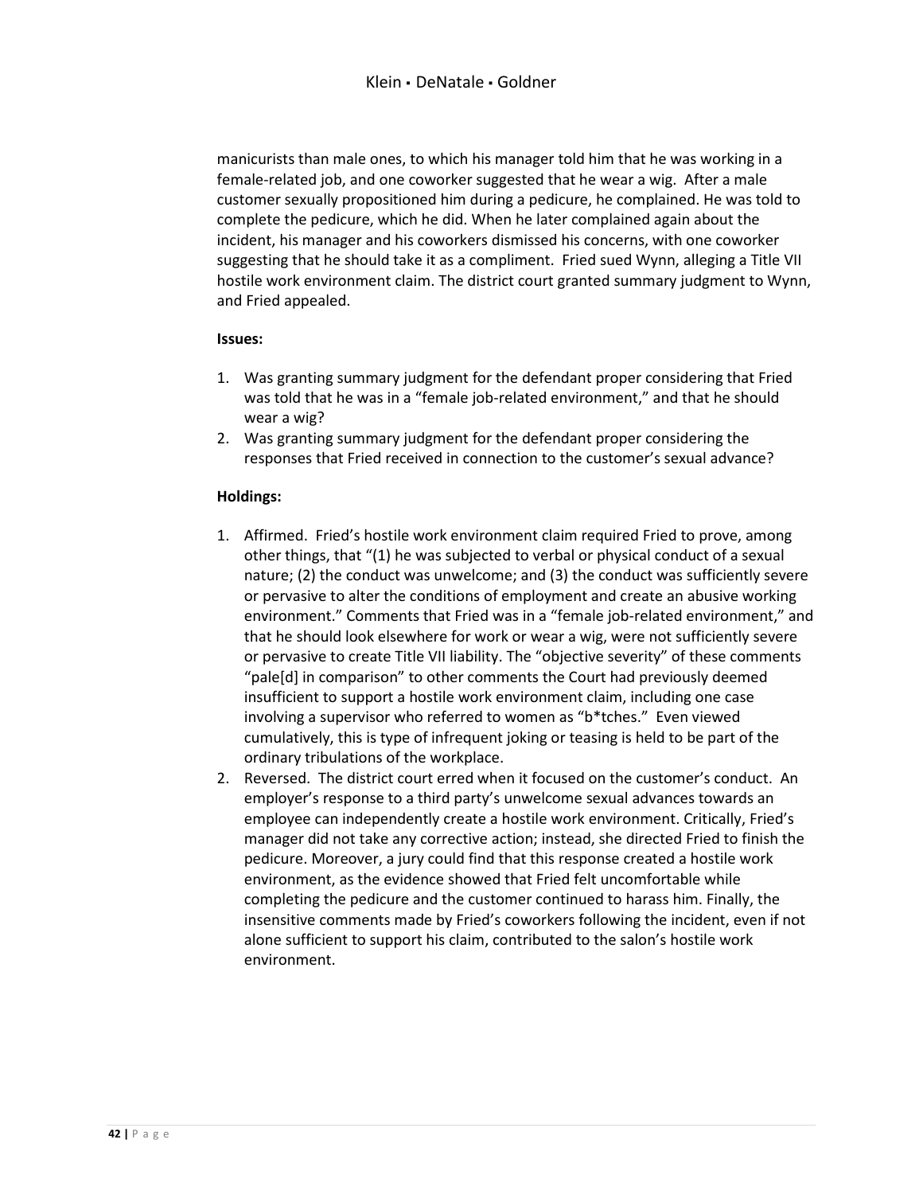manicurists than male ones, to which his manager told him that he was working in a female-related job, and one coworker suggested that he wear a wig. After a male customer sexually propositioned him during a pedicure, he complained. He was told to complete the pedicure, which he did. When he later complained again about the incident, his manager and his coworkers dismissed his concerns, with one coworker suggesting that he should take it as a compliment. Fried sued Wynn, alleging a Title VII hostile work environment claim. The district court granted summary judgment to Wynn, and Fried appealed.

**Issues:**

1. Was granting summary judgment for the defendant proper considering that Fried was told that he was in a "female job-related environment," and that he should wear a wig?
2. Was granting summary judgment for the defendant proper considering the responses that Fried received in connection to the customer's sexual advance?

**Holdings:**

1. Affirmed. Fried's hostile work environment claim required Fried to prove, among other things, that "(1) he was subjected to verbal or physical conduct of a sexual nature; (2) the conduct was unwelcome; and (3) the conduct was sufficiently severe or pervasive to alter the conditions of employment and create an abusive working environment." Comments that Fried was in a "female job-related environment," and that he should look elsewhere for work or wear a wig, were not sufficiently severe or pervasive to create Title VII liability. The "objective severity" of these comments "pale[d] in comparison" to other comments the Court had previously deemed insufficient to support a hostile work environment claim, including one case involving a supervisor who referred to women as "b*tches." Even viewed cumulatively, this is type of infrequent joking or teasing is held to be part of the ordinary tribulations of the workplace.
2. Reversed. The district court erred when it focused on the customer's conduct. An employer's response to a third party's unwelcome sexual advances towards an employee can independently create a hostile work environment. Critically, Fried's manager did not take any corrective action; instead, she directed Fried to finish the pedicure. Moreover, a jury could find that this response created a hostile work environment, as the evidence showed that Fried felt uncomfortable while completing the pedicure and the customer continued to harass him. Finally, the insensitive comments made by Fried's coworkers following the incident, even if not alone sufficient to support his claim, contributed to the salon's hostile work environment.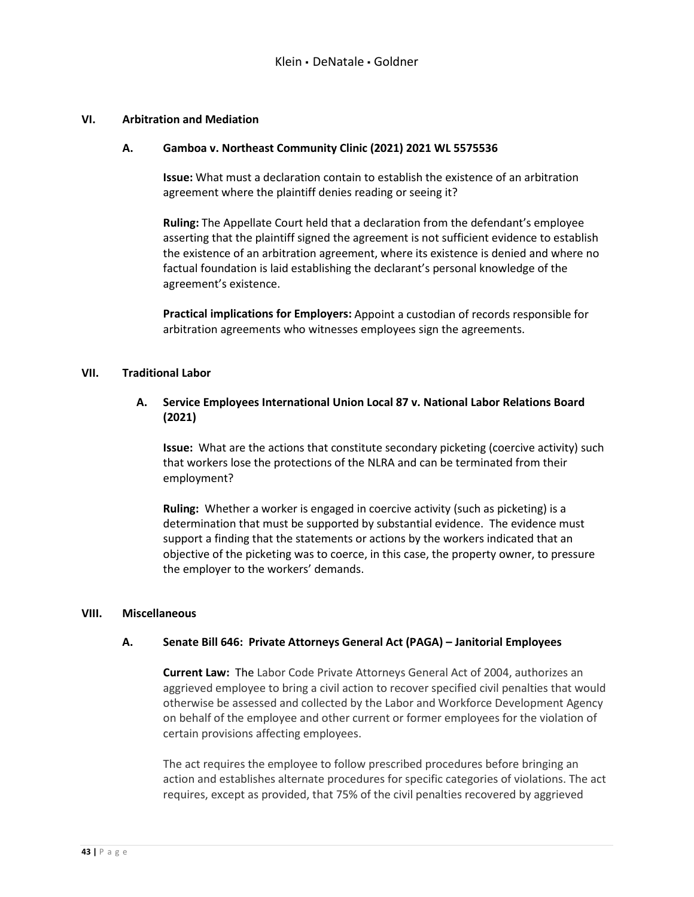## VI. Arbitration and Mediation

### A. Gamboa v. Northeast Community Clinic (2021) 2021 WL 5575536

**Issue:** What must a declaration contain to establish the existence of an arbitration agreement where the plaintiff denies reading or seeing it?

**Ruling:** The Appellate Court held that a declaration from the defendant's employee asserting that the plaintiff signed the agreement is not sufficient evidence to establish the existence of an arbitration agreement, where its existence is denied and where no factual foundation is laid establishing the declarant's personal knowledge of the agreement's existence.

**Practical implications for Employers:** Appoint a custodian of records responsible for arbitration agreements who witnesses employees sign the agreements.

## VII. Traditional Labor

### A. Service Employees International Union Local 87 v. National Labor Relations Board (2021)

**Issue:** What are the actions that constitute secondary picketing (coercive activity) such that workers lose the protections of the NLRA and can be terminated from their employment?

**Ruling:** Whether a worker is engaged in coercive activity (such as picketing) is a determination that must be supported by substantial evidence. The evidence must support a finding that the statements or actions by the workers indicated that an objective of the picketing was to coerce, in this case, the property owner, to pressure the employer to the workers' demands.

## VIII. Miscellaneous

### A. Senate Bill 646: Private Attorneys General Act (PAGA) – Janitorial Employees

**Current Law:** The Labor Code Private Attorneys General Act of 2004, authorizes an aggrieved employee to bring a civil action to recover specified civil penalties that would otherwise be assessed and collected by the Labor and Workforce Development Agency on behalf of the employee and other current or former employees for the violation of certain provisions affecting employees.

The act requires the employee to follow prescribed procedures before bringing an action and establishes alternate procedures for specific categories of violations. The act requires, except as provided, that 75% of the civil penalties recovered by aggrieved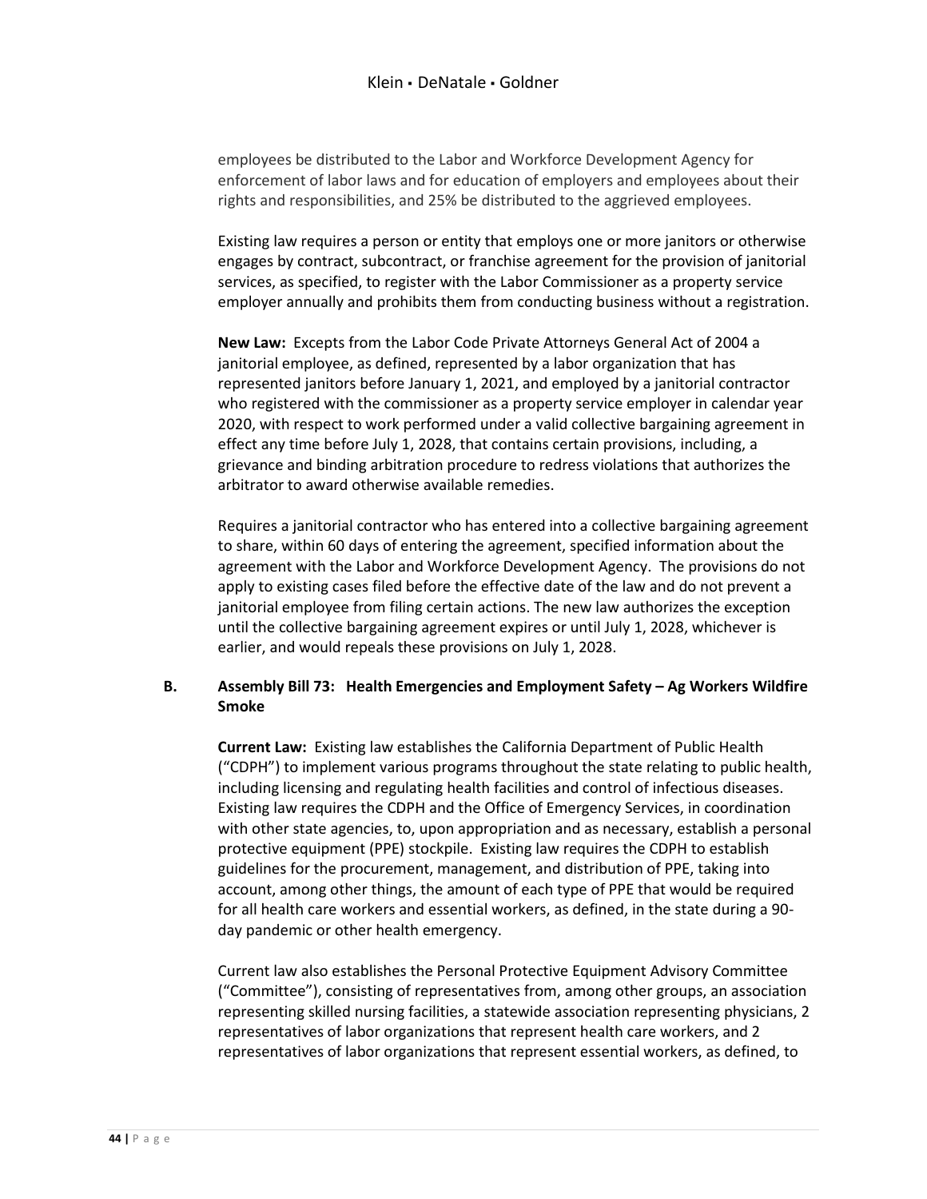employees be distributed to the Labor and Workforce Development Agency for enforcement of labor laws and for education of employers and employees about their rights and responsibilities, and 25% be distributed to the aggrieved employees.

Existing law requires a person or entity that employs one or more janitors or otherwise engages by contract, subcontract, or franchise agreement for the provision of janitorial services, as specified, to register with the Labor Commissioner as a property service employer annually and prohibits them from conducting business without a registration.

**New Law:** Excepts from the Labor Code Private Attorneys General Act of 2004 a janitorial employee, as defined, represented by a labor organization that has represented janitors before January 1, 2021, and employed by a janitorial contractor who registered with the commissioner as a property service employer in calendar year 2020, with respect to work performed under a valid collective bargaining agreement in effect any time before July 1, 2028, that contains certain provisions, including, a grievance and binding arbitration procedure to redress violations that authorizes the arbitrator to award otherwise available remedies.

Requires a janitorial contractor who has entered into a collective bargaining agreement to share, within 60 days of entering the agreement, specified information about the agreement with the Labor and Workforce Development Agency. The provisions do not apply to existing cases filed before the effective date of the law and do not prevent a janitorial employee from filing certain actions. The new law authorizes the exception until the collective bargaining agreement expires or until July 1, 2028, whichever is earlier, and would repeals these provisions on July 1, 2028.

### B. Assembly Bill 73: Health Emergencies and Employment Safety – Ag Workers Wildfire Smoke

**Current Law:** Existing law establishes the California Department of Public Health ("CDPH") to implement various programs throughout the state relating to public health, including licensing and regulating health facilities and control of infectious diseases. Existing law requires the CDPH and the Office of Emergency Services, in coordination with other state agencies, to, upon appropriation and as necessary, establish a personal protective equipment (PPE) stockpile. Existing law requires the CDPH to establish guidelines for the procurement, management, and distribution of PPE, taking into account, among other things, the amount of each type of PPE that would be required for all health care workers and essential workers, as defined, in the state during a 90-day pandemic or other health emergency.

Current law also establishes the Personal Protective Equipment Advisory Committee ("Committee"), consisting of representatives from, among other groups, an association representing skilled nursing facilities, a statewide association representing physicians, 2 representatives of labor organizations that represent health care workers, and 2 representatives of labor organizations that represent essential workers, as defined, to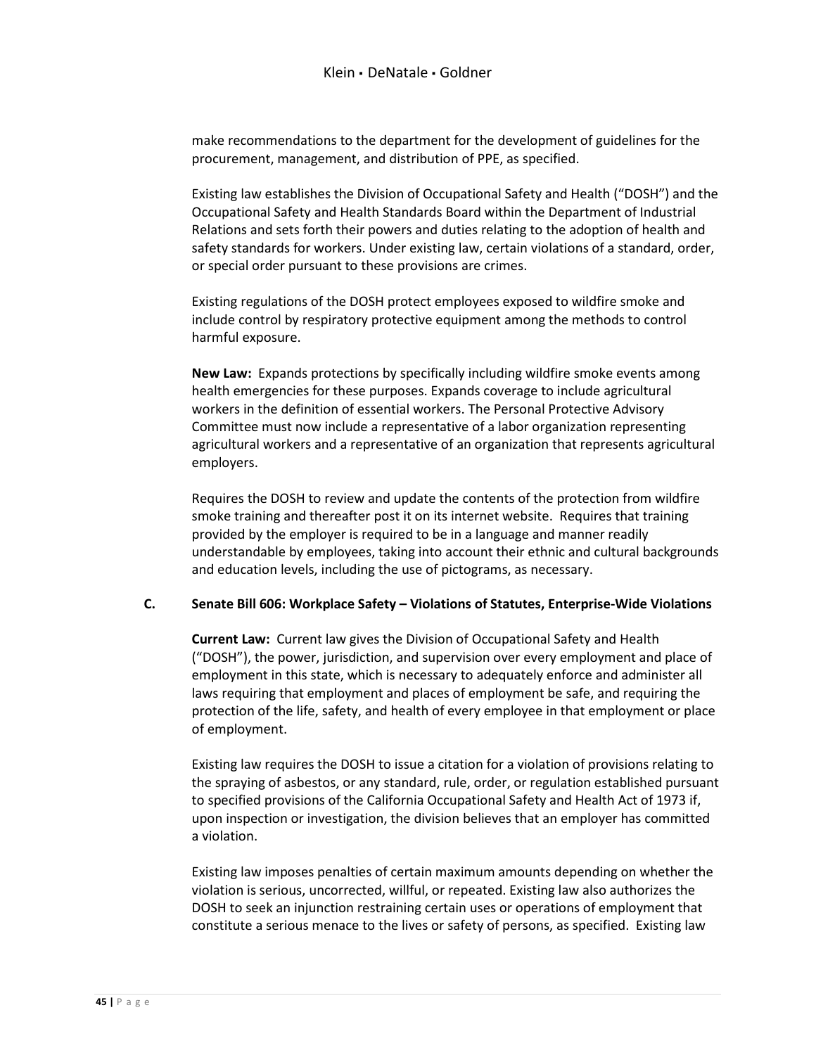make recommendations to the department for the development of guidelines for the procurement, management, and distribution of PPE, as specified.

Existing law establishes the Division of Occupational Safety and Health ("DOSH") and the Occupational Safety and Health Standards Board within the Department of Industrial Relations and sets forth their powers and duties relating to the adoption of health and safety standards for workers. Under existing law, certain violations of a standard, order, or special order pursuant to these provisions are crimes.

Existing regulations of the DOSH protect employees exposed to wildfire smoke and include control by respiratory protective equipment among the methods to control harmful exposure.

**New Law:** Expands protections by specifically including wildfire smoke events among health emergencies for these purposes. Expands coverage to include agricultural workers in the definition of essential workers. The Personal Protective Advisory Committee must now include a representative of a labor organization representing agricultural workers and a representative of an organization that represents agricultural employers.

Requires the DOSH to review and update the contents of the protection from wildfire smoke training and thereafter post it on its internet website. Requires that training provided by the employer is required to be in a language and manner readily understandable by employees, taking into account their ethnic and cultural backgrounds and education levels, including the use of pictograms, as necessary.

### C. Senate Bill 606: Workplace Safety – Violations of Statutes, Enterprise-Wide Violations

**Current Law:** Current law gives the Division of Occupational Safety and Health ("DOSH"), the power, jurisdiction, and supervision over every employment and place of employment in this state, which is necessary to adequately enforce and administer all laws requiring that employment and places of employment be safe, and requiring the protection of the life, safety, and health of every employee in that employment or place of employment.

Existing law requires the DOSH to issue a citation for a violation of provisions relating to the spraying of asbestos, or any standard, rule, order, or regulation established pursuant to specified provisions of the California Occupational Safety and Health Act of 1973 if, upon inspection or investigation, the division believes that an employer has committed a violation.

Existing law imposes penalties of certain maximum amounts depending on whether the violation is serious, uncorrected, willful, or repeated. Existing law also authorizes the DOSH to seek an injunction restraining certain uses or operations of employment that constitute a serious menace to the lives or safety of persons, as specified. Existing law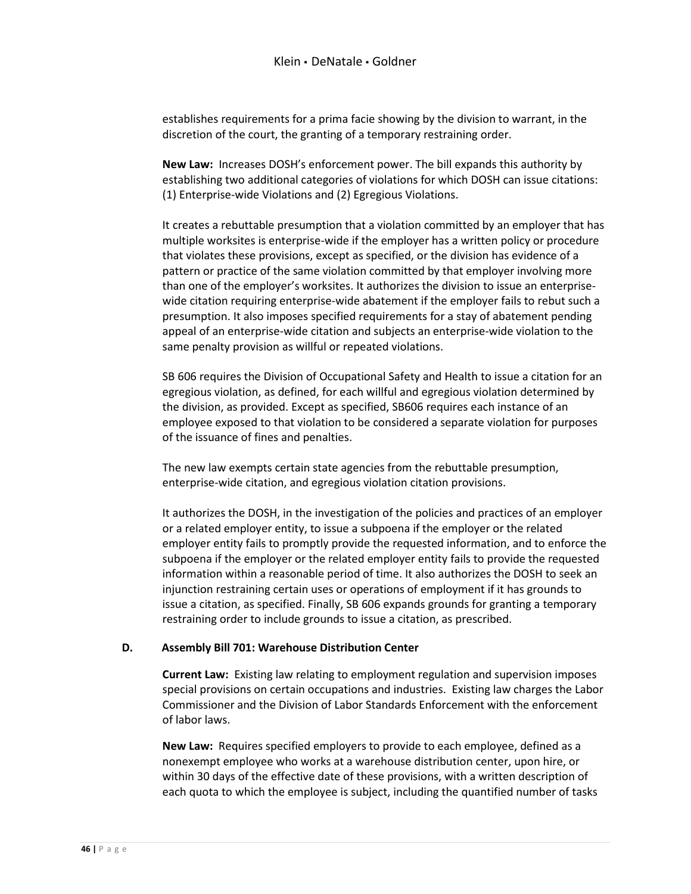establishes requirements for a prima facie showing by the division to warrant, in the discretion of the court, the granting of a temporary restraining order.

**New Law:** Increases DOSH's enforcement power. The bill expands this authority by establishing two additional categories of violations for which DOSH can issue citations: (1) Enterprise-wide Violations and (2) Egregious Violations.

It creates a rebuttable presumption that a violation committed by an employer that has multiple worksites is enterprise-wide if the employer has a written policy or procedure that violates these provisions, except as specified, or the division has evidence of a pattern or practice of the same violation committed by that employer involving more than one of the employer's worksites. It authorizes the division to issue an enterprise-wide citation requiring enterprise-wide abatement if the employer fails to rebut such a presumption. It also imposes specified requirements for a stay of abatement pending appeal of an enterprise-wide citation and subjects an enterprise-wide violation to the same penalty provision as willful or repeated violations.

SB 606 requires the Division of Occupational Safety and Health to issue a citation for an egregious violation, as defined, for each willful and egregious violation determined by the division, as provided. Except as specified, SB606 requires each instance of an employee exposed to that violation to be considered a separate violation for purposes of the issuance of fines and penalties.

The new law exempts certain state agencies from the rebuttable presumption, enterprise-wide citation, and egregious violation citation provisions.

It authorizes the DOSH, in the investigation of the policies and practices of an employer or a related employer entity, to issue a subpoena if the employer or the related employer entity fails to promptly provide the requested information, and to enforce the subpoena if the employer or the related employer entity fails to provide the requested information within a reasonable period of time. It also authorizes the DOSH to seek an injunction restraining certain uses or operations of employment if it has grounds to issue a citation, as specified. Finally, SB 606 expands grounds for granting a temporary restraining order to include grounds to issue a citation, as prescribed.

### D. Assembly Bill 701: Warehouse Distribution Center

**Current Law:** Existing law relating to employment regulation and supervision imposes special provisions on certain occupations and industries. Existing law charges the Labor Commissioner and the Division of Labor Standards Enforcement with the enforcement of labor laws.

**New Law:** Requires specified employers to provide to each employee, defined as a nonexempt employee who works at a warehouse distribution center, upon hire, or within 30 days of the effective date of these provisions, with a written description of each quota to which the employee is subject, including the quantified number of tasks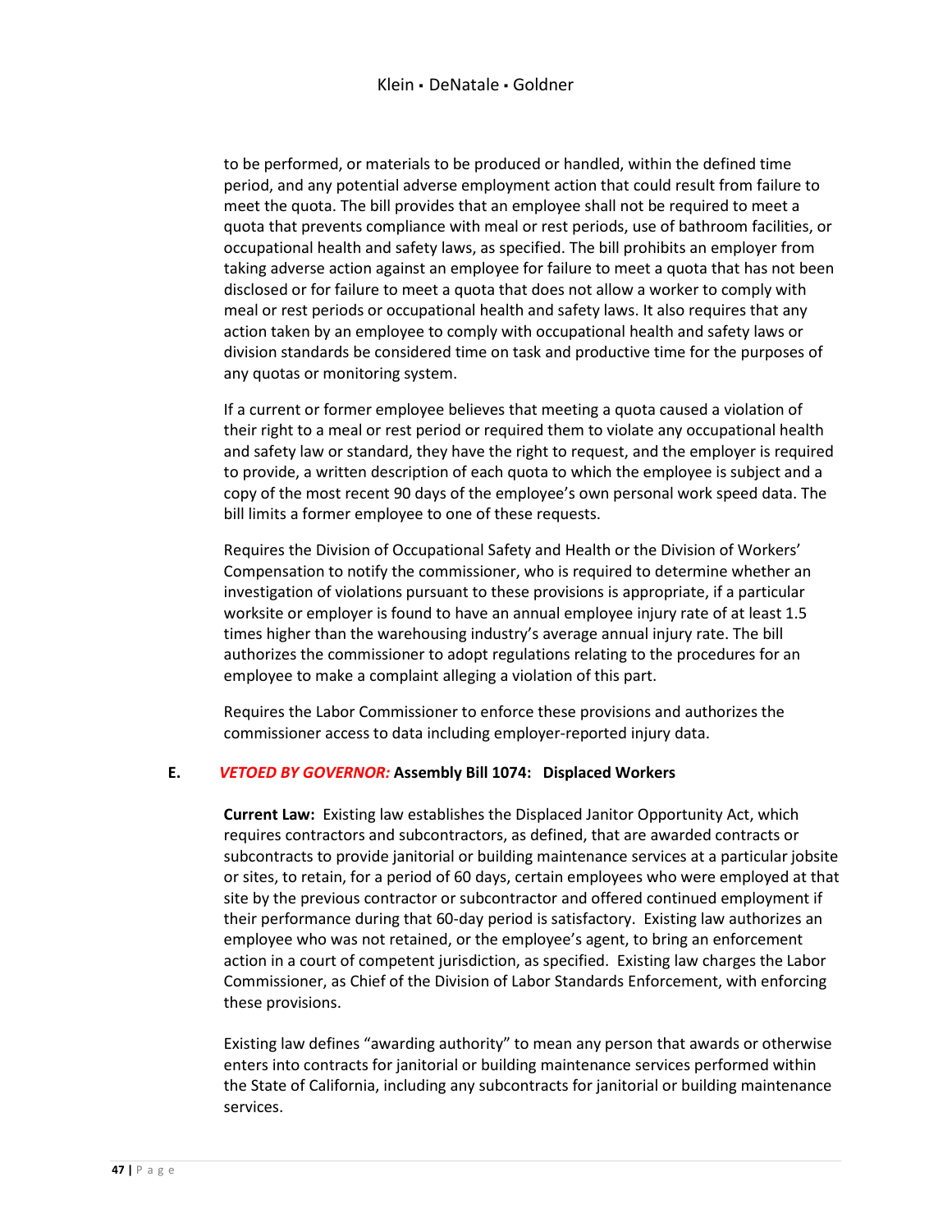to be performed, or materials to be produced or handled, within the defined time period, and any potential adverse employment action that could result from failure to meet the quota. The bill provides that an employee shall not be required to meet a quota that prevents compliance with meal or rest periods, use of bathroom facilities, or occupational health and safety laws, as specified. The bill prohibits an employer from taking adverse action against an employee for failure to meet a quota that has not been disclosed or for failure to meet a quota that does not allow a worker to comply with meal or rest periods or occupational health and safety laws. It also requires that any action taken by an employee to comply with occupational health and safety laws or division standards be considered time on task and productive time for the purposes of any quotas or monitoring system.

If a current or former employee believes that meeting a quota caused a violation of their right to a meal or rest period or required them to violate any occupational health and safety law or standard, they have the right to request, and the employer is required to provide, a written description of each quota to which the employee is subject and a copy of the most recent 90 days of the employee's own personal work speed data. The bill limits a former employee to one of these requests.

Requires the Division of Occupational Safety and Health or the Division of Workers' Compensation to notify the commissioner, who is required to determine whether an investigation of violations pursuant to these provisions is appropriate, if a particular worksite or employer is found to have an annual employee injury rate of at least 1.5 times higher than the warehousing industry's average annual injury rate. The bill authorizes the commissioner to adopt regulations relating to the procedures for an employee to make a complaint alleging a violation of this part.

Requires the Labor Commissioner to enforce these provisions and authorizes the commissioner access to data including employer-reported injury data.

### E. *VETOED BY GOVERNOR:* Assembly Bill 1074: Displaced Workers

**Current Law:** Existing law establishes the Displaced Janitor Opportunity Act, which requires contractors and subcontractors, as defined, that are awarded contracts or subcontracts to provide janitorial or building maintenance services at a particular jobsite or sites, to retain, for a period of 60 days, certain employees who were employed at that site by the previous contractor or subcontractor and offered continued employment if their performance during that 60-day period is satisfactory. Existing law authorizes an employee who was not retained, or the employee's agent, to bring an enforcement action in a court of competent jurisdiction, as specified. Existing law charges the Labor Commissioner, as Chief of the Division of Labor Standards Enforcement, with enforcing these provisions.

Existing law defines "awarding authority" to mean any person that awards or otherwise enters into contracts for janitorial or building maintenance services performed within the State of California, including any subcontracts for janitorial or building maintenance services.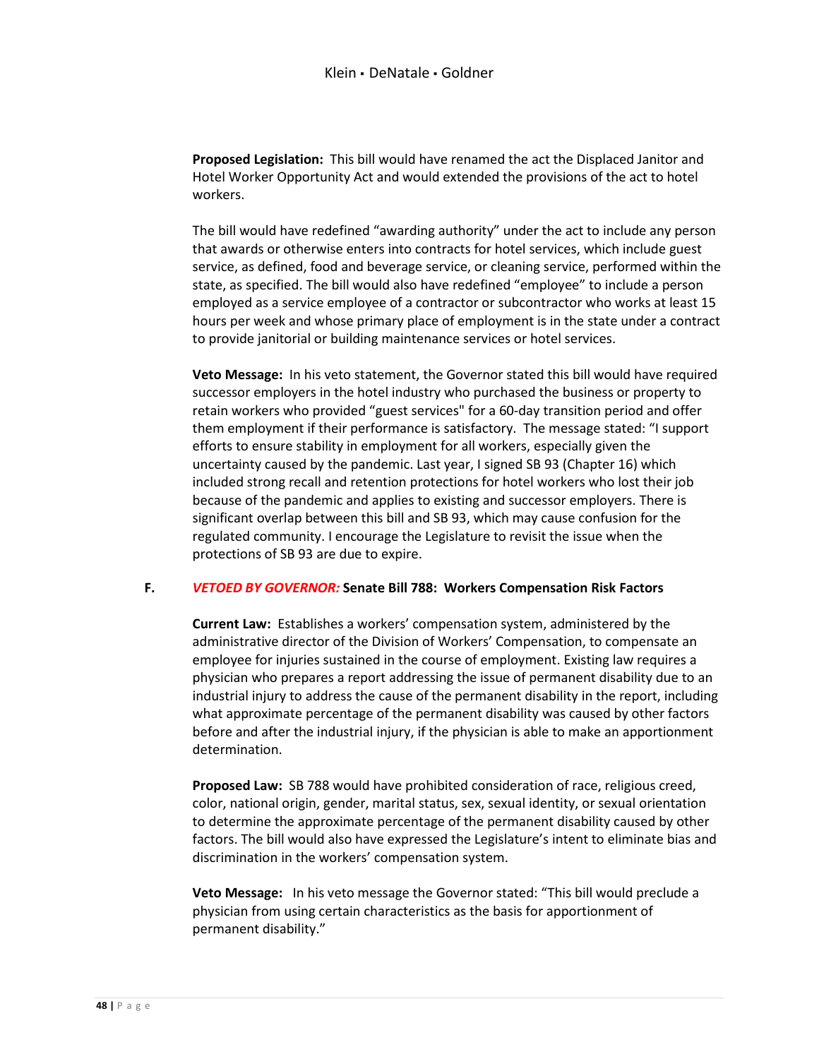**Proposed Legislation:** This bill would have renamed the act the Displaced Janitor and Hotel Worker Opportunity Act and would extended the provisions of the act to hotel workers.

The bill would have redefined "awarding authority" under the act to include any person that awards or otherwise enters into contracts for hotel services, which include guest service, as defined, food and beverage service, or cleaning service, performed within the state, as specified. The bill would also have redefined "employee" to include a person employed as a service employee of a contractor or subcontractor who works at least 15 hours per week and whose primary place of employment is in the state under a contract to provide janitorial or building maintenance services or hotel services.

**Veto Message:** In his veto statement, the Governor stated this bill would have required successor employers in the hotel industry who purchased the business or property to retain workers who provided "guest services" for a 60-day transition period and offer them employment if their performance is satisfactory. The message stated: "I support efforts to ensure stability in employment for all workers, especially given the uncertainty caused by the pandemic. Last year, I signed SB 93 (Chapter 16) which included strong recall and retention protections for hotel workers who lost their job because of the pandemic and applies to existing and successor employers. There is significant overlap between this bill and SB 93, which may cause confusion for the regulated community. I encourage the Legislature to revisit the issue when the protections of SB 93 are due to expire.

### F. *VETOED BY GOVERNOR:* Senate Bill 788: Workers Compensation Risk Factors

**Current Law:** Establishes a workers' compensation system, administered by the administrative director of the Division of Workers' Compensation, to compensate an employee for injuries sustained in the course of employment. Existing law requires a physician who prepares a report addressing the issue of permanent disability due to an industrial injury to address the cause of the permanent disability in the report, including what approximate percentage of the permanent disability was caused by other factors before and after the industrial injury, if the physician is able to make an apportionment determination.

**Proposed Law:** SB 788 would have prohibited consideration of race, religious creed, color, national origin, gender, marital status, sex, sexual identity, or sexual orientation to determine the approximate percentage of the permanent disability caused by other factors. The bill would also have expressed the Legislature's intent to eliminate bias and discrimination in the workers' compensation system.

**Veto Message:** In his veto message the Governor stated: "This bill would preclude a physician from using certain characteristics as the basis for apportionment of permanent disability."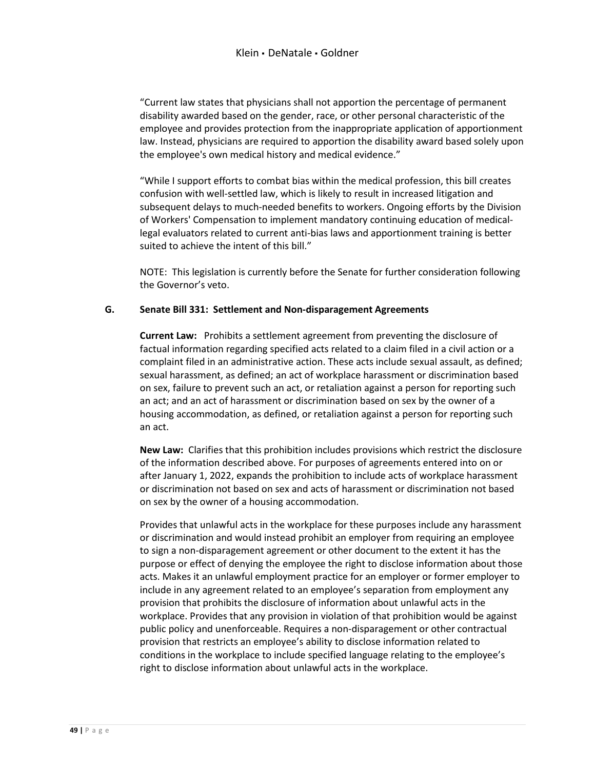"Current law states that physicians shall not apportion the percentage of permanent disability awarded based on the gender, race, or other personal characteristic of the employee and provides protection from the inappropriate application of apportionment law. Instead, physicians are required to apportion the disability award based solely upon the employee's own medical history and medical evidence."

"While I support efforts to combat bias within the medical profession, this bill creates confusion with well-settled law, which is likely to result in increased litigation and subsequent delays to much-needed benefits to workers. Ongoing efforts by the Division of Workers' Compensation to implement mandatory continuing education of medical-legal evaluators related to current anti-bias laws and apportionment training is better suited to achieve the intent of this bill."

NOTE: This legislation is currently before the Senate for further consideration following the Governor's veto.

### G. Senate Bill 331: Settlement and Non-disparagement Agreements

**Current Law:** Prohibits a settlement agreement from preventing the disclosure of factual information regarding specified acts related to a claim filed in a civil action or a complaint filed in an administrative action. These acts include sexual assault, as defined; sexual harassment, as defined; an act of workplace harassment or discrimination based on sex, failure to prevent such an act, or retaliation against a person for reporting such an act; and an act of harassment or discrimination based on sex by the owner of a housing accommodation, as defined, or retaliation against a person for reporting such an act.

**New Law:** Clarifies that this prohibition includes provisions which restrict the disclosure of the information described above. For purposes of agreements entered into on or after January 1, 2022, expands the prohibition to include acts of workplace harassment or discrimination not based on sex and acts of harassment or discrimination not based on sex by the owner of a housing accommodation.

Provides that unlawful acts in the workplace for these purposes include any harassment or discrimination and would instead prohibit an employer from requiring an employee to sign a non-disparagement agreement or other document to the extent it has the purpose or effect of denying the employee the right to disclose information about those acts. Makes it an unlawful employment practice for an employer or former employer to include in any agreement related to an employee's separation from employment any provision that prohibits the disclosure of information about unlawful acts in the workplace. Provides that any provision in violation of that prohibition would be against public policy and unenforceable. Requires a non-disparagement or other contractual provision that restricts an employee's ability to disclose information related to conditions in the workplace to include specified language relating to the employee's right to disclose information about unlawful acts in the workplace.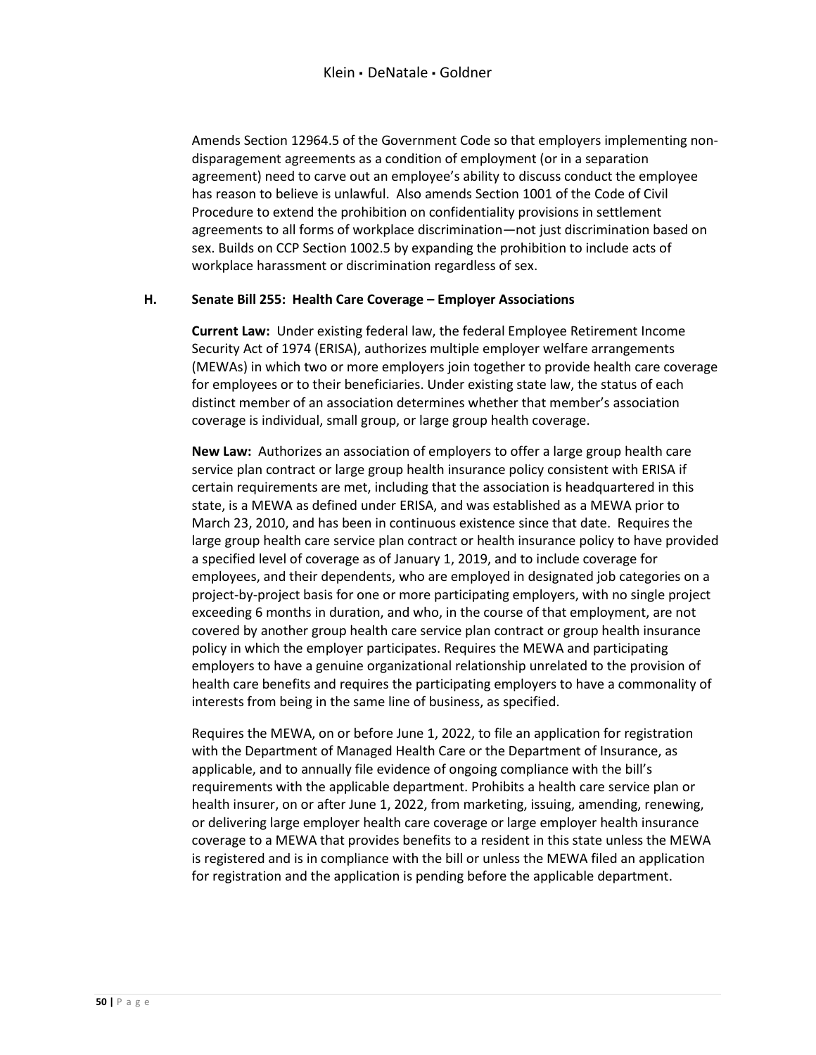Amends Section 12964.5 of the Government Code so that employers implementing non-disparagement agreements as a condition of employment (or in a separation agreement) need to carve out an employee's ability to discuss conduct the employee has reason to believe is unlawful. Also amends Section 1001 of the Code of Civil Procedure to extend the prohibition on confidentiality provisions in settlement agreements to all forms of workplace discrimination—not just discrimination based on sex. Builds on CCP Section 1002.5 by expanding the prohibition to include acts of workplace harassment or discrimination regardless of sex.

### H. Senate Bill 255: Health Care Coverage – Employer Associations

**Current Law:** Under existing federal law, the federal Employee Retirement Income Security Act of 1974 (ERISA), authorizes multiple employer welfare arrangements (MEWAs) in which two or more employers join together to provide health care coverage for employees or to their beneficiaries. Under existing state law, the status of each distinct member of an association determines whether that member's association coverage is individual, small group, or large group health coverage.

**New Law:** Authorizes an association of employers to offer a large group health care service plan contract or large group health insurance policy consistent with ERISA if certain requirements are met, including that the association is headquartered in this state, is a MEWA as defined under ERISA, and was established as a MEWA prior to March 23, 2010, and has been in continuous existence since that date. Requires the large group health care service plan contract or health insurance policy to have provided a specified level of coverage as of January 1, 2019, and to include coverage for employees, and their dependents, who are employed in designated job categories on a project-by-project basis for one or more participating employers, with no single project exceeding 6 months in duration, and who, in the course of that employment, are not covered by another group health care service plan contract or group health insurance policy in which the employer participates. Requires the MEWA and participating employers to have a genuine organizational relationship unrelated to the provision of health care benefits and requires the participating employers to have a commonality of interests from being in the same line of business, as specified.

Requires the MEWA, on or before June 1, 2022, to file an application for registration with the Department of Managed Health Care or the Department of Insurance, as applicable, and to annually file evidence of ongoing compliance with the bill's requirements with the applicable department. Prohibits a health care service plan or health insurer, on or after June 1, 2022, from marketing, issuing, amending, renewing, or delivering large employer health care coverage or large employer health insurance coverage to a MEWA that provides benefits to a resident in this state unless the MEWA is registered and is in compliance with the bill or unless the MEWA filed an application for registration and the application is pending before the applicable department.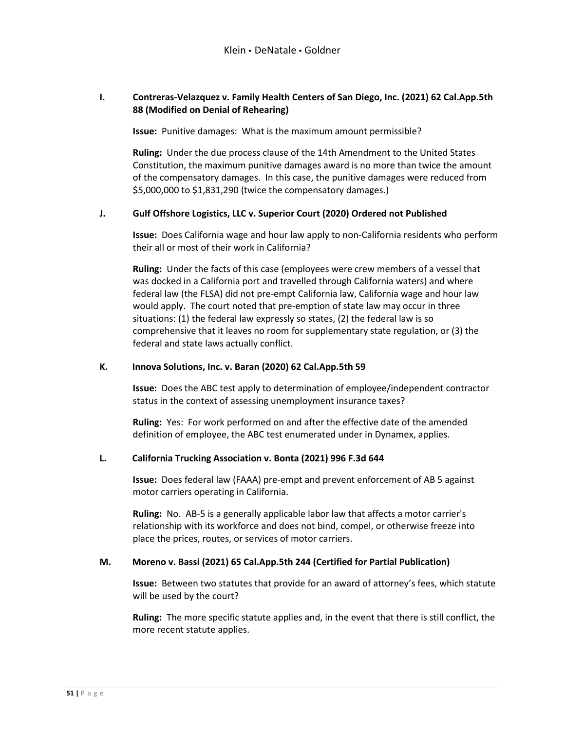### I. Contreras-Velazquez v. Family Health Centers of San Diego, Inc. (2021) 62 Cal.App.5th 88 (Modified on Denial of Rehearing)

**Issue:** Punitive damages: What is the maximum amount permissible?

**Ruling:** Under the due process clause of the 14th Amendment to the United States Constitution, the maximum punitive damages award is no more than twice the amount of the compensatory damages. In this case, the punitive damages were reduced from $5,000,000 to $1,831,290 (twice the compensatory damages.)

### J. Gulf Offshore Logistics, LLC v. Superior Court (2020) Ordered not Published

**Issue:** Does California wage and hour law apply to non-California residents who perform their all or most of their work in California?

**Ruling:** Under the facts of this case (employees were crew members of a vessel that was docked in a California port and travelled through California waters) and where federal law (the FLSA) did not pre-empt California law, California wage and hour law would apply. The court noted that pre-emption of state law may occur in three situations: (1) the federal law expressly so states, (2) the federal law is so comprehensive that it leaves no room for supplementary state regulation, or (3) the federal and state laws actually conflict.

### K. Innova Solutions, Inc. v. Baran (2020) 62 Cal.App.5th 59

**Issue:** Does the ABC test apply to determination of employee/independent contractor status in the context of assessing unemployment insurance taxes?

**Ruling:** Yes: For work performed on and after the effective date of the amended definition of employee, the ABC test enumerated under in Dynamex, applies.

### L. California Trucking Association v. Bonta (2021) 996 F.3d 644

**Issue:** Does federal law (FAAA) pre-empt and prevent enforcement of AB 5 against motor carriers operating in California.

**Ruling:** No. AB-5 is a generally applicable labor law that affects a motor carrier's relationship with its workforce and does not bind, compel, or otherwise freeze into place the prices, routes, or services of motor carriers.

### M. Moreno v. Bassi (2021) 65 Cal.App.5th 244 (Certified for Partial Publication)

**Issue:** Between two statutes that provide for an award of attorney's fees, which statute will be used by the court?

**Ruling:** The more specific statute applies and, in the event that there is still conflict, the more recent statute applies.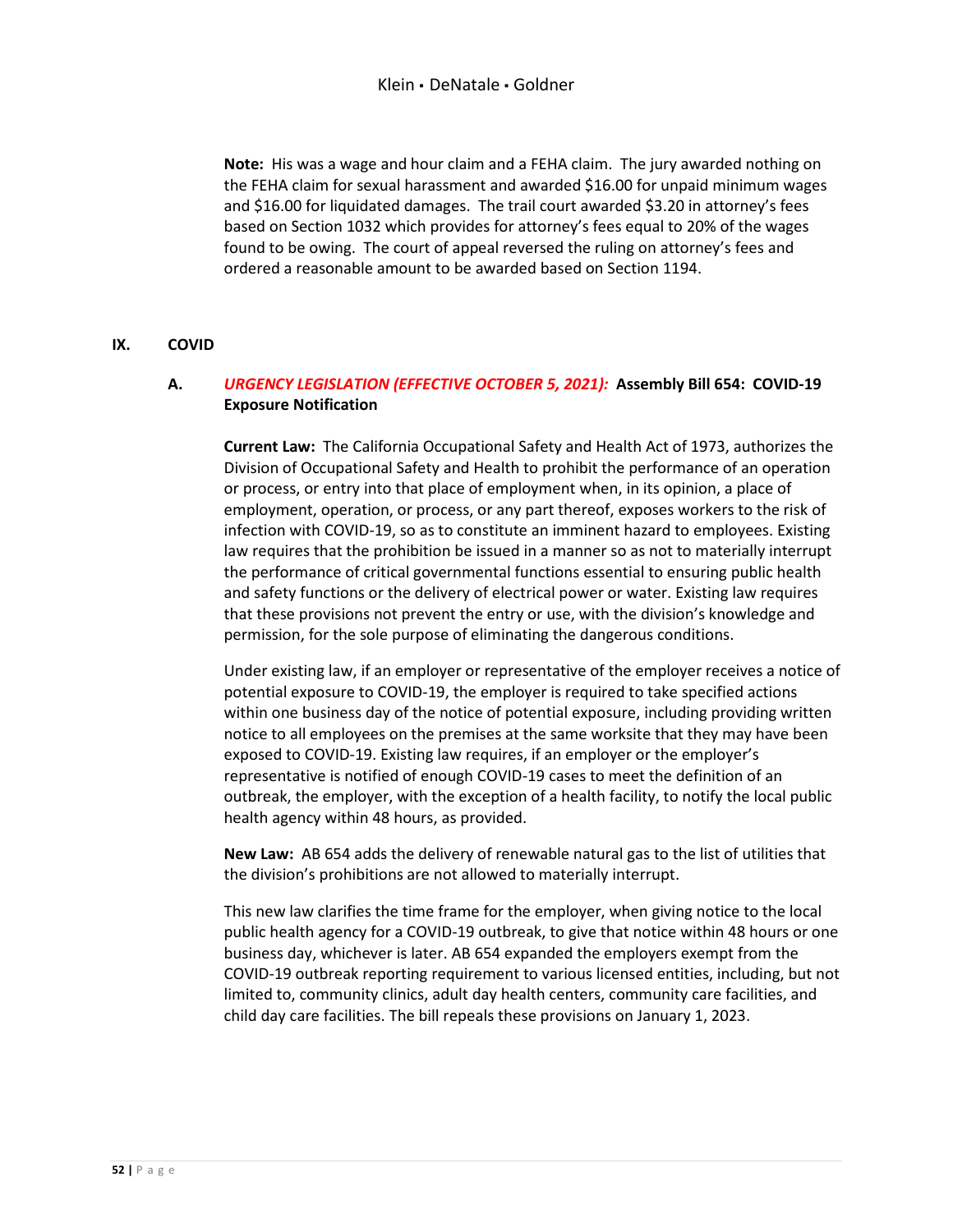**Note:** His was a wage and hour claim and a FEHA claim. The jury awarded nothing on the FEHA claim for sexual harassment and awarded $16.00 for unpaid minimum wages and $16.00 for liquidated damages. The trail court awarded $3.20 in attorney's fees based on Section 1032 which provides for attorney's fees equal to 20% of the wages found to be owing. The court of appeal reversed the ruling on attorney's fees and ordered a reasonable amount to be awarded based on Section 1194.

## IX. COVID

### A. *URGENCY LEGISLATION (EFFECTIVE OCTOBER 5, 2021):* Assembly Bill 654: COVID-19 Exposure Notification

**Current Law:** The California Occupational Safety and Health Act of 1973, authorizes the Division of Occupational Safety and Health to prohibit the performance of an operation or process, or entry into that place of employment when, in its opinion, a place of employment, operation, or process, or any part thereof, exposes workers to the risk of infection with COVID-19, so as to constitute an imminent hazard to employees. Existing law requires that the prohibition be issued in a manner so as not to materially interrupt the performance of critical governmental functions essential to ensuring public health and safety functions or the delivery of electrical power or water. Existing law requires that these provisions not prevent the entry or use, with the division's knowledge and permission, for the sole purpose of eliminating the dangerous conditions.

Under existing law, if an employer or representative of the employer receives a notice of potential exposure to COVID-19, the employer is required to take specified actions within one business day of the notice of potential exposure, including providing written notice to all employees on the premises at the same worksite that they may have been exposed to COVID-19. Existing law requires, if an employer or the employer's representative is notified of enough COVID-19 cases to meet the definition of an outbreak, the employer, with the exception of a health facility, to notify the local public health agency within 48 hours, as provided.

**New Law:** AB 654 adds the delivery of renewable natural gas to the list of utilities that the division's prohibitions are not allowed to materially interrupt.

This new law clarifies the time frame for the employer, when giving notice to the local public health agency for a COVID-19 outbreak, to give that notice within 48 hours or one business day, whichever is later. AB 654 expanded the employers exempt from the COVID-19 outbreak reporting requirement to various licensed entities, including, but not limited to, community clinics, adult day health centers, community care facilities, and child day care facilities. The bill repeals these provisions on January 1, 2023.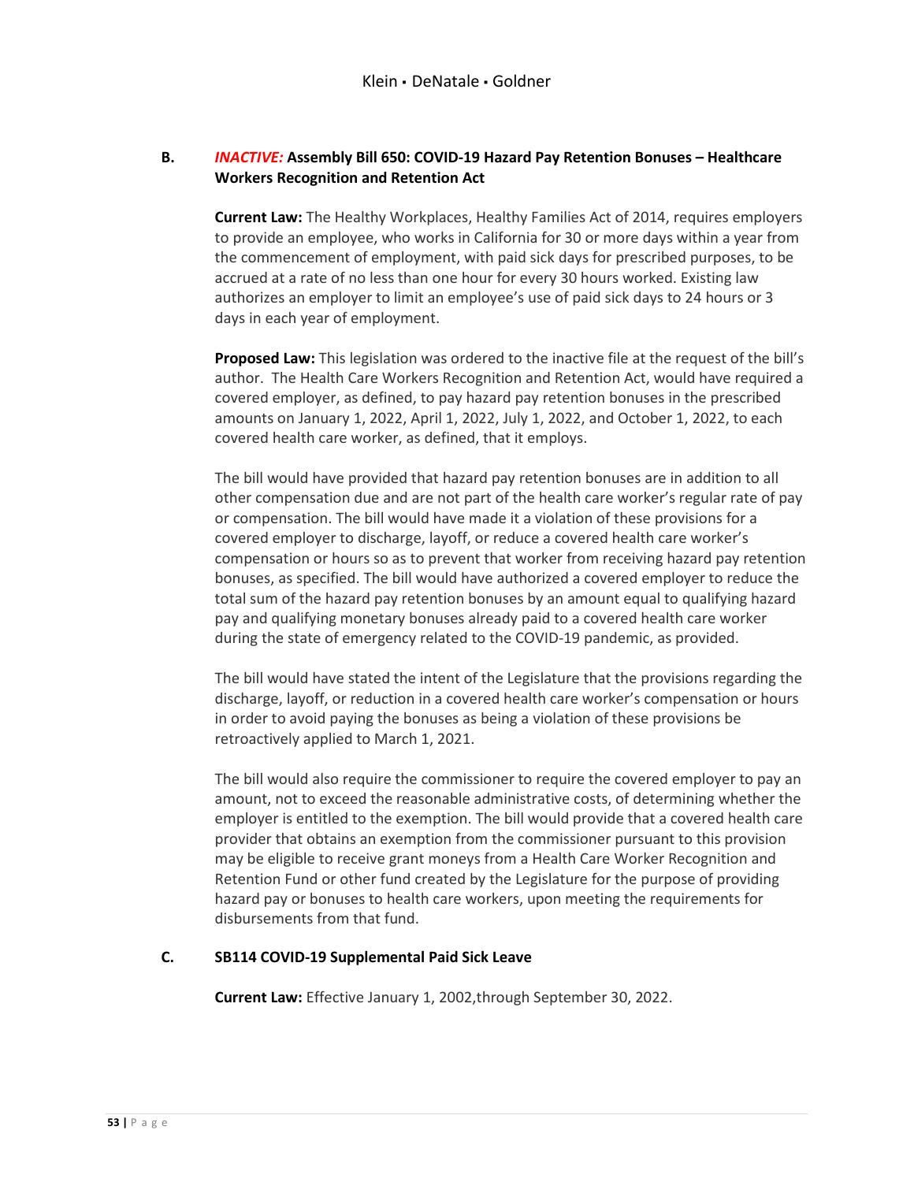**B.** ***INACTIVE:*** **Assembly Bill 650: COVID-19 Hazard Pay Retention Bonuses – Healthcare Workers Recognition and Retention Act**

**Current Law:** The Healthy Workplaces, Healthy Families Act of 2014, requires employers to provide an employee, who works in California for 30 or more days within a year from the commencement of employment, with paid sick days for prescribed purposes, to be accrued at a rate of no less than one hour for every 30 hours worked. Existing law authorizes an employer to limit an employee's use of paid sick days to 24 hours or 3 days in each year of employment.

**Proposed Law:** This legislation was ordered to the inactive file at the request of the bill's author. The Health Care Workers Recognition and Retention Act, would have required a covered employer, as defined, to pay hazard pay retention bonuses in the prescribed amounts on January 1, 2022, April 1, 2022, July 1, 2022, and October 1, 2022, to each covered health care worker, as defined, that it employs.

The bill would have provided that hazard pay retention bonuses are in addition to all other compensation due and are not part of the health care worker's regular rate of pay or compensation. The bill would have made it a violation of these provisions for a covered employer to discharge, layoff, or reduce a covered health care worker's compensation or hours so as to prevent that worker from receiving hazard pay retention bonuses, as specified. The bill would have authorized a covered employer to reduce the total sum of the hazard pay retention bonuses by an amount equal to qualifying hazard pay and qualifying monetary bonuses already paid to a covered health care worker during the state of emergency related to the COVID-19 pandemic, as provided.

The bill would have stated the intent of the Legislature that the provisions regarding the discharge, layoff, or reduction in a covered health care worker's compensation or hours in order to avoid paying the bonuses as being a violation of these provisions be retroactively applied to March 1, 2021.

The bill would also require the commissioner to require the covered employer to pay an amount, not to exceed the reasonable administrative costs, of determining whether the employer is entitled to the exemption. The bill would provide that a covered health care provider that obtains an exemption from the commissioner pursuant to this provision may be eligible to receive grant moneys from a Health Care Worker Recognition and Retention Fund or other fund created by the Legislature for the purpose of providing hazard pay or bonuses to health care workers, upon meeting the requirements for disbursements from that fund.

**C.** **SB114 COVID-19 Supplemental Paid Sick Leave**

**Current Law:** Effective January 1, 2002,through September 30, 2022.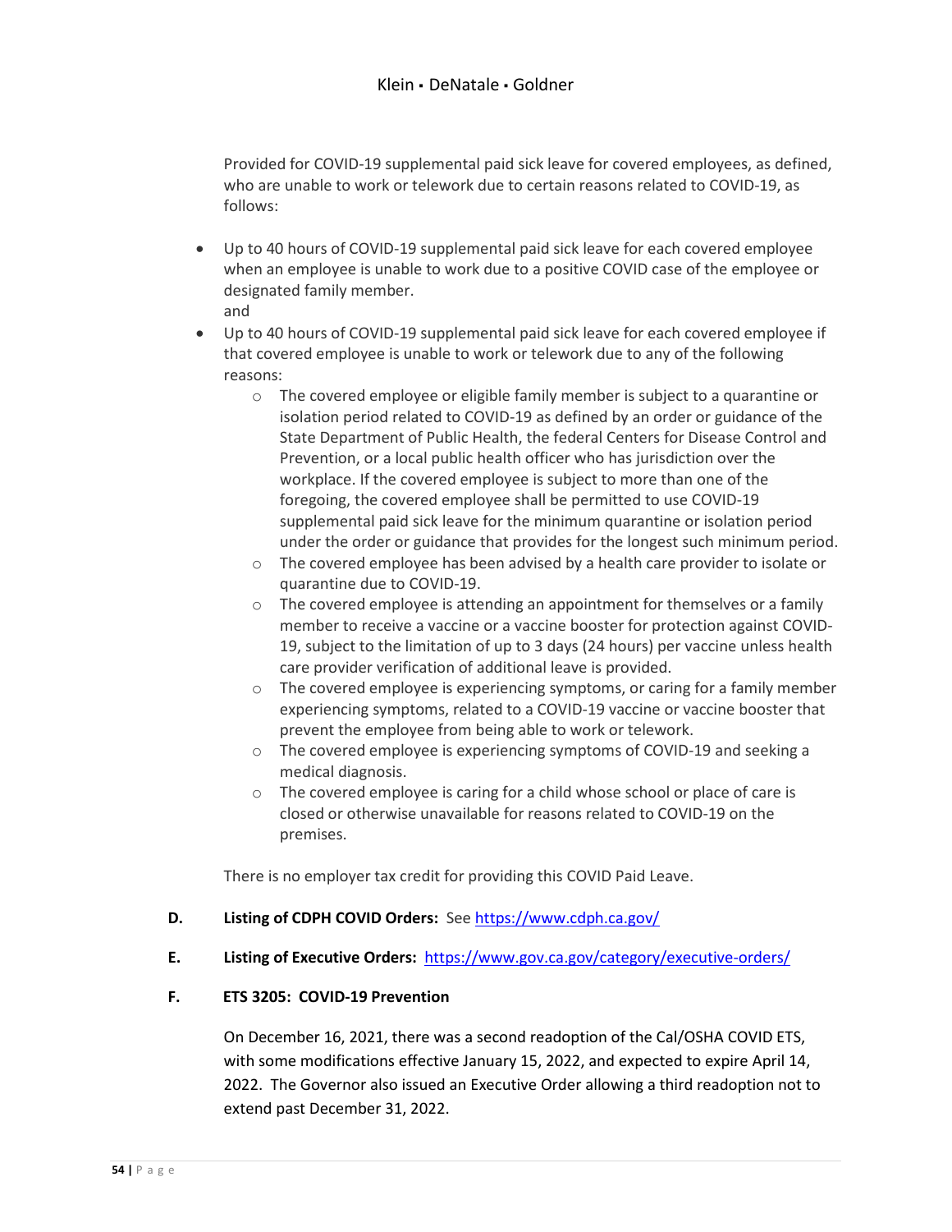Provided for COVID-19 supplemental paid sick leave for covered employees, as defined, who are unable to work or telework due to certain reasons related to COVID-19, as follows:

- Up to 40 hours of COVID-19 supplemental paid sick leave for each covered employee when an employee is unable to work due to a positive COVID case of the employee or designated family member.
  and
- Up to 40 hours of COVID-19 supplemental paid sick leave for each covered employee if that covered employee is unable to work or telework due to any of the following reasons:
  - The covered employee or eligible family member is subject to a quarantine or isolation period related to COVID-19 as defined by an order or guidance of the State Department of Public Health, the federal Centers for Disease Control and Prevention, or a local public health officer who has jurisdiction over the workplace. If the covered employee is subject to more than one of the foregoing, the covered employee shall be permitted to use COVID-19 supplemental paid sick leave for the minimum quarantine or isolation period under the order or guidance that provides for the longest such minimum period.
  - The covered employee has been advised by a health care provider to isolate or quarantine due to COVID-19.
  - The covered employee is attending an appointment for themselves or a family member to receive a vaccine or a vaccine booster for protection against COVID-19, subject to the limitation of up to 3 days (24 hours) per vaccine unless health care provider verification of additional leave is provided.
  - The covered employee is experiencing symptoms, or caring for a family member experiencing symptoms, related to a COVID-19 vaccine or vaccine booster that prevent the employee from being able to work or telework.
  - The covered employee is experiencing symptoms of COVID-19 and seeking a medical diagnosis.
  - The covered employee is caring for a child whose school or place of care is closed or otherwise unavailable for reasons related to COVID-19 on the premises.

There is no employer tax credit for providing this COVID Paid Leave.

**D. Listing of CDPH COVID Orders:** See https://www.cdph.ca.gov/

**E. Listing of Executive Orders:** https://www.gov.ca.gov/category/executive-orders/

**F. ETS 3205: COVID-19 Prevention**

On December 16, 2021, there was a second readoption of the Cal/OSHA COVID ETS, with some modifications effective January 15, 2022, and expected to expire April 14, 2022. The Governor also issued an Executive Order allowing a third readoption not to extend past December 31, 2022.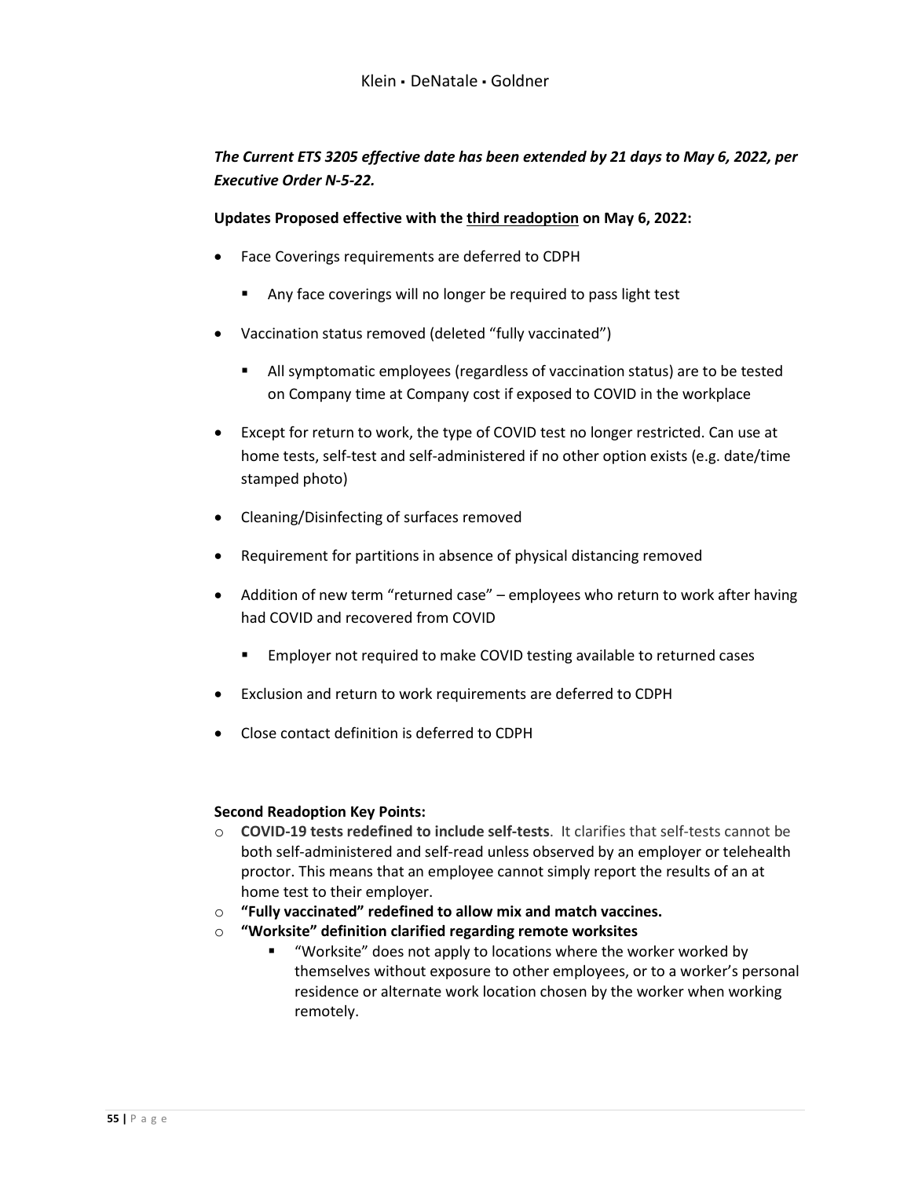***The Current ETS 3205 effective date has been extended by 21 days to May 6, 2022, per Executive Order N-5-22.***

**Updates Proposed effective with the <u>third readoption</u> on May 6, 2022:**

- Face Coverings requirements are deferred to CDPH
  - Any face coverings will no longer be required to pass light test
- Vaccination status removed (deleted "fully vaccinated")
  - All symptomatic employees (regardless of vaccination status) are to be tested on Company time at Company cost if exposed to COVID in the workplace
- Except for return to work, the type of COVID test no longer restricted. Can use at home tests, self-test and self-administered if no other option exists (e.g. date/time stamped photo)
- Cleaning/Disinfecting of surfaces removed
- Requirement for partitions in absence of physical distancing removed
- Addition of new term "returned case" – employees who return to work after having had COVID and recovered from COVID
  - Employer not required to make COVID testing available to returned cases
- Exclusion and return to work requirements are deferred to CDPH
- Close contact definition is deferred to CDPH

**Second Readoption Key Points:**

- **COVID-19 tests redefined to include self-tests**. It clarifies that self-tests cannot be both self-administered and self-read unless observed by an employer or telehealth proctor. This means that an employee cannot simply report the results of an at home test to their employer.
- **"Fully vaccinated" redefined to allow mix and match vaccines.**
- **"Worksite" definition clarified regarding remote worksites**
  - "Worksite" does not apply to locations where the worker worked by themselves without exposure to other employees, or to a worker's personal residence or alternate work location chosen by the worker when working remotely.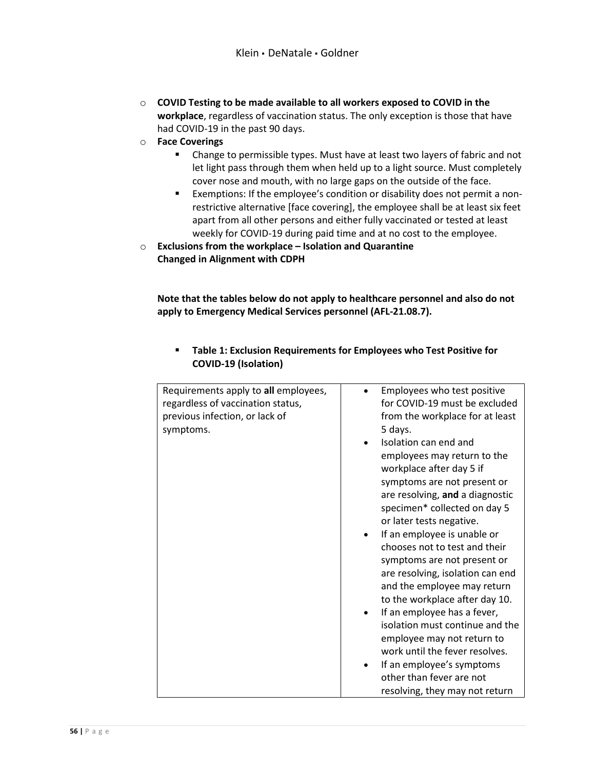- **COVID Testing to be made available to all workers exposed to COVID in the workplace**, regardless of vaccination status. The only exception is those that have had COVID-19 in the past 90 days.
- **Face Coverings**
  - Change to permissible types. Must have at least two layers of fabric and not let light pass through them when held up to a light source. Must completely cover nose and mouth, with no large gaps on the outside of the face.
  - Exemptions: If the employee's condition or disability does not permit a non-restrictive alternative [face covering], the employee shall be at least six feet apart from all other persons and either fully vaccinated or tested at least weekly for COVID-19 during paid time and at no cost to the employee.
- **Exclusions from the workplace – Isolation and Quarantine**
  **Changed in Alignment with CDPH**

**Note that the tables below do not apply to healthcare personnel and also do not apply to Emergency Medical Services personnel (AFL-21.08.7).**

- **Table 1: Exclusion Requirements for Employees who Test Positive for COVID-19 (Isolation)**

| | |
|---|---|
| Requirements apply to **all** employees, regardless of vaccination status, previous infection, or lack of symptoms. | • Employees who test positive for COVID-19 must be excluded from the workplace for at least 5 days.<br>• Isolation can end and employees may return to the workplace after day 5 if symptoms are not present or are resolving, **and** a diagnostic specimen* collected on day 5 or later tests negative.<br>• If an employee is unable or chooses not to test and their symptoms are not present or are resolving, isolation can end and the employee may return to the workplace after day 10.<br>• If an employee has a fever, isolation must continue and the employee may not return to work until the fever resolves.<br>• If an employee's symptoms other than fever are not resolving, they may not return |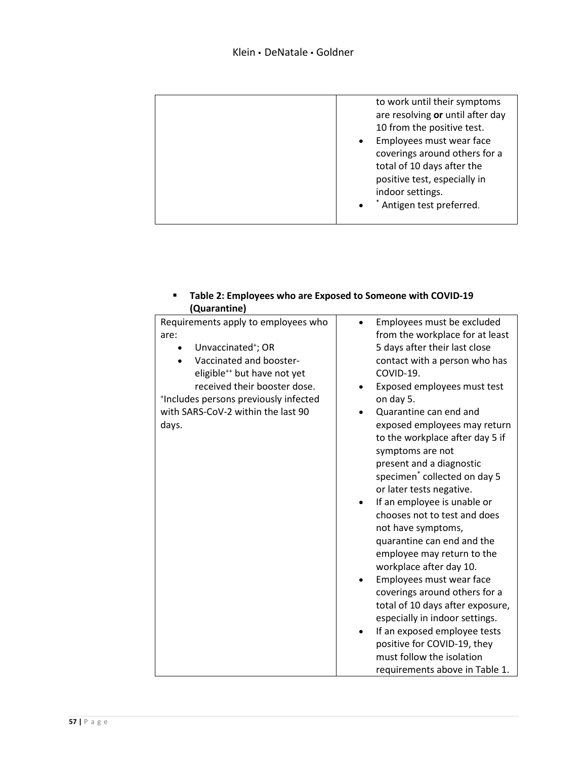| | |
|---|---|
| | to work until their symptoms are resolving **or** until after day 10 from the positive test.<br>• Employees must wear face coverings around others for a total of 10 days after the positive test, especially in indoor settings.<br>• [*] Antigen test preferred. |

- **Table 2: Employees who are Exposed to Someone with COVID-19 (Quarantine)**

| | |
|---|---|
| Requirements apply to employees who are:<br>• Unvaccinated[+]; OR<br>• Vaccinated and booster-eligible[++] but have not yet received their booster dose.<br>[+]Includes persons previously infected with SARS-CoV-2 within the last 90 days. | • Employees must be excluded from the workplace for at least 5 days after their last close contact with a person who has COVID-19.<br>• Exposed employees must test on day 5.<br>• Quarantine can end and exposed employees may return to the workplace after day 5 if symptoms are not present and a diagnostic specimen[*] collected on day 5 or later tests negative.<br>• If an employee is unable or chooses not to test and does not have symptoms, quarantine can end and the employee may return to the workplace after day 10.<br>• Employees must wear face coverings around others for a total of 10 days after exposure, especially in indoor settings.<br>• If an exposed employee tests positive for COVID-19, they must follow the isolation requirements above in Table 1. |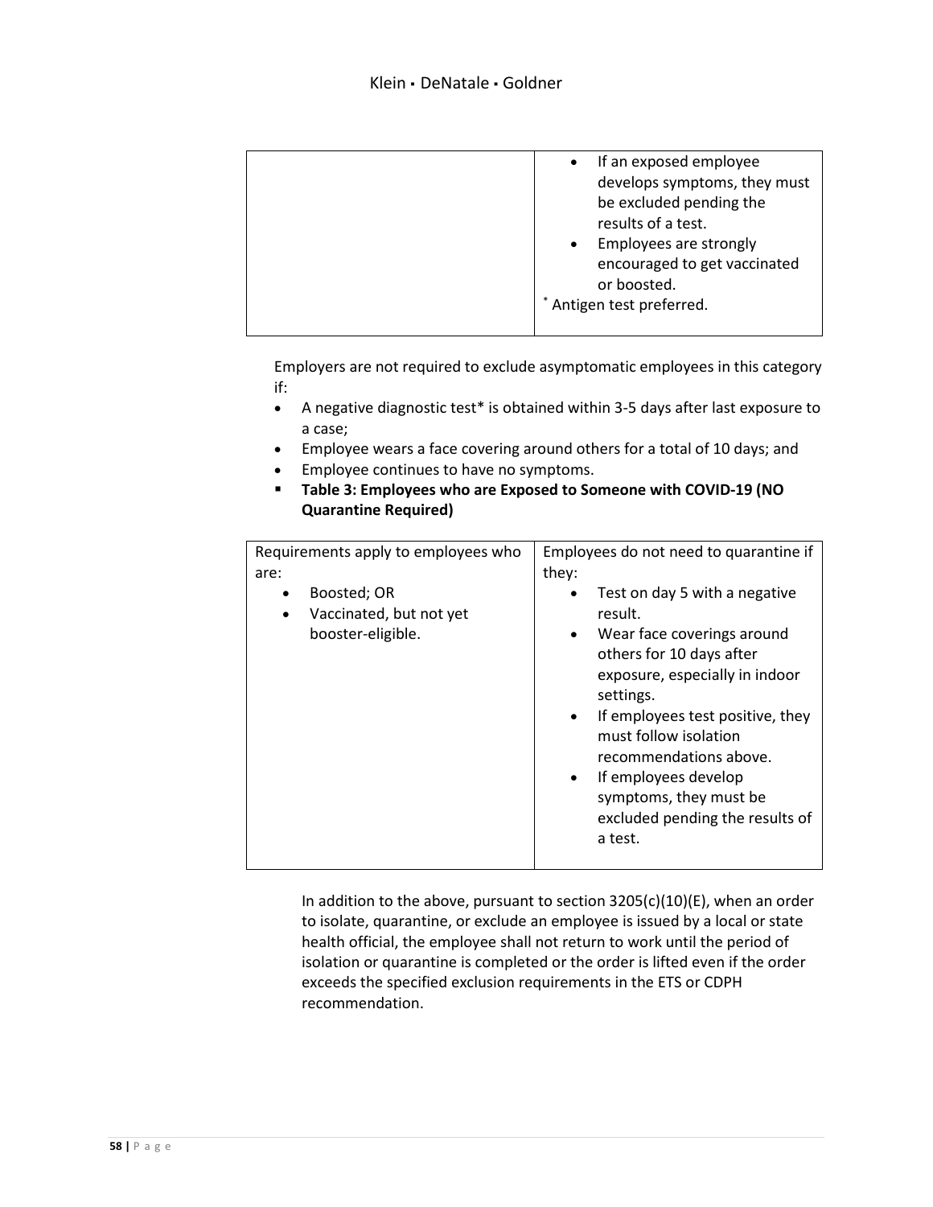| | |
|---|---|
| | • If an exposed employee develops symptoms, they must be excluded pending the results of a test.<br>• Employees are strongly encouraged to get vaccinated or boosted.<br>* Antigen test preferred. |

Employers are not required to exclude asymptomatic employees in this category if:

- A negative diagnostic test* is obtained within 3-5 days after last exposure to a case;
- Employee wears a face covering around others for a total of 10 days; and
- Employee continues to have no symptoms.

- **Table 3: Employees who are Exposed to Someone with COVID-19 (NO Quarantine Required)**

| | |
|---|---|
| Requirements apply to employees who are:<br>• Boosted; OR<br>• Vaccinated, but not yet booster-eligible. | Employees do not need to quarantine if they:<br>• Test on day 5 with a negative result.<br>• Wear face coverings around others for 10 days after exposure, especially in indoor settings.<br>• If employees test positive, they must follow isolation recommendations above.<br>• If employees develop symptoms, they must be excluded pending the results of a test. |

In addition to the above, pursuant to section 3205(c)(10)(E), when an order to isolate, quarantine, or exclude an employee is issued by a local or state health official, the employee shall not return to work until the period of isolation or quarantine is completed or the order is lifted even if the order exceeds the specified exclusion requirements in the ETS or CDPH recommendation.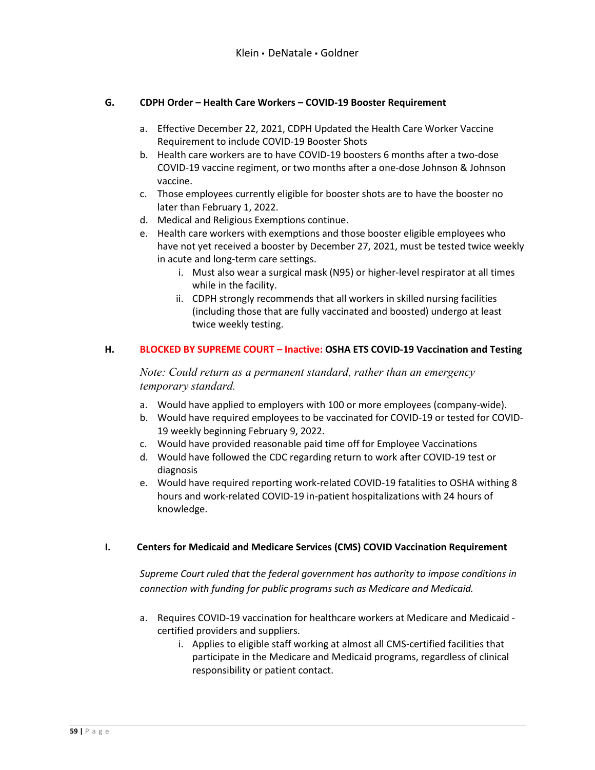### G. CDPH Order – Health Care Workers – COVID-19 Booster Requirement

a. Effective December 22, 2021, CDPH Updated the Health Care Worker Vaccine Requirement to include COVID-19 Booster Shots
b. Health care workers are to have COVID-19 boosters 6 months after a two-dose COVID-19 vaccine regiment, or two months after a one-dose Johnson & Johnson vaccine.
c. Those employees currently eligible for booster shots are to have the booster no later than February 1, 2022.
d. Medical and Religious Exemptions continue.
e. Health care workers with exemptions and those booster eligible employees who have not yet received a booster by December 27, 2021, must be tested twice weekly in acute and long-term care settings.
    i. Must also wear a surgical mask (N95) or higher-level respirator at all times while in the facility.
    ii. CDPH strongly recommends that all workers in skilled nursing facilities (including those that are fully vaccinated and boosted) undergo at least twice weekly testing.

### H. BLOCKED BY SUPREME COURT – Inactive: OSHA ETS COVID-19 Vaccination and Testing

*Note: Could return as a permanent standard, rather than an emergency temporary standard.*

a. Would have applied to employers with 100 or more employees (company-wide).
b. Would have required employees to be vaccinated for COVID-19 or tested for COVID-19 weekly beginning February 9, 2022.
c. Would have provided reasonable paid time off for Employee Vaccinations
d. Would have followed the CDC regarding return to work after COVID-19 test or diagnosis
e. Would have required reporting work-related COVID-19 fatalities to OSHA withing 8 hours and work-related COVID-19 in-patient hospitalizations with 24 hours of knowledge.

### I. Centers for Medicaid and Medicare Services (CMS) COVID Vaccination Requirement

*Supreme Court ruled that the federal government has authority to impose conditions in connection with funding for public programs such as Medicare and Medicaid.*

a. Requires COVID-19 vaccination for healthcare workers at Medicare and Medicaid -certified providers and suppliers.
    i. Applies to eligible staff working at almost all CMS-certified facilities that participate in the Medicare and Medicaid programs, regardless of clinical responsibility or patient contact.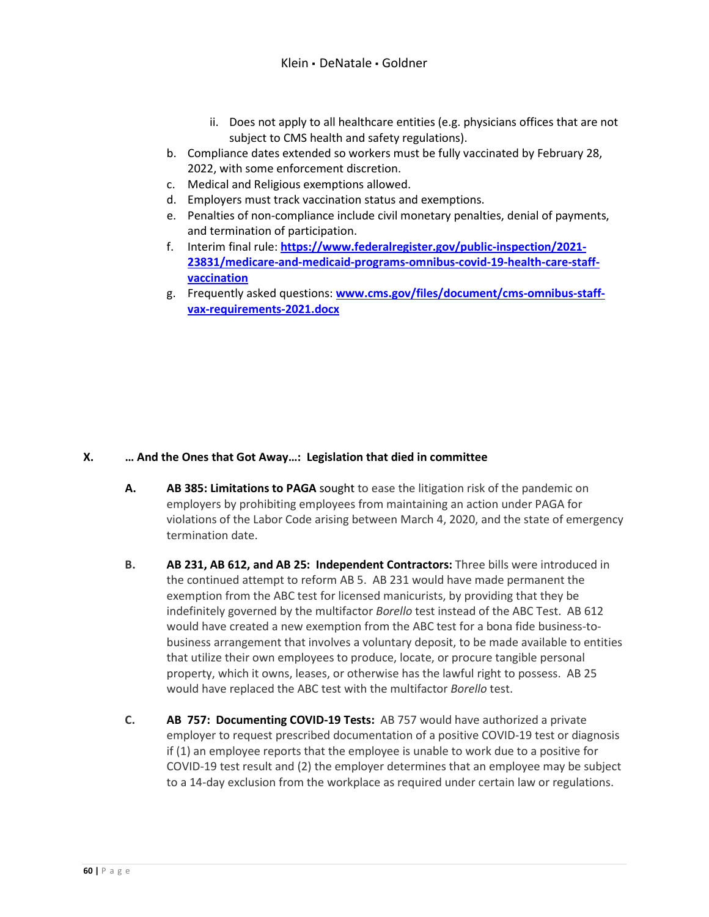ii. Does not apply to all healthcare entities (e.g. physicians offices that are not subject to CMS health and safety regulations).

b. Compliance dates extended so workers must be fully vaccinated by February 28, 2022, with some enforcement discretion.
c. Medical and Religious exemptions allowed.
d. Employers must track vaccination status and exemptions.
e. Penalties of non-compliance include civil monetary penalties, denial of payments, and termination of participation.
f. Interim final rule: **https://www.federalregister.gov/public-inspection/2021-23831/medicare-and-medicaid-programs-omnibus-covid-19-health-care-staff-vaccination**
g. Frequently asked questions: **www.cms.gov/files/document/cms-omnibus-staff-vax-requirements-2021.docx**

## X. … And the Ones that Got Away…: Legislation that died in committee

**A. AB 385: Limitations to PAGA** sought to ease the litigation risk of the pandemic on employers by prohibiting employees from maintaining an action under PAGA for violations of the Labor Code arising between March 4, 2020, and the state of emergency termination date.

**B. AB 231, AB 612, and AB 25: Independent Contractors:** Three bills were introduced in the continued attempt to reform AB 5. AB 231 would have made permanent the exemption from the ABC test for licensed manicurists, by providing that they be indefinitely governed by the multifactor *Borello* test instead of the ABC Test. AB 612 would have created a new exemption from the ABC test for a bona fide business-to-business arrangement that involves a voluntary deposit, to be made available to entities that utilize their own employees to produce, locate, or procure tangible personal property, which it owns, leases, or otherwise has the lawful right to possess. AB 25 would have replaced the ABC test with the multifactor *Borello* test.

**C. AB 757: Documenting COVID-19 Tests:** AB 757 would have authorized a private employer to request prescribed documentation of a positive COVID-19 test or diagnosis if (1) an employee reports that the employee is unable to work due to a positive for COVID-19 test result and (2) the employer determines that an employee may be subject to a 14-day exclusion from the workplace as required under certain law or regulations.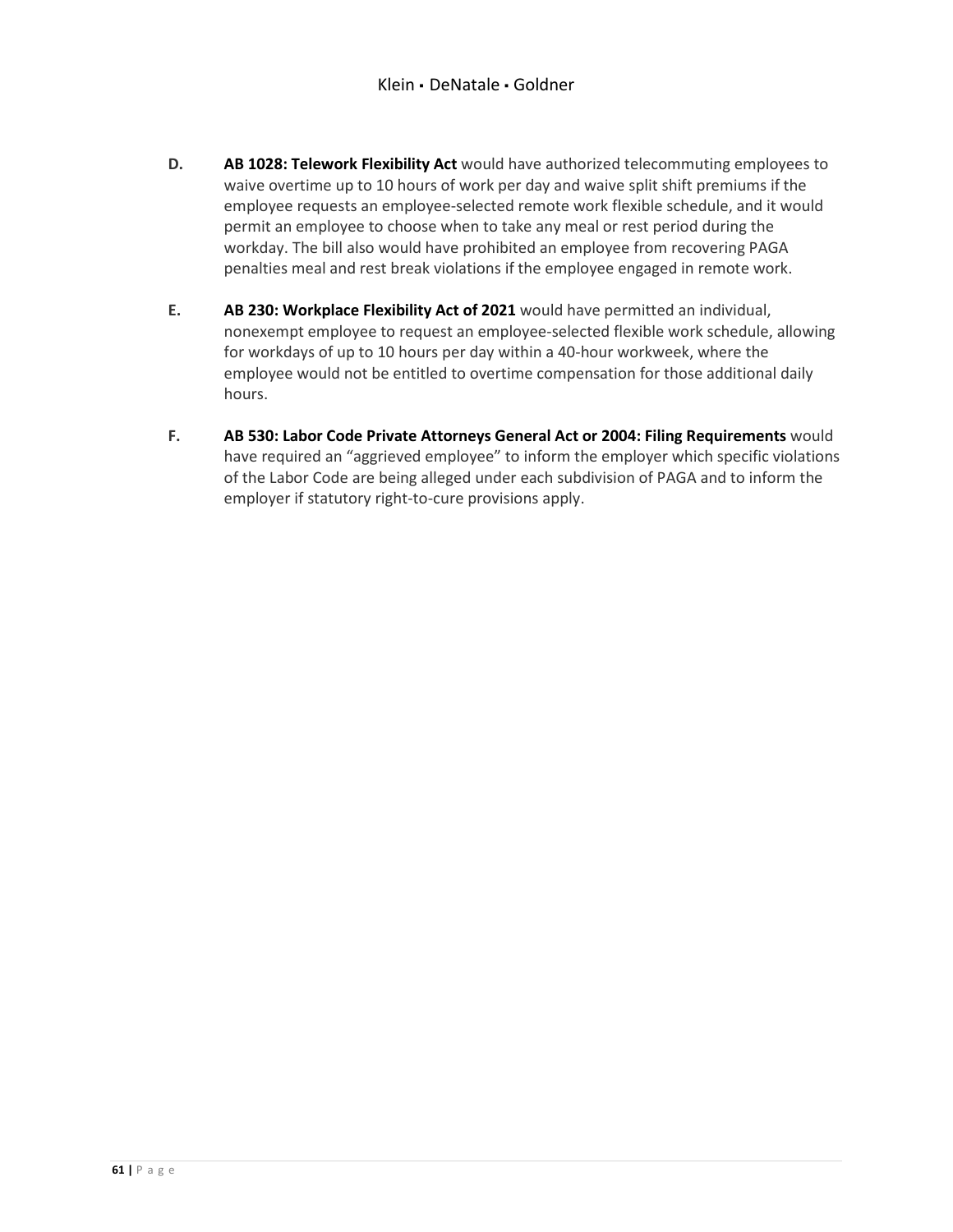**D.** **AB 1028: Telework Flexibility Act** would have authorized telecommuting employees to waive overtime up to 10 hours of work per day and waive split shift premiums if the employee requests an employee-selected remote work flexible schedule, and it would permit an employee to choose when to take any meal or rest period during the workday. The bill also would have prohibited an employee from recovering PAGA penalties meal and rest break violations if the employee engaged in remote work.

**E.** **AB 230: Workplace Flexibility Act of 2021** would have permitted an individual, nonexempt employee to request an employee-selected flexible work schedule, allowing for workdays of up to 10 hours per day within a 40-hour workweek, where the employee would not be entitled to overtime compensation for those additional daily hours.

**F.** **AB 530: Labor Code Private Attorneys General Act or 2004: Filing Requirements** would have required an "aggrieved employee" to inform the employer which specific violations of the Labor Code are being alleged under each subdivision of PAGA and to inform the employer if statutory right-to-cure provisions apply.